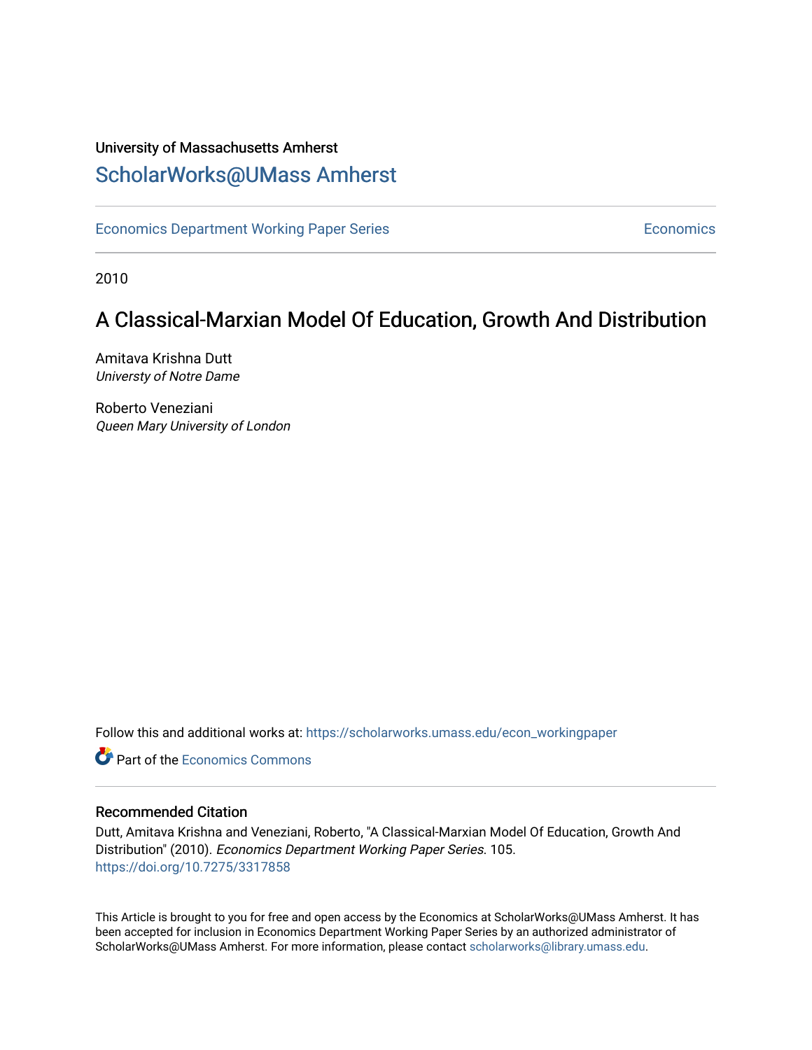University of Massachusetts Amherst

# ScholarWorks@UMass Amherst

Economics Department Working Paper Series | Economics

2010

## A Classical-Marxian Model Of Education, Growth And Distribution

Amitava Krishna Dutt
*Universty of Notre Dame*

Roberto Veneziani
*Queen Mary University of London*

Follow this and additional works at: https://scholarworks.umass.edu/econ_workingpaper

Part of the Economics Commons

### Recommended Citation

Dutt, Amitava Krishna and Veneziani, Roberto, "A Classical-Marxian Model Of Education, Growth And Distribution" (2010). *Economics Department Working Paper Series*. 105.
https://doi.org/10.7275/3317858

This Article is brought to you for free and open access by the Economics at ScholarWorks@UMass Amherst. It has been accepted for inclusion in Economics Department Working Paper Series by an authorized administrator of ScholarWorks@UMass Amherst. For more information, please contact scholarworks@library.umass.edu.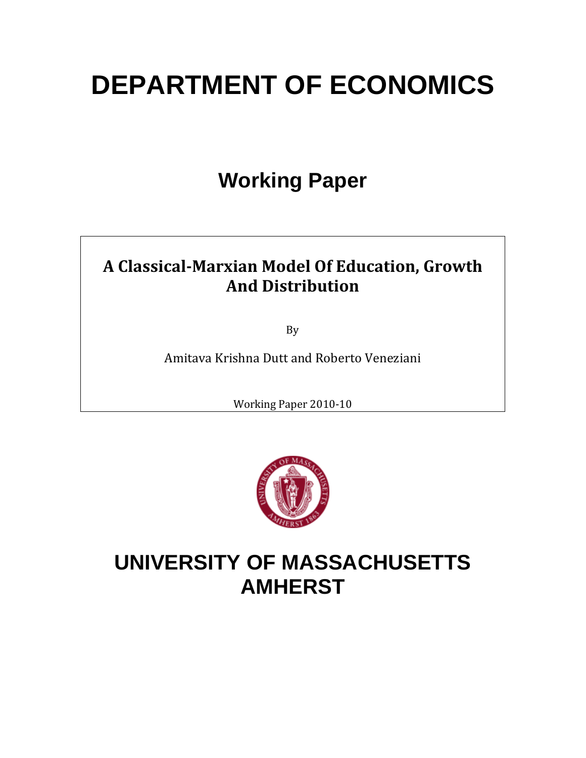# DEPARTMENT OF ECONOMICS

## Working Paper

**A Classical-Marxian Model Of Education, Growth And Distribution**

By

Amitava Krishna Dutt and Roberto Veneziani

Working Paper 2010-10

# UNIVERSITY OF MASSACHUSETTS AMHERST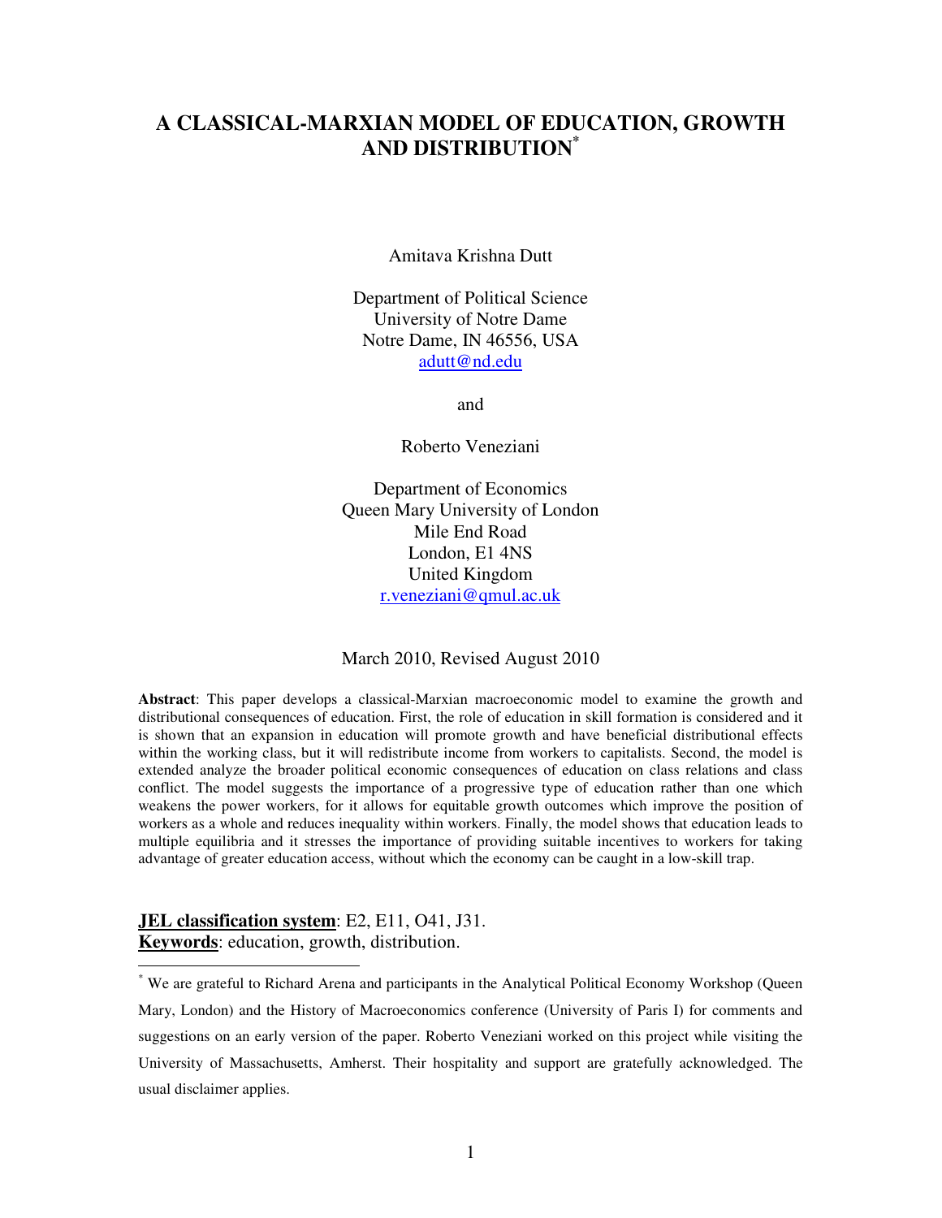# A CLASSICAL-MARXIAN MODEL OF EDUCATION, GROWTH AND DISTRIBUTION*

Amitava Krishna Dutt

Department of Political Science
University of Notre Dame
Notre Dame, IN 46556, USA
adutt@nd.edu

and

Roberto Veneziani

Department of Economics
Queen Mary University of London
Mile End Road
London, E1 4NS
United Kingdom
r.veneziani@qmul.ac.uk

March 2010, Revised August 2010

**Abstract**: This paper develops a classical-Marxian macroeconomic model to examine the growth and distributional consequences of education. First, the role of education in skill formation is considered and it is shown that an expansion in education will promote growth and have beneficial distributional effects within the working class, but it will redistribute income from workers to capitalists. Second, the model is extended analyze the broader political economic consequences of education on class relations and class conflict. The model suggests the importance of a progressive type of education rather than one which weakens the power workers, for it allows for equitable growth outcomes which improve the position of workers as a whole and reduces inequality within workers. Finally, the model shows that education leads to multiple equilibria and it stresses the importance of providing suitable incentives to workers for taking advantage of greater education access, without which the economy can be caught in a low-skill trap.

**JEL classification system**: E2, E11, O41, J31.
**Keywords**: education, growth, distribution.

---

* We are grateful to Richard Arena and participants in the Analytical Political Economy Workshop (Queen Mary, London) and the History of Macroeconomics conference (University of Paris I) for comments and suggestions on an early version of the paper. Roberto Veneziani worked on this project while visiting the University of Massachusetts, Amherst. Their hospitality and support are gratefully acknowledged. The usual disclaimer applies.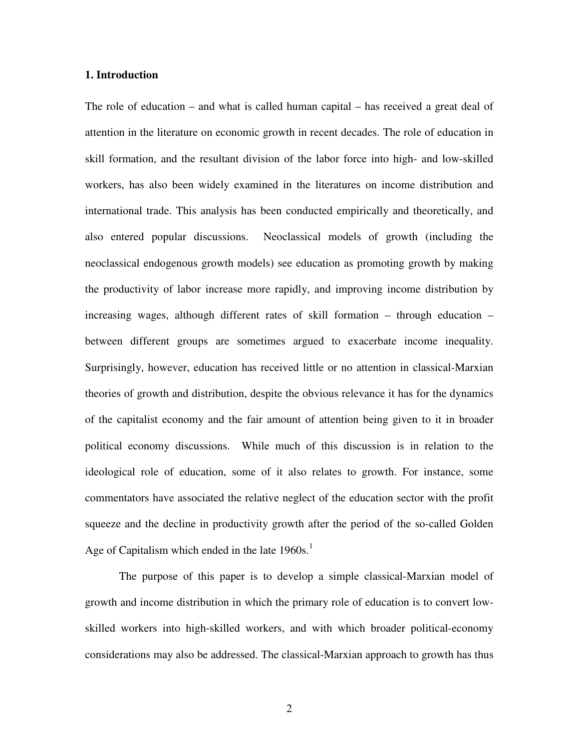## 1. Introduction

The role of education – and what is called human capital – has received a great deal of attention in the literature on economic growth in recent decades. The role of education in skill formation, and the resultant division of the labor force into high- and low-skilled workers, has also been widely examined in the literatures on income distribution and international trade. This analysis has been conducted empirically and theoretically, and also entered popular discussions. Neoclassical models of growth (including the neoclassical endogenous growth models) see education as promoting growth by making the productivity of labor increase more rapidly, and improving income distribution by increasing wages, although different rates of skill formation – through education – between different groups are sometimes argued to exacerbate income inequality. Surprisingly, however, education has received little or no attention in classical-Marxian theories of growth and distribution, despite the obvious relevance it has for the dynamics of the capitalist economy and the fair amount of attention being given to it in broader political economy discussions. While much of this discussion is in relation to the ideological role of education, some of it also relates to growth. For instance, some commentators have associated the relative neglect of the education sector with the profit squeeze and the decline in productivity growth after the period of the so-called Golden Age of Capitalism which ended in the late 1960s.[1]

The purpose of this paper is to develop a simple classical-Marxian model of growth and income distribution in which the primary role of education is to convert low-skilled workers into high-skilled workers, and with which broader political-economy considerations may also be addressed. The classical-Marxian approach to growth has thus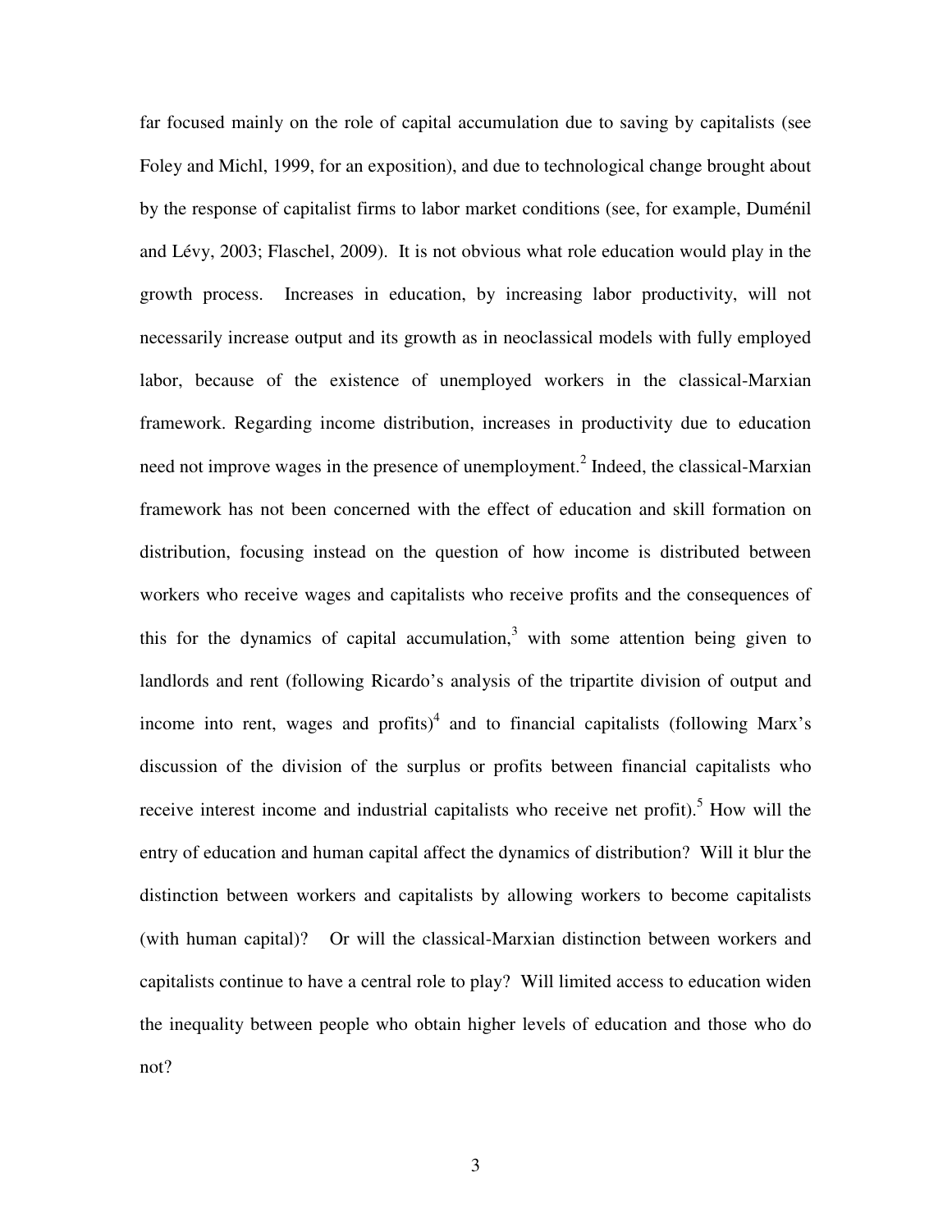far focused mainly on the role of capital accumulation due to saving by capitalists (see Foley and Michl, 1999, for an exposition), and due to technological change brought about by the response of capitalist firms to labor market conditions (see, for example, Duménil and Lévy, 2003; Flaschel, 2009). It is not obvious what role education would play in the growth process. Increases in education, by increasing labor productivity, will not necessarily increase output and its growth as in neoclassical models with fully employed labor, because of the existence of unemployed workers in the classical-Marxian framework. Regarding income distribution, increases in productivity due to education need not improve wages in the presence of unemployment.[2] Indeed, the classical-Marxian framework has not been concerned with the effect of education and skill formation on distribution, focusing instead on the question of how income is distributed between workers who receive wages and capitalists who receive profits and the consequences of this for the dynamics of capital accumulation,[3] with some attention being given to landlords and rent (following Ricardo's analysis of the tripartite division of output and income into rent, wages and profits)[4] and to financial capitalists (following Marx's discussion of the division of the surplus or profits between financial capitalists who receive interest income and industrial capitalists who receive net profit).[5] How will the entry of education and human capital affect the dynamics of distribution? Will it blur the distinction between workers and capitalists by allowing workers to become capitalists (with human capital)? Or will the classical-Marxian distinction between workers and capitalists continue to have a central role to play? Will limited access to education widen the inequality between people who obtain higher levels of education and those who do not?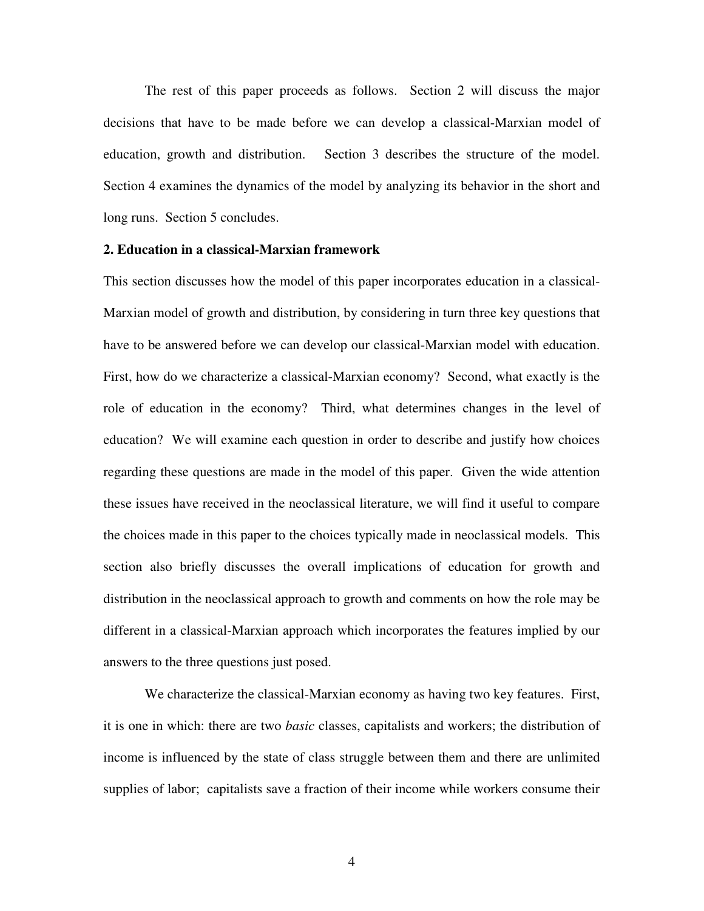The rest of this paper proceeds as follows. Section 2 will discuss the major decisions that have to be made before we can develop a classical-Marxian model of education, growth and distribution. Section 3 describes the structure of the model. Section 4 examines the dynamics of the model by analyzing its behavior in the short and long runs. Section 5 concludes.

## 2. Education in a classical-Marxian framework

This section discusses how the model of this paper incorporates education in a classical-Marxian model of growth and distribution, by considering in turn three key questions that have to be answered before we can develop our classical-Marxian model with education. First, how do we characterize a classical-Marxian economy? Second, what exactly is the role of education in the economy? Third, what determines changes in the level of education? We will examine each question in order to describe and justify how choices regarding these questions are made in the model of this paper. Given the wide attention these issues have received in the neoclassical literature, we will find it useful to compare the choices made in this paper to the choices typically made in neoclassical models. This section also briefly discusses the overall implications of education for growth and distribution in the neoclassical approach to growth and comments on how the role may be different in a classical-Marxian approach which incorporates the features implied by our answers to the three questions just posed.

We characterize the classical-Marxian economy as having two key features. First, it is one in which: there are two *basic* classes, capitalists and workers; the distribution of income is influenced by the state of class struggle between them and there are unlimited supplies of labor; capitalists save a fraction of their income while workers consume their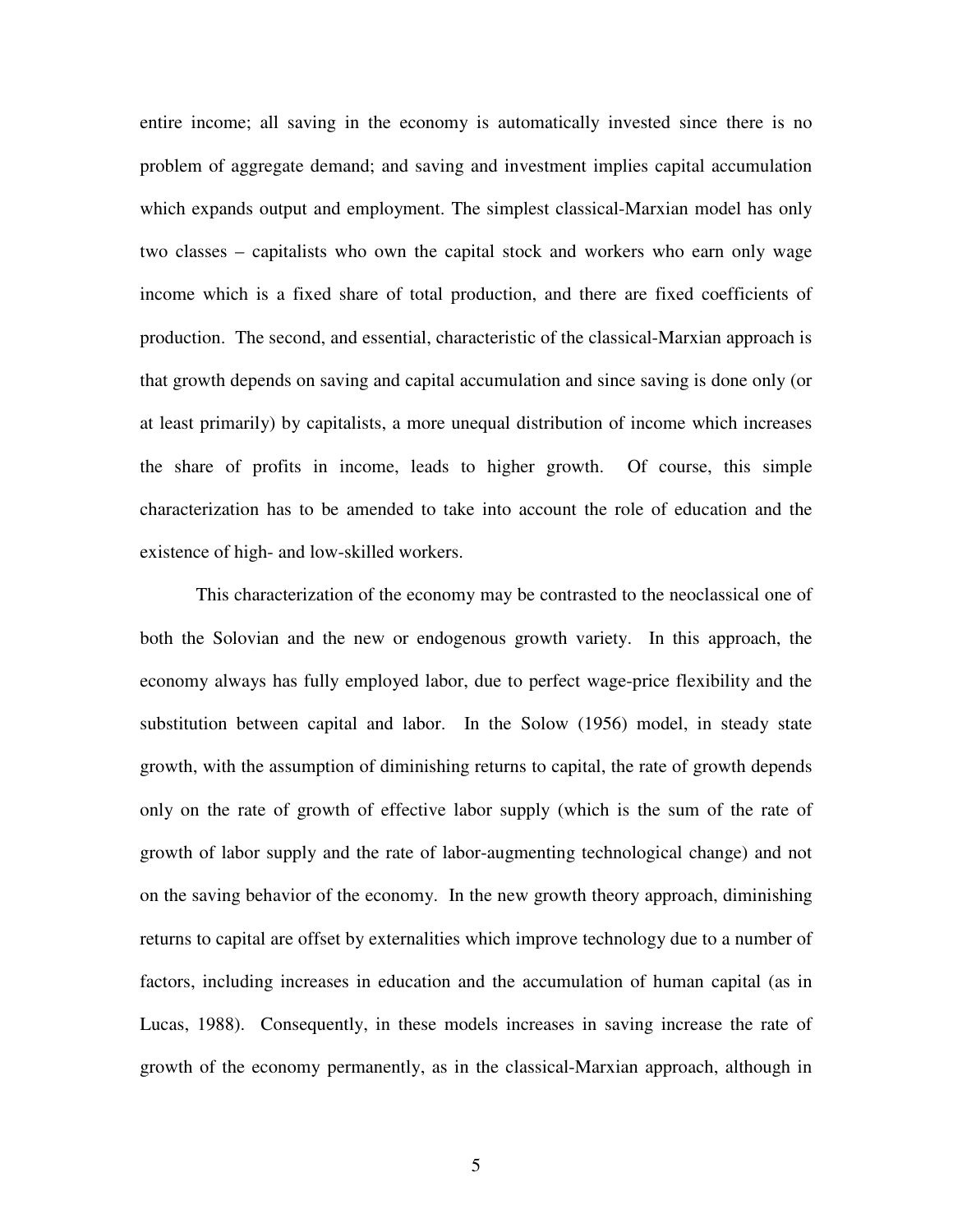entire income; all saving in the economy is automatically invested since there is no problem of aggregate demand; and saving and investment implies capital accumulation which expands output and employment. The simplest classical-Marxian model has only two classes – capitalists who own the capital stock and workers who earn only wage income which is a fixed share of total production, and there are fixed coefficients of production. The second, and essential, characteristic of the classical-Marxian approach is that growth depends on saving and capital accumulation and since saving is done only (or at least primarily) by capitalists, a more unequal distribution of income which increases the share of profits in income, leads to higher growth. Of course, this simple characterization has to be amended to take into account the role of education and the existence of high- and low-skilled workers.

This characterization of the economy may be contrasted to the neoclassical one of both the Solovian and the new or endogenous growth variety. In this approach, the economy always has fully employed labor, due to perfect wage-price flexibility and the substitution between capital and labor. In the Solow (1956) model, in steady state growth, with the assumption of diminishing returns to capital, the rate of growth depends only on the rate of growth of effective labor supply (which is the sum of the rate of growth of labor supply and the rate of labor-augmenting technological change) and not on the saving behavior of the economy. In the new growth theory approach, diminishing returns to capital are offset by externalities which improve technology due to a number of factors, including increases in education and the accumulation of human capital (as in Lucas, 1988). Consequently, in these models increases in saving increase the rate of growth of the economy permanently, as in the classical-Marxian approach, although in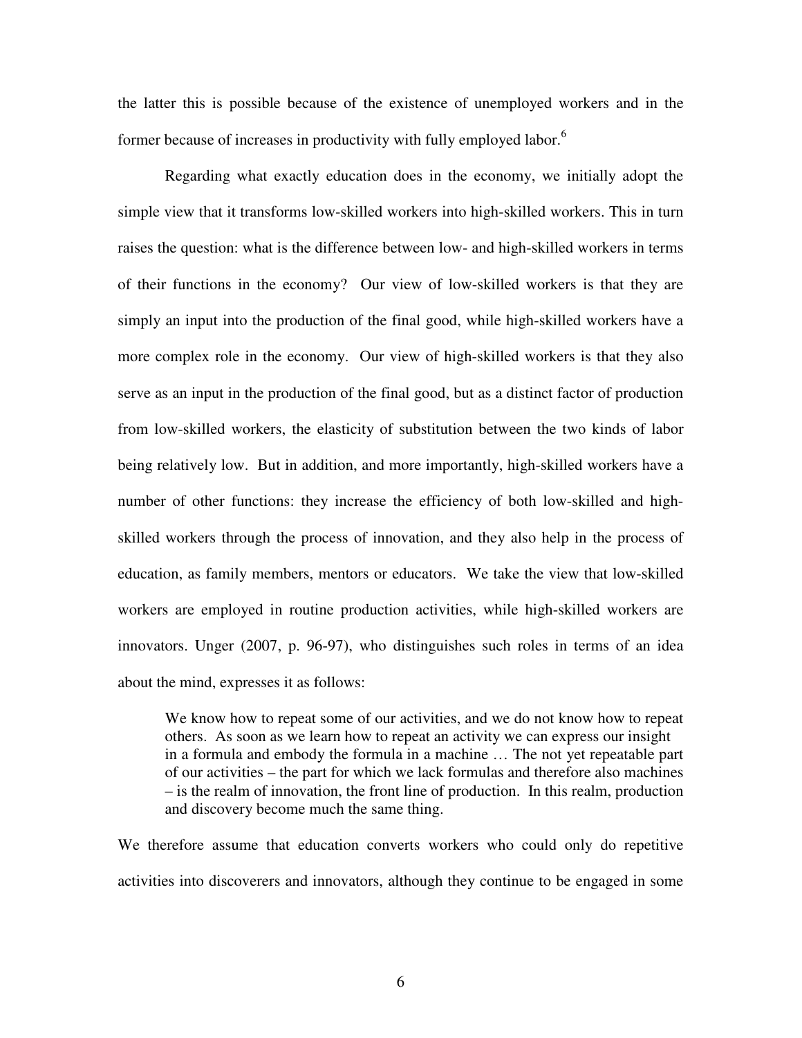the latter this is possible because of the existence of unemployed workers and in the former because of increases in productivity with fully employed labor.[6]

Regarding what exactly education does in the economy, we initially adopt the simple view that it transforms low-skilled workers into high-skilled workers. This in turn raises the question: what is the difference between low- and high-skilled workers in terms of their functions in the economy? Our view of low-skilled workers is that they are simply an input into the production of the final good, while high-skilled workers have a more complex role in the economy. Our view of high-skilled workers is that they also serve as an input in the production of the final good, but as a distinct factor of production from low-skilled workers, the elasticity of substitution between the two kinds of labor being relatively low. But in addition, and more importantly, high-skilled workers have a number of other functions: they increase the efficiency of both low-skilled and high-skilled workers through the process of innovation, and they also help in the process of education, as family members, mentors or educators. We take the view that low-skilled workers are employed in routine production activities, while high-skilled workers are innovators. Unger (2007, p. 96-97), who distinguishes such roles in terms of an idea about the mind, expresses it as follows:

> We know how to repeat some of our activities, and we do not know how to repeat others. As soon as we learn how to repeat an activity we can express our insight in a formula and embody the formula in a machine … The not yet repeatable part of our activities – the part for which we lack formulas and therefore also machines – is the realm of innovation, the front line of production. In this realm, production and discovery become much the same thing.

We therefore assume that education converts workers who could only do repetitive activities into discoverers and innovators, although they continue to be engaged in some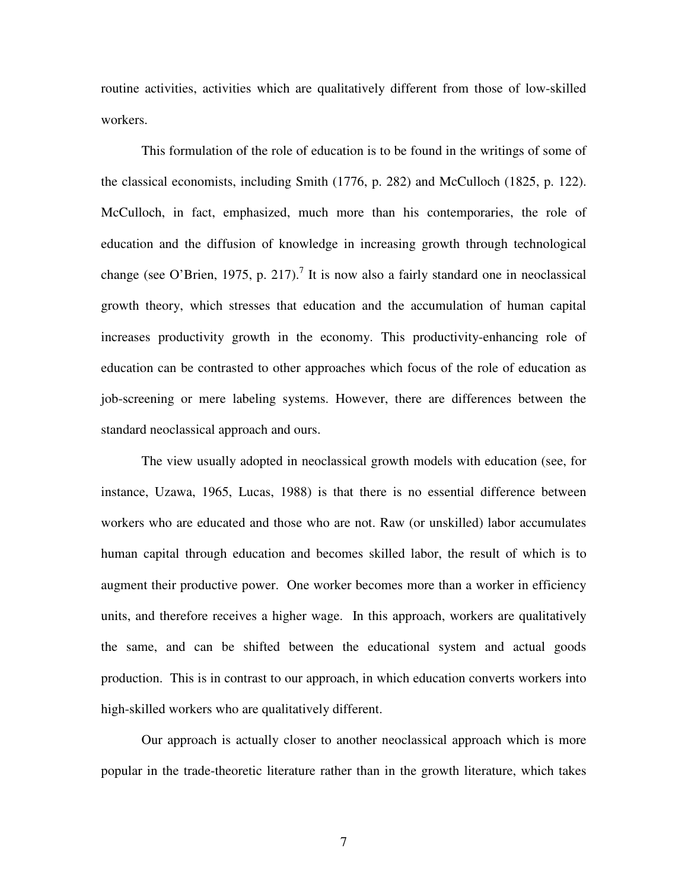routine activities, activities which are qualitatively different from those of low-skilled workers.

This formulation of the role of education is to be found in the writings of some of the classical economists, including Smith (1776, p. 282) and McCulloch (1825, p. 122). McCulloch, in fact, emphasized, much more than his contemporaries, the role of education and the diffusion of knowledge in increasing growth through technological change (see O'Brien, 1975, p. 217).[7] It is now also a fairly standard one in neoclassical growth theory, which stresses that education and the accumulation of human capital increases productivity growth in the economy. This productivity-enhancing role of education can be contrasted to other approaches which focus of the role of education as job-screening or mere labeling systems. However, there are differences between the standard neoclassical approach and ours.

The view usually adopted in neoclassical growth models with education (see, for instance, Uzawa, 1965, Lucas, 1988) is that there is no essential difference between workers who are educated and those who are not. Raw (or unskilled) labor accumulates human capital through education and becomes skilled labor, the result of which is to augment their productive power. One worker becomes more than a worker in efficiency units, and therefore receives a higher wage. In this approach, workers are qualitatively the same, and can be shifted between the educational system and actual goods production. This is in contrast to our approach, in which education converts workers into high-skilled workers who are qualitatively different.

Our approach is actually closer to another neoclassical approach which is more popular in the trade-theoretic literature rather than in the growth literature, which takes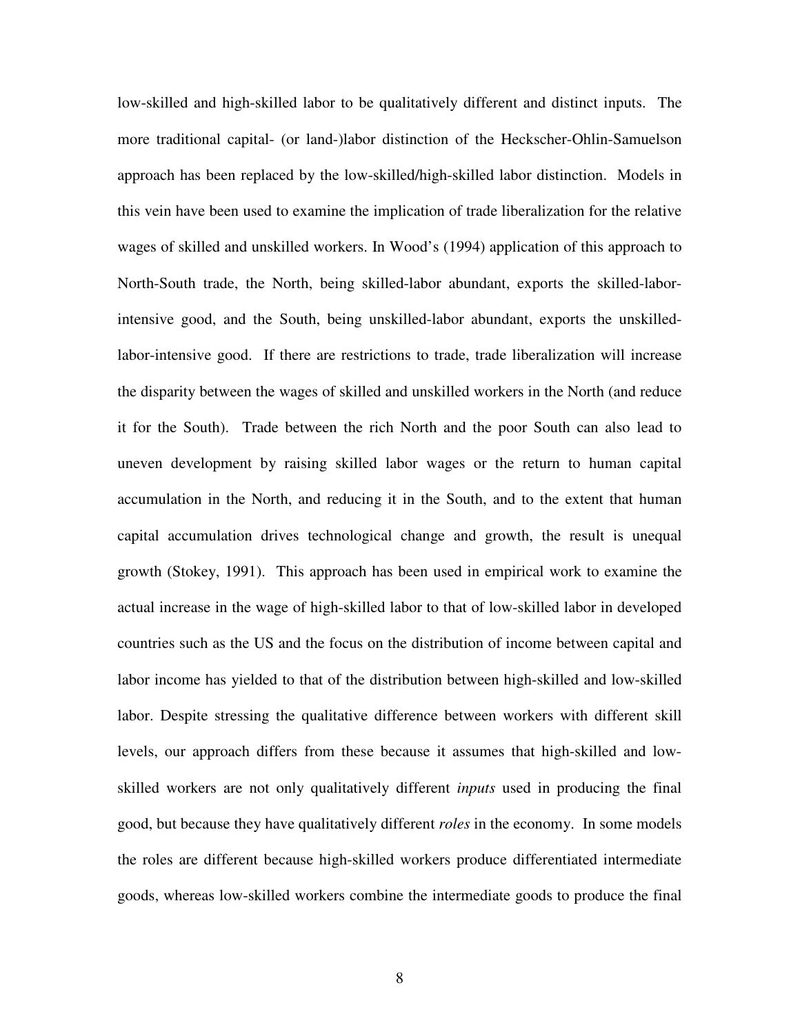low-skilled and high-skilled labor to be qualitatively different and distinct inputs. The more traditional capital- (or land-)labor distinction of the Heckscher-Ohlin-Samuelson approach has been replaced by the low-skilled/high-skilled labor distinction. Models in this vein have been used to examine the implication of trade liberalization for the relative wages of skilled and unskilled workers. In Wood's (1994) application of this approach to North-South trade, the North, being skilled-labor abundant, exports the skilled-labor-intensive good, and the South, being unskilled-labor abundant, exports the unskilled-labor-intensive good. If there are restrictions to trade, trade liberalization will increase the disparity between the wages of skilled and unskilled workers in the North (and reduce it for the South). Trade between the rich North and the poor South can also lead to uneven development by raising skilled labor wages or the return to human capital accumulation in the North, and reducing it in the South, and to the extent that human capital accumulation drives technological change and growth, the result is unequal growth (Stokey, 1991). This approach has been used in empirical work to examine the actual increase in the wage of high-skilled labor to that of low-skilled labor in developed countries such as the US and the focus on the distribution of income between capital and labor income has yielded to that of the distribution between high-skilled and low-skilled labor. Despite stressing the qualitative difference between workers with different skill levels, our approach differs from these because it assumes that high-skilled and low-skilled workers are not only qualitatively different *inputs* used in producing the final good, but because they have qualitatively different *roles* in the economy. In some models the roles are different because high-skilled workers produce differentiated intermediate goods, whereas low-skilled workers combine the intermediate goods to produce the final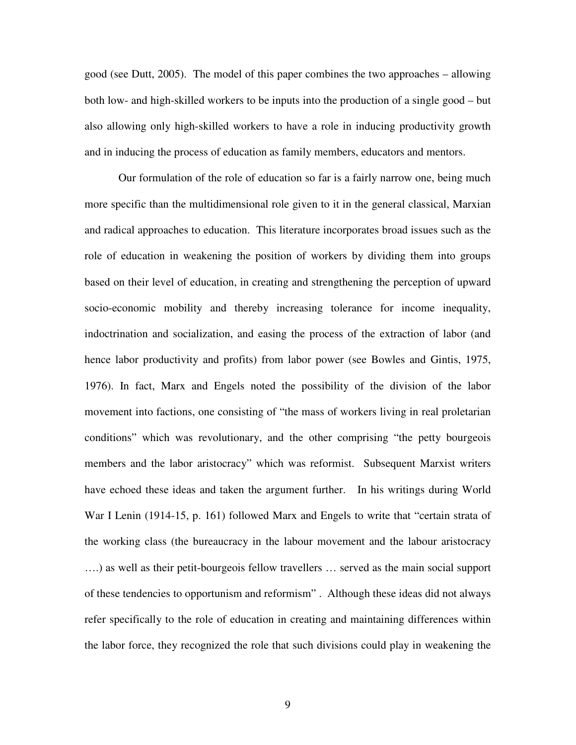good (see Dutt, 2005). The model of this paper combines the two approaches – allowing both low- and high-skilled workers to be inputs into the production of a single good – but also allowing only high-skilled workers to have a role in inducing productivity growth and in inducing the process of education as family members, educators and mentors.

Our formulation of the role of education so far is a fairly narrow one, being much more specific than the multidimensional role given to it in the general classical, Marxian and radical approaches to education. This literature incorporates broad issues such as the role of education in weakening the position of workers by dividing them into groups based on their level of education, in creating and strengthening the perception of upward socio-economic mobility and thereby increasing tolerance for income inequality, indoctrination and socialization, and easing the process of the extraction of labor (and hence labor productivity and profits) from labor power (see Bowles and Gintis, 1975, 1976). In fact, Marx and Engels noted the possibility of the division of the labor movement into factions, one consisting of "the mass of workers living in real proletarian conditions" which was revolutionary, and the other comprising "the petty bourgeois members and the labor aristocracy" which was reformist. Subsequent Marxist writers have echoed these ideas and taken the argument further. In his writings during World War I Lenin (1914-15, p. 161) followed Marx and Engels to write that "certain strata of the working class (the bureaucracy in the labour movement and the labour aristocracy ….) as well as their petit-bourgeois fellow travellers … served as the main social support of these tendencies to opportunism and reformism". Although these ideas did not always refer specifically to the role of education in creating and maintaining differences within the labor force, they recognized the role that such divisions could play in weakening the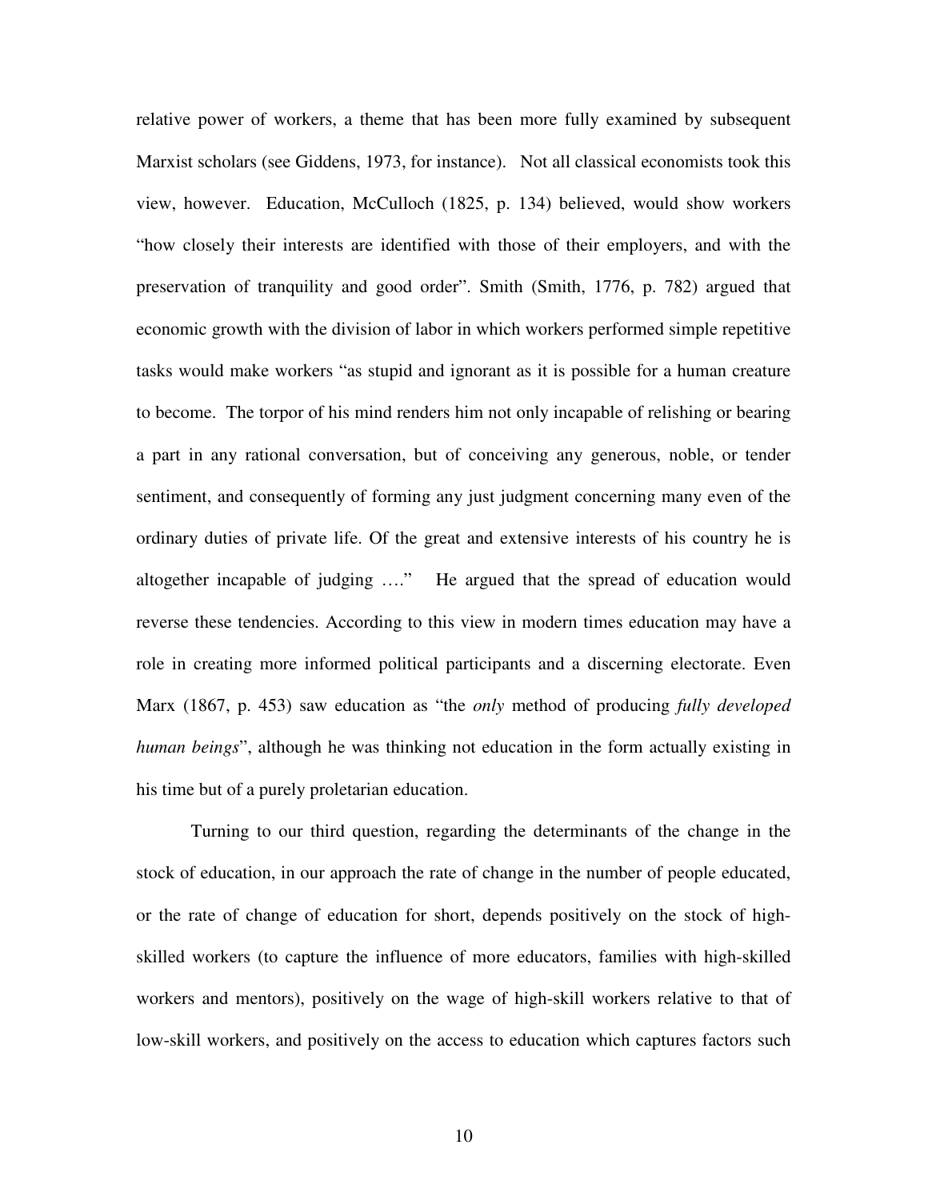relative power of workers, a theme that has been more fully examined by subsequent Marxist scholars (see Giddens, 1973, for instance). Not all classical economists took this view, however. Education, McCulloch (1825, p. 134) believed, would show workers "how closely their interests are identified with those of their employers, and with the preservation of tranquility and good order". Smith (Smith, 1776, p. 782) argued that economic growth with the division of labor in which workers performed simple repetitive tasks would make workers "as stupid and ignorant as it is possible for a human creature to become. The torpor of his mind renders him not only incapable of relishing or bearing a part in any rational conversation, but of conceiving any generous, noble, or tender sentiment, and consequently of forming any just judgment concerning many even of the ordinary duties of private life. Of the great and extensive interests of his country he is altogether incapable of judging …." He argued that the spread of education would reverse these tendencies. According to this view in modern times education may have a role in creating more informed political participants and a discerning electorate. Even Marx (1867, p. 453) saw education as "the *only* method of producing *fully developed human beings*", although he was thinking not education in the form actually existing in his time but of a purely proletarian education.

Turning to our third question, regarding the determinants of the change in the stock of education, in our approach the rate of change in the number of people educated, or the rate of change of education for short, depends positively on the stock of high-skilled workers (to capture the influence of more educators, families with high-skilled workers and mentors), positively on the wage of high-skill workers relative to that of low-skill workers, and positively on the access to education which captures factors such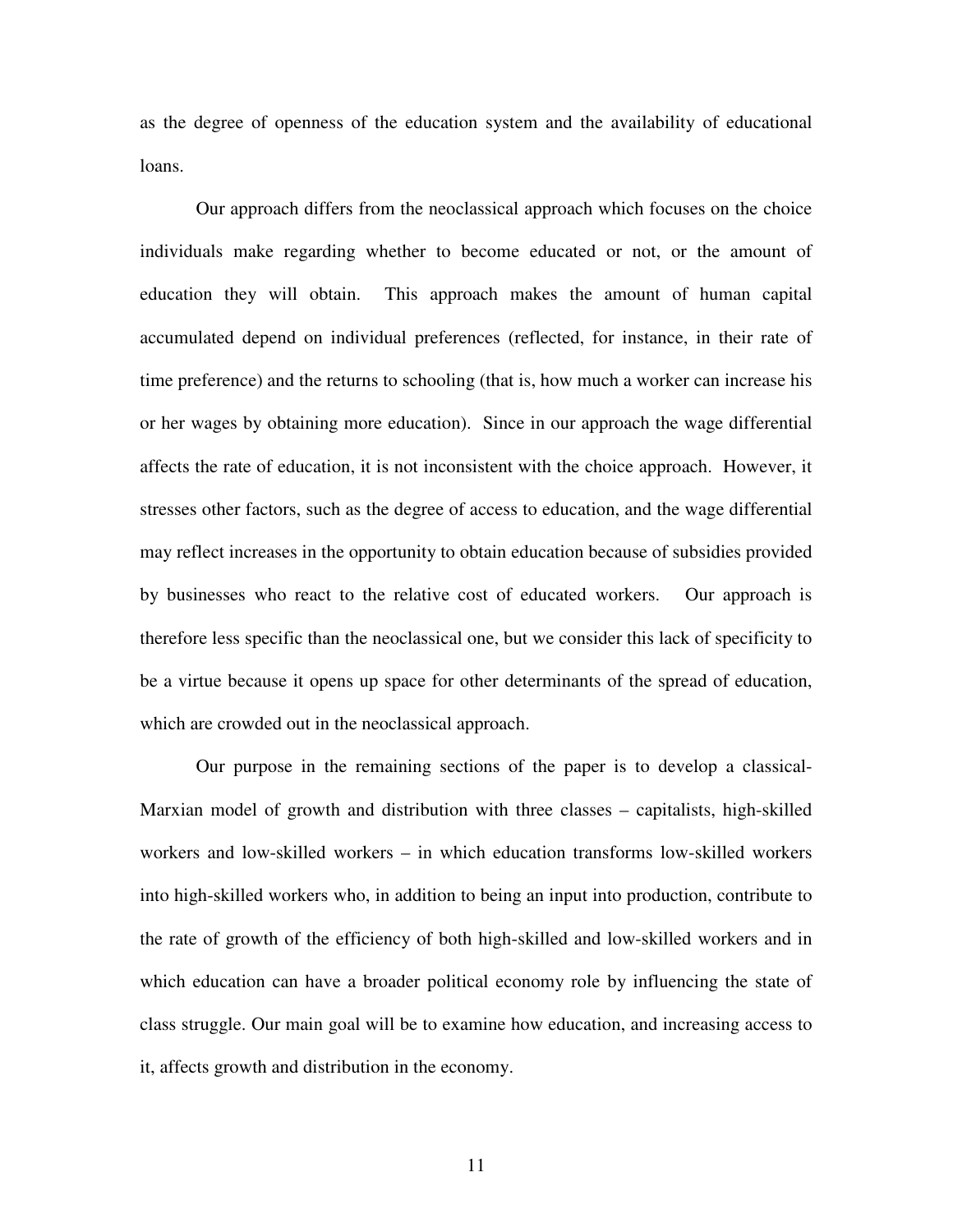as the degree of openness of the education system and the availability of educational loans.

Our approach differs from the neoclassical approach which focuses on the choice individuals make regarding whether to become educated or not, or the amount of education they will obtain. This approach makes the amount of human capital accumulated depend on individual preferences (reflected, for instance, in their rate of time preference) and the returns to schooling (that is, how much a worker can increase his or her wages by obtaining more education). Since in our approach the wage differential affects the rate of education, it is not inconsistent with the choice approach. However, it stresses other factors, such as the degree of access to education, and the wage differential may reflect increases in the opportunity to obtain education because of subsidies provided by businesses who react to the relative cost of educated workers. Our approach is therefore less specific than the neoclassical one, but we consider this lack of specificity to be a virtue because it opens up space for other determinants of the spread of education, which are crowded out in the neoclassical approach.

Our purpose in the remaining sections of the paper is to develop a classical-Marxian model of growth and distribution with three classes – capitalists, high-skilled workers and low-skilled workers – in which education transforms low-skilled workers into high-skilled workers who, in addition to being an input into production, contribute to the rate of growth of the efficiency of both high-skilled and low-skilled workers and in which education can have a broader political economy role by influencing the state of class struggle. Our main goal will be to examine how education, and increasing access to it, affects growth and distribution in the economy.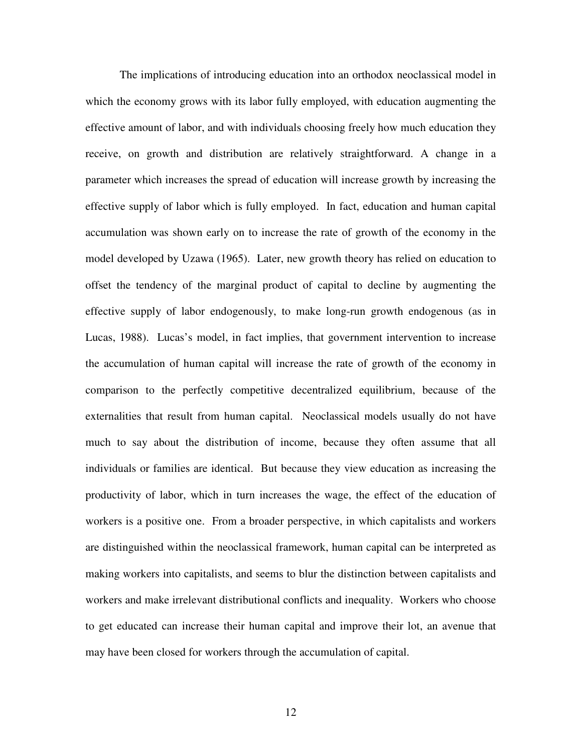The implications of introducing education into an orthodox neoclassical model in which the economy grows with its labor fully employed, with education augmenting the effective amount of labor, and with individuals choosing freely how much education they receive, on growth and distribution are relatively straightforward. A change in a parameter which increases the spread of education will increase growth by increasing the effective supply of labor which is fully employed. In fact, education and human capital accumulation was shown early on to increase the rate of growth of the economy in the model developed by Uzawa (1965). Later, new growth theory has relied on education to offset the tendency of the marginal product of capital to decline by augmenting the effective supply of labor endogenously, to make long-run growth endogenous (as in Lucas, 1988). Lucas's model, in fact implies, that government intervention to increase the accumulation of human capital will increase the rate of growth of the economy in comparison to the perfectly competitive decentralized equilibrium, because of the externalities that result from human capital. Neoclassical models usually do not have much to say about the distribution of income, because they often assume that all individuals or families are identical. But because they view education as increasing the productivity of labor, which in turn increases the wage, the effect of the education of workers is a positive one. From a broader perspective, in which capitalists and workers are distinguished within the neoclassical framework, human capital can be interpreted as making workers into capitalists, and seems to blur the distinction between capitalists and workers and make irrelevant distributional conflicts and inequality. Workers who choose to get educated can increase their human capital and improve their lot, an avenue that may have been closed for workers through the accumulation of capital.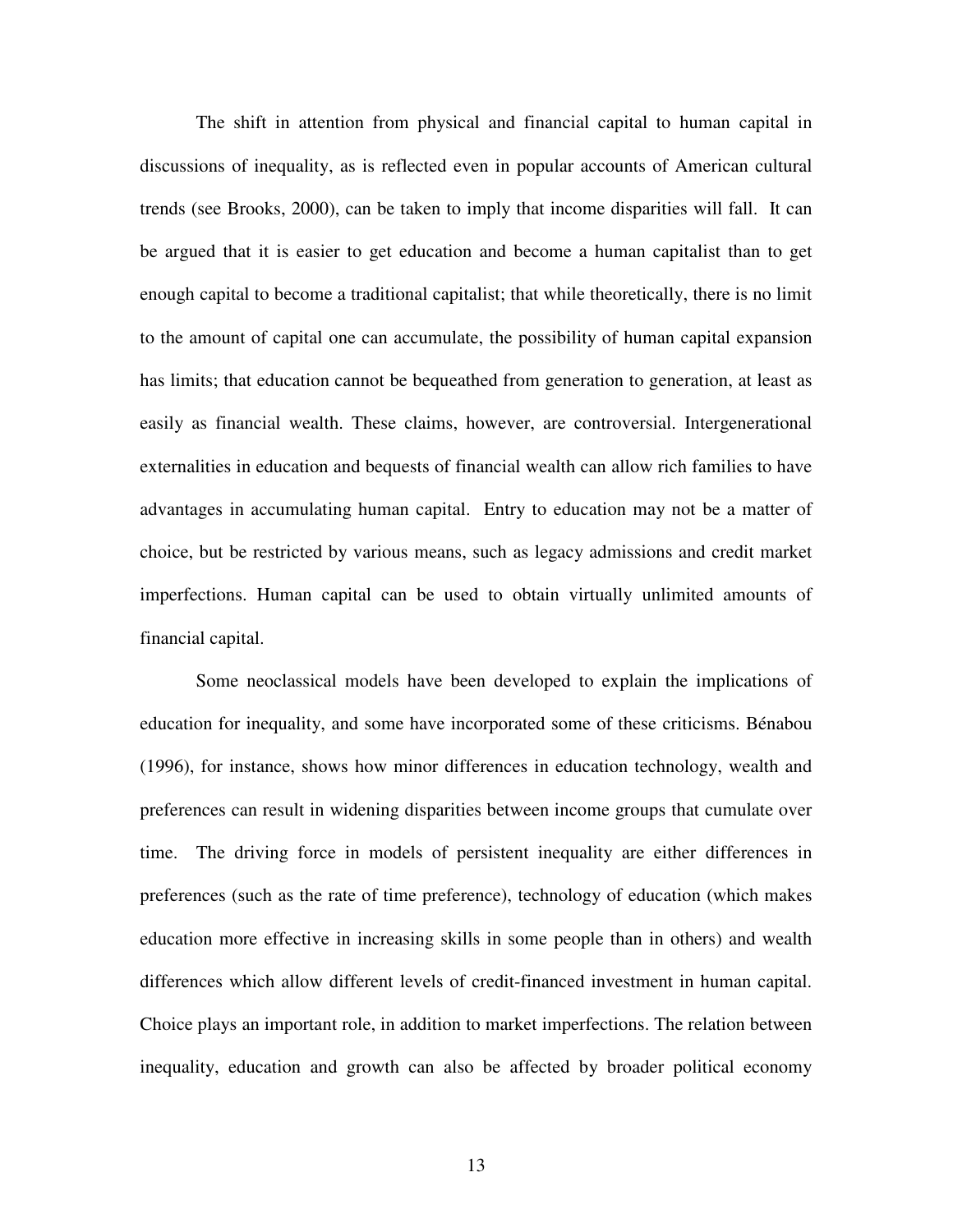The shift in attention from physical and financial capital to human capital in discussions of inequality, as is reflected even in popular accounts of American cultural trends (see Brooks, 2000), can be taken to imply that income disparities will fall. It can be argued that it is easier to get education and become a human capitalist than to get enough capital to become a traditional capitalist; that while theoretically, there is no limit to the amount of capital one can accumulate, the possibility of human capital expansion has limits; that education cannot be bequeathed from generation to generation, at least as easily as financial wealth. These claims, however, are controversial. Intergenerational externalities in education and bequests of financial wealth can allow rich families to have advantages in accumulating human capital. Entry to education may not be a matter of choice, but be restricted by various means, such as legacy admissions and credit market imperfections. Human capital can be used to obtain virtually unlimited amounts of financial capital.

Some neoclassical models have been developed to explain the implications of education for inequality, and some have incorporated some of these criticisms. Bénabou (1996), for instance, shows how minor differences in education technology, wealth and preferences can result in widening disparities between income groups that cumulate over time. The driving force in models of persistent inequality are either differences in preferences (such as the rate of time preference), technology of education (which makes education more effective in increasing skills in some people than in others) and wealth differences which allow different levels of credit-financed investment in human capital. Choice plays an important role, in addition to market imperfections. The relation between inequality, education and growth can also be affected by broader political economy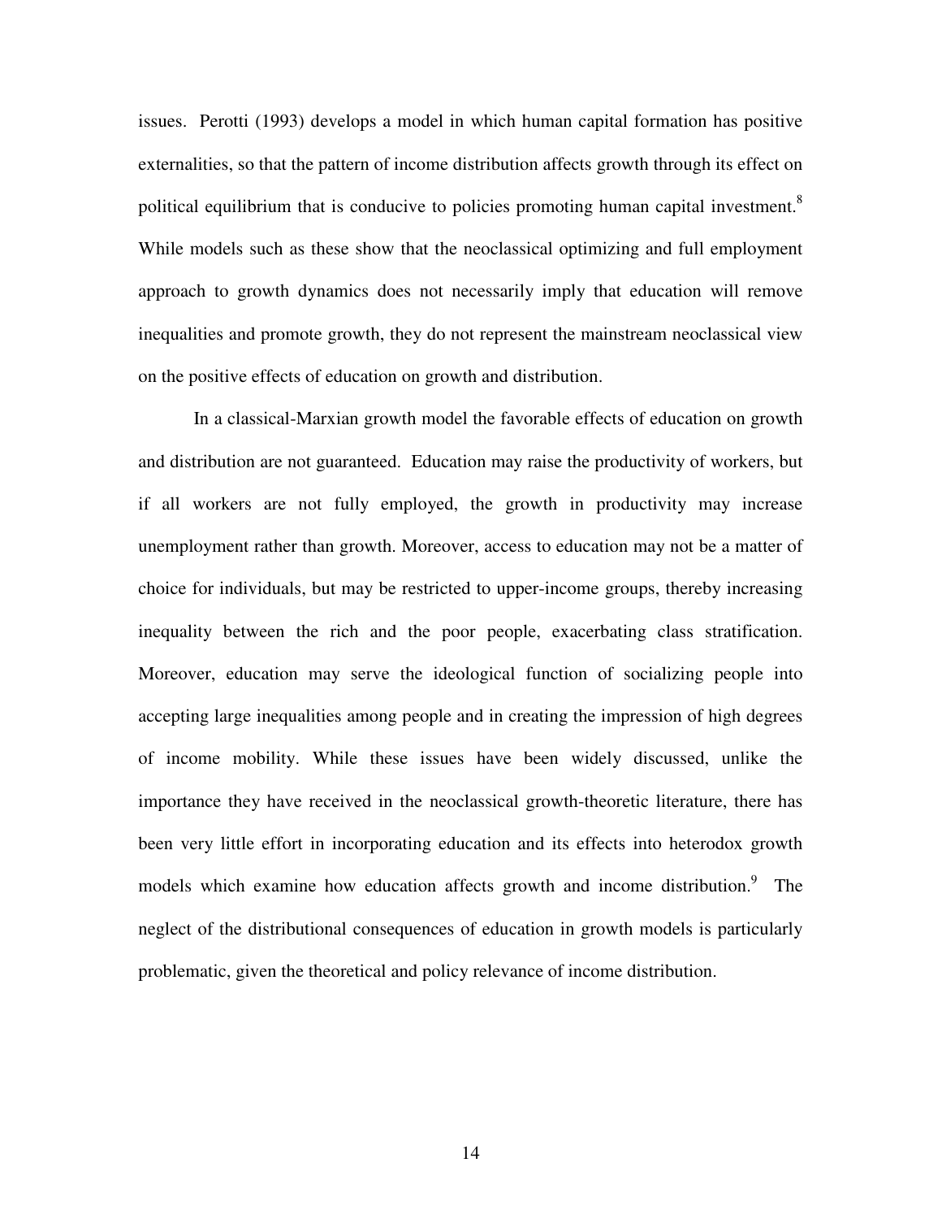issues. Perotti (1993) develops a model in which human capital formation has positive externalities, so that the pattern of income distribution affects growth through its effect on political equilibrium that is conducive to policies promoting human capital investment.[8] While models such as these show that the neoclassical optimizing and full employment approach to growth dynamics does not necessarily imply that education will remove inequalities and promote growth, they do not represent the mainstream neoclassical view on the positive effects of education on growth and distribution.

In a classical-Marxian growth model the favorable effects of education on growth and distribution are not guaranteed. Education may raise the productivity of workers, but if all workers are not fully employed, the growth in productivity may increase unemployment rather than growth. Moreover, access to education may not be a matter of choice for individuals, but may be restricted to upper-income groups, thereby increasing inequality between the rich and the poor people, exacerbating class stratification. Moreover, education may serve the ideological function of socializing people into accepting large inequalities among people and in creating the impression of high degrees of income mobility. While these issues have been widely discussed, unlike the importance they have received in the neoclassical growth-theoretic literature, there has been very little effort in incorporating education and its effects into heterodox growth models which examine how education affects growth and income distribution.[9] The neglect of the distributional consequences of education in growth models is particularly problematic, given the theoretical and policy relevance of income distribution.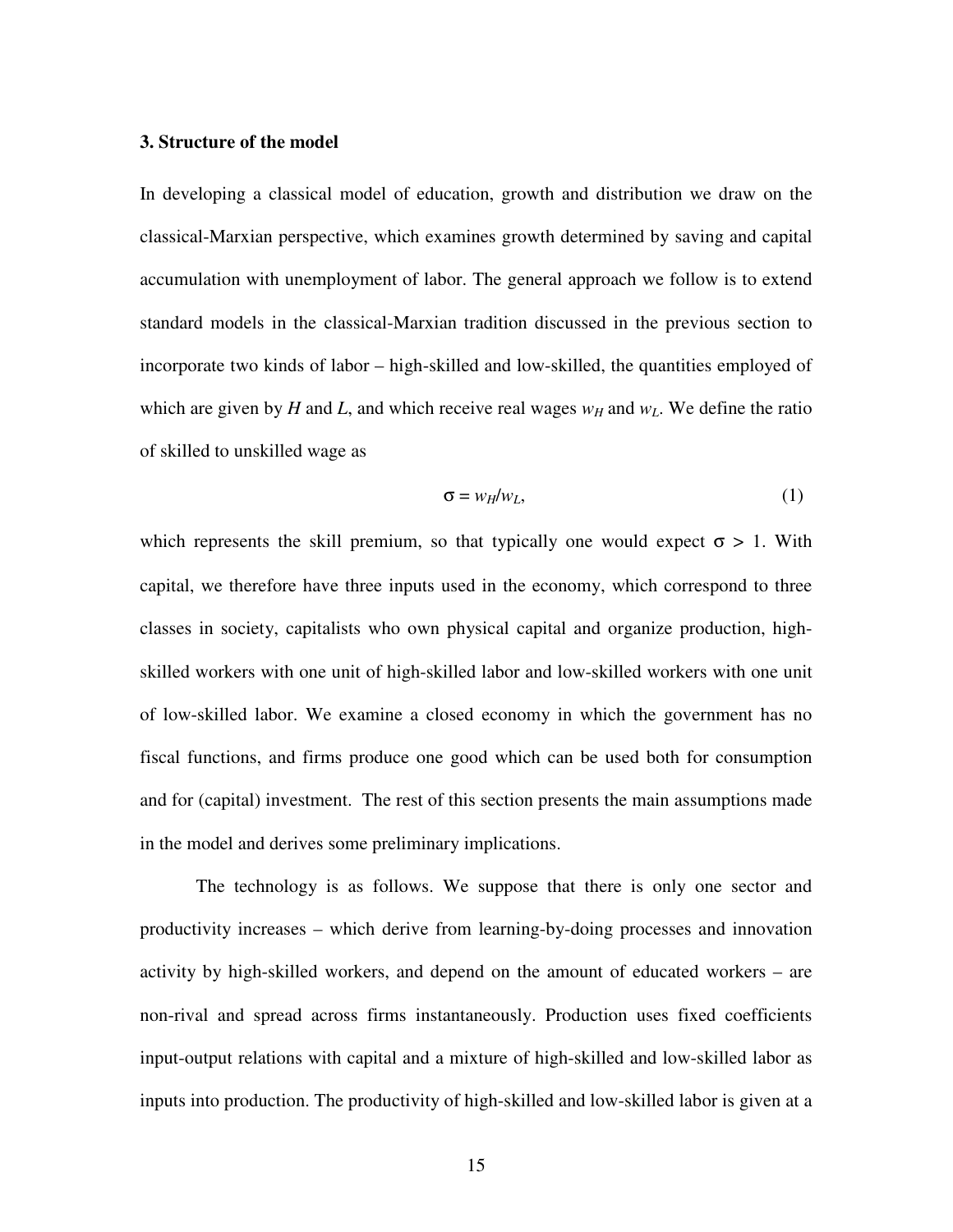### 3. Structure of the model

In developing a classical model of education, growth and distribution we draw on the classical-Marxian perspective, which examines growth determined by saving and capital accumulation with unemployment of labor. The general approach we follow is to extend standard models in the classical-Marxian tradition discussed in the previous section to incorporate two kinds of labor – high-skilled and low-skilled, the quantities employed of which are given by $H$ and $L$, and which receive real wages $w_H$ and $w_L$. We define the ratio of skilled to unskilled wage as

$$\sigma = w_H/w_L, \tag{1}$$

which represents the skill premium, so that typically one would expect $\sigma > 1$. With capital, we therefore have three inputs used in the economy, which correspond to three classes in society, capitalists who own physical capital and organize production, high-skilled workers with one unit of high-skilled labor and low-skilled workers with one unit of low-skilled labor. We examine a closed economy in which the government has no fiscal functions, and firms produce one good which can be used both for consumption and for (capital) investment. The rest of this section presents the main assumptions made in the model and derives some preliminary implications.

The technology is as follows. We suppose that there is only one sector and productivity increases – which derive from learning-by-doing processes and innovation activity by high-skilled workers, and depend on the amount of educated workers – are non-rival and spread across firms instantaneously. Production uses fixed coefficients input-output relations with capital and a mixture of high-skilled and low-skilled labor as inputs into production. The productivity of high-skilled and low-skilled labor is given at a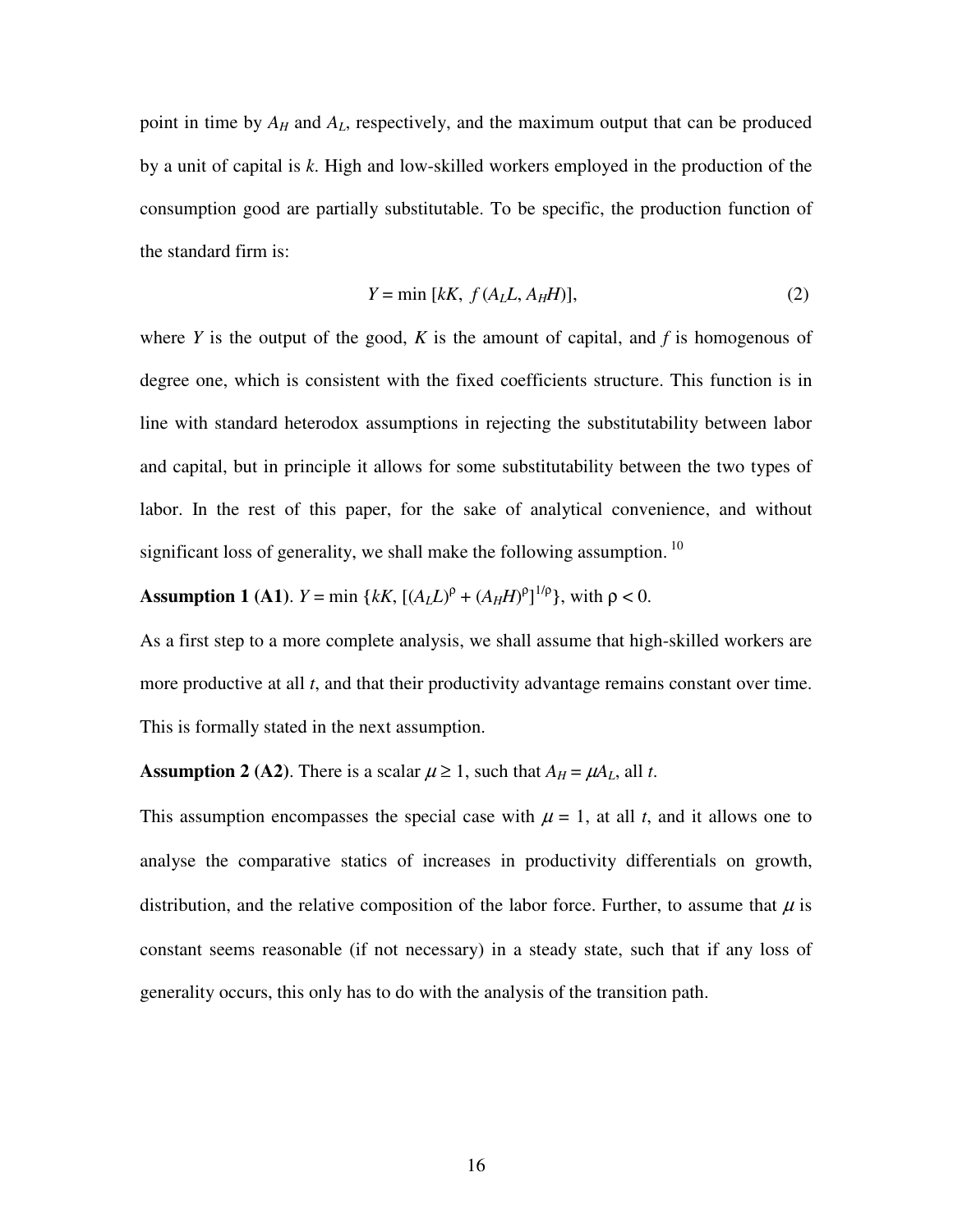point in time by $A_H$ and $A_L$, respectively, and the maximum output that can be produced by a unit of capital is $k$. High and low-skilled workers employed in the production of the consumption good are partially substitutable. To be specific, the production function of the standard firm is:

$$Y = \min\ [kK,\ f\,(A_L L, A_H H)], \tag{2}$$

where $Y$ is the output of the good, $K$ is the amount of capital, and $f$ is homogenous of degree one, which is consistent with the fixed coefficients structure. This function is in line with standard heterodox assumptions in rejecting the substitutability between labor and capital, but in principle it allows for some substitutability between the two types of labor. In the rest of this paper, for the sake of analytical convenience, and without significant loss of generality, we shall make the following assumption. [10]

**Assumption 1 (A1)**. $Y = \min\ \{kK,\ [(A_L L)^{\rho} + (A_H H)^{\rho}]^{1/\rho}\}$, with $\rho < 0$.

As a first step to a more complete analysis, we shall assume that high-skilled workers are more productive at all $t$, and that their productivity advantage remains constant over time. This is formally stated in the next assumption.

**Assumption 2 (A2)**. There is a scalar $\mu \geq 1$, such that $A_H = \mu A_L$, all $t$.

This assumption encompasses the special case with $\mu = 1$, at all $t$, and it allows one to analyse the comparative statics of increases in productivity differentials on growth, distribution, and the relative composition of the labor force. Further, to assume that $\mu$ is constant seems reasonable (if not necessary) in a steady state, such that if any loss of generality occurs, this only has to do with the analysis of the transition path.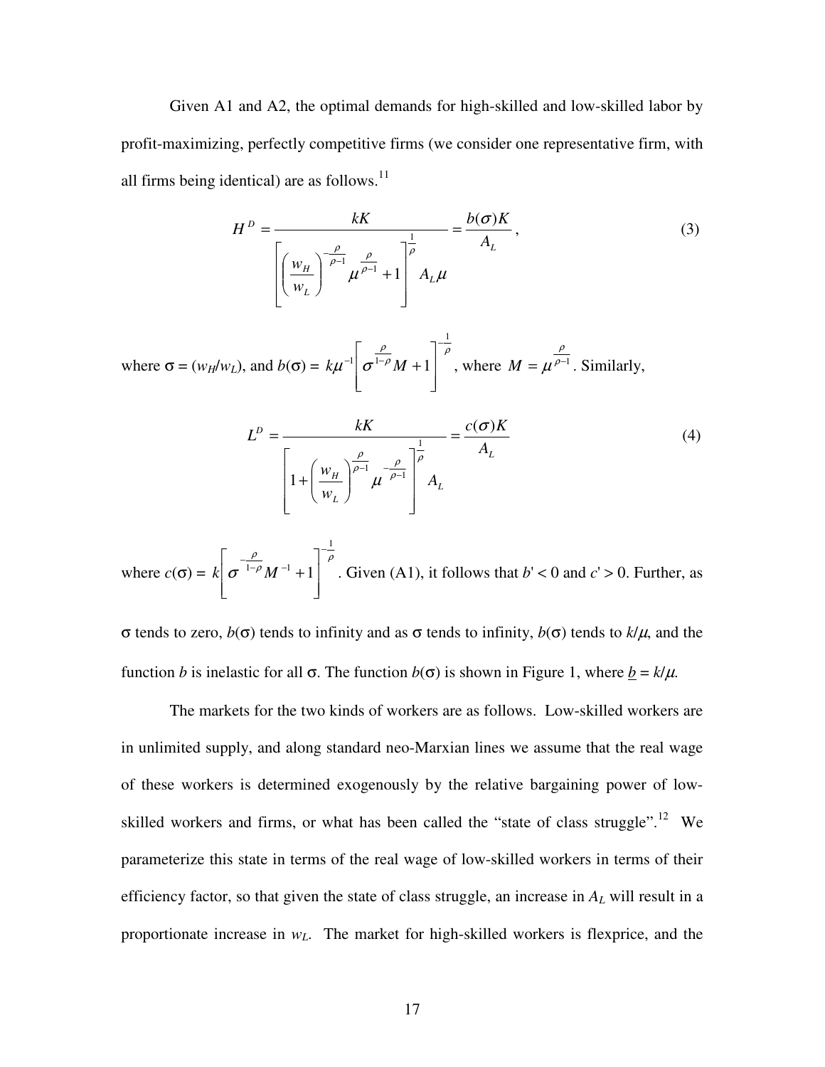Given A1 and A2, the optimal demands for high-skilled and low-skilled labor by profit-maximizing, perfectly competitive firms (we consider one representative firm, with all firms being identical) are as follows.[11]

$$H^D = \frac{kK}{\left[\left(\frac{w_H}{w_L}\right)^{-\frac{\rho}{\rho-1}} \mu^{\frac{\rho}{\rho-1}} + 1\right]^{\frac{1}{\rho}} A_L \mu} = \frac{b(\sigma)K}{A_L}, \tag{3}$$

where $\sigma = (w_H/w_L)$, and $b(\sigma) = k\mu^{-1}\left[\sigma^{\frac{\rho}{1-\rho}} M + 1\right]^{-\frac{1}{\rho}}$, where $M = \mu^{\frac{\rho}{\rho-1}}$. Similarly,

$$L^D = \frac{kK}{\left[1 + \left(\frac{w_H}{w_L}\right)^{\frac{\rho}{\rho-1}} \mu^{-\frac{\rho}{\rho-1}}\right]^{\frac{1}{\rho}} A_L} = \frac{c(\sigma)K}{A_L} \tag{4}$$

where $c(\sigma) = k\left[\sigma^{-\frac{\rho}{1-\rho}} M^{-1} + 1\right]^{-\frac{1}{\rho}}$. Given (A1), it follows that $b' < 0$ and $c' > 0$. Further, as $\sigma$ tends to zero, $b(\sigma)$ tends to infinity and as $\sigma$ tends to infinity, $b(\sigma)$ tends to $k/\mu$, and the function $b$ is inelastic for all $\sigma$. The function $b(\sigma)$ is shown in Figure 1, where $\underline{b} = k/\mu$.

The markets for the two kinds of workers are as follows. Low-skilled workers are in unlimited supply, and along standard neo-Marxian lines we assume that the real wage of these workers is determined exogenously by the relative bargaining power of low-skilled workers and firms, or what has been called the "state of class struggle".[12] We parameterize this state in terms of the real wage of low-skilled workers in terms of their efficiency factor, so that given the state of class struggle, an increase in $A_L$ will result in a proportionate increase in $w_L$. The market for high-skilled workers is flexprice, and the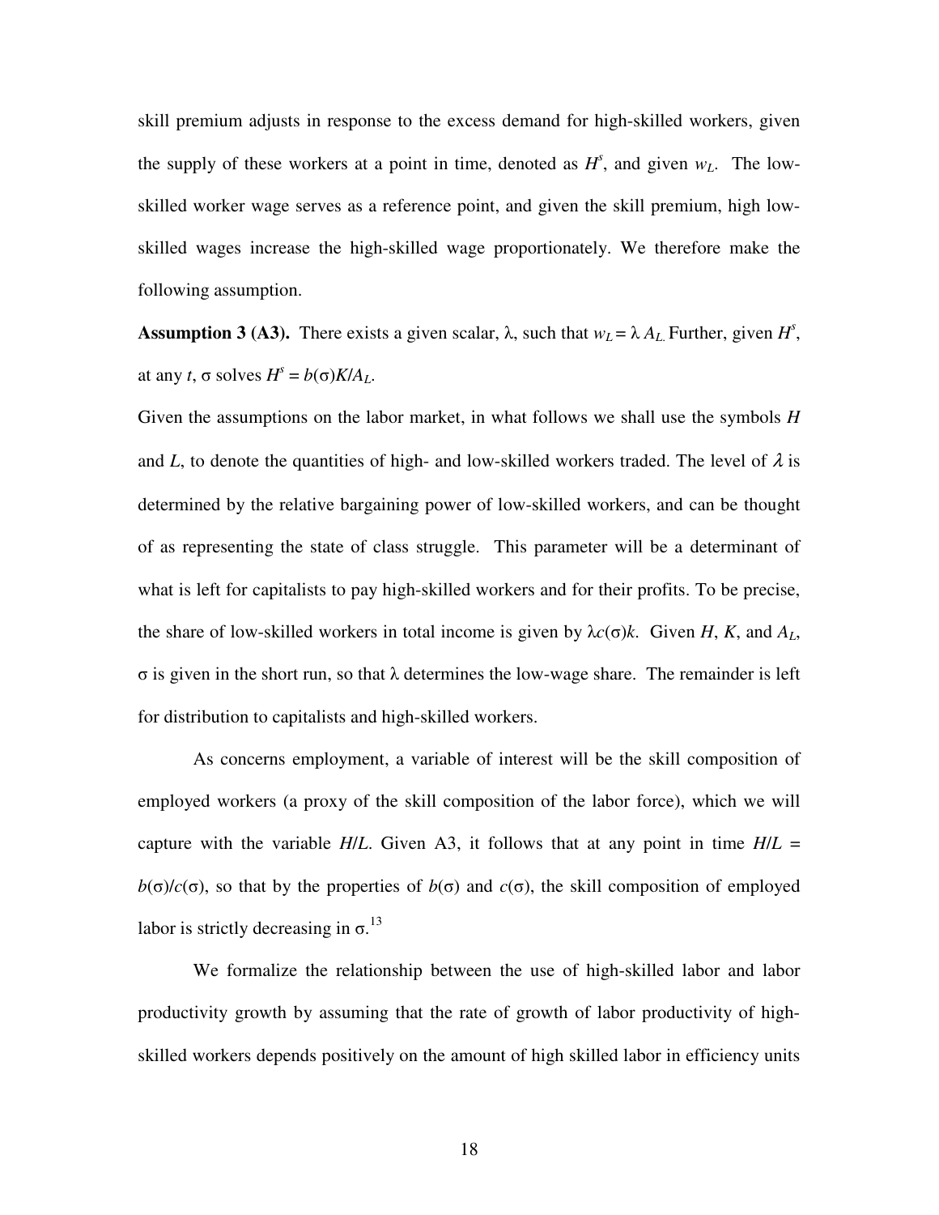skill premium adjusts in response to the excess demand for high-skilled workers, given the supply of these workers at a point in time, denoted as $H^s$, and given $w_L$. The low-skilled worker wage serves as a reference point, and given the skill premium, high low-skilled wages increase the high-skilled wage proportionately. We therefore make the following assumption.

**Assumption 3 (A3).** There exists a given scalar, $\lambda$, such that $w_L = \lambda A_L$. Further, given $H^s$, at any $t$, $\sigma$ solves $H^s = b(\sigma)K/A_L$.

Given the assumptions on the labor market, in what follows we shall use the symbols $H$ and $L$, to denote the quantities of high- and low-skilled workers traded. The level of $\lambda$ is determined by the relative bargaining power of low-skilled workers, and can be thought of as representing the state of class struggle. This parameter will be a determinant of what is left for capitalists to pay high-skilled workers and for their profits. To be precise, the share of low-skilled workers in total income is given by $\lambda c(\sigma)k$. Given $H$, $K$, and $A_L$, $\sigma$ is given in the short run, so that $\lambda$ determines the low-wage share. The remainder is left for distribution to capitalists and high-skilled workers.

As concerns employment, a variable of interest will be the skill composition of employed workers (a proxy of the skill composition of the labor force), which we will capture with the variable $H/L$. Given A3, it follows that at any point in time $H/L = b(\sigma)/c(\sigma)$, so that by the properties of $b(\sigma)$ and $c(\sigma)$, the skill composition of employed labor is strictly decreasing in $\sigma$.[13]

We formalize the relationship between the use of high-skilled labor and labor productivity growth by assuming that the rate of growth of labor productivity of high-skilled workers depends positively on the amount of high skilled labor in efficiency units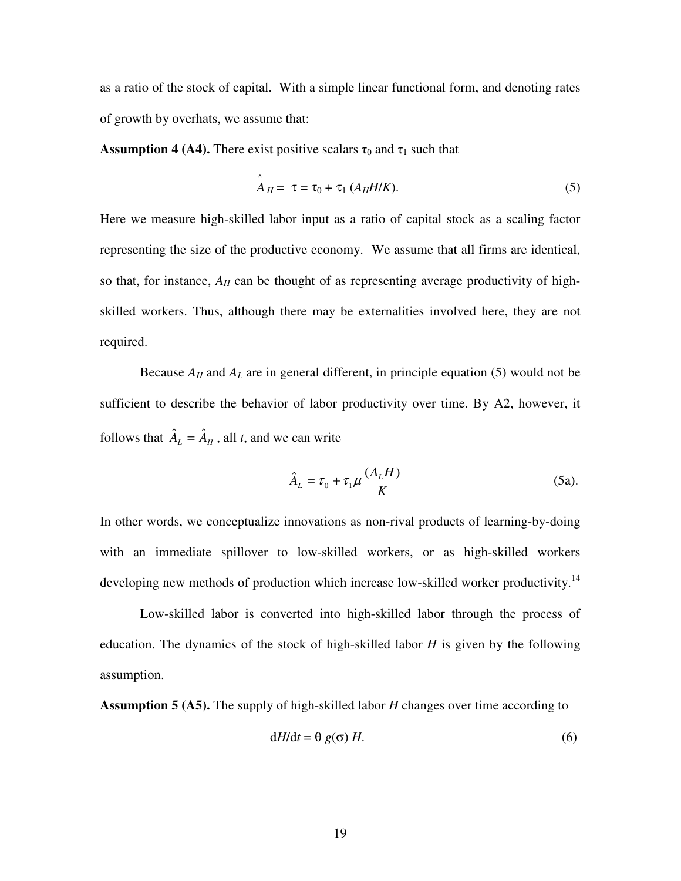as a ratio of the stock of capital. With a simple linear functional form, and denoting rates of growth by overhats, we assume that:

**Assumption 4 (A4).** There exist positive scalars $\tau_0$ and $\tau_1$ such that

$$\hat{A}_H = \tau = \tau_0 + \tau_1 (A_H H/K). \tag{5}$$

Here we measure high-skilled labor input as a ratio of capital stock as a scaling factor representing the size of the productive economy. We assume that all firms are identical, so that, for instance, $A_H$ can be thought of as representing average productivity of high-skilled workers. Thus, although there may be externalities involved here, they are not required.

Because $A_H$ and $A_L$ are in general different, in principle equation (5) would not be sufficient to describe the behavior of labor productivity over time. By A2, however, it follows that $\hat{A}_L = \hat{A}_H$, all $t$, and we can write

$$\hat{A}_L = \tau_0 + \tau_1 \mu \frac{(A_L H)}{K} \tag{5a}$$

In other words, we conceptualize innovations as non-rival products of learning-by-doing with an immediate spillover to low-skilled workers, or as high-skilled workers developing new methods of production which increase low-skilled worker productivity.[14]

Low-skilled labor is converted into high-skilled labor through the process of education. The dynamics of the stock of high-skilled labor $H$ is given by the following assumption.

**Assumption 5 (A5).** The supply of high-skilled labor $H$ changes over time according to

$$dH/dt = \theta \, g(\sigma) \, H. \tag{6}$$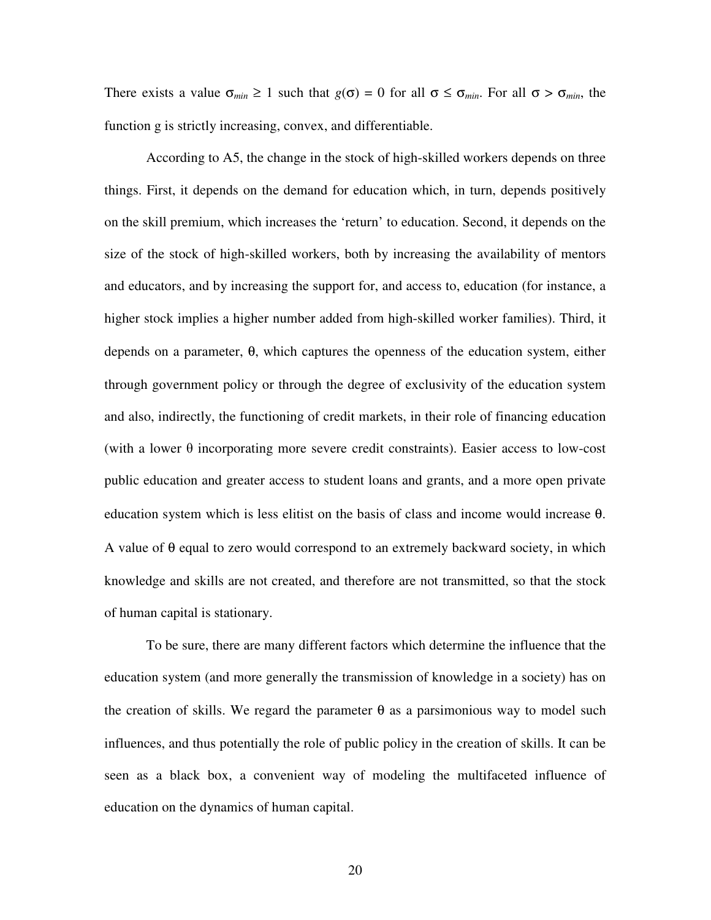There exists a value $\sigma_{min} \geq 1$ such that $g(\sigma) = 0$ for all $\sigma \leq \sigma_{min}$. For all $\sigma > \sigma_{min}$, the function g is strictly increasing, convex, and differentiable.

According to A5, the change in the stock of high-skilled workers depends on three things. First, it depends on the demand for education which, in turn, depends positively on the skill premium, which increases the 'return' to education. Second, it depends on the size of the stock of high-skilled workers, both by increasing the availability of mentors and educators, and by increasing the support for, and access to, education (for instance, a higher stock implies a higher number added from high-skilled worker families). Third, it depends on a parameter, $\theta$, which captures the openness of the education system, either through government policy or through the degree of exclusivity of the education system and also, indirectly, the functioning of credit markets, in their role of financing education (with a lower $\theta$ incorporating more severe credit constraints). Easier access to low-cost public education and greater access to student loans and grants, and a more open private education system which is less elitist on the basis of class and income would increase $\theta$. A value of $\theta$ equal to zero would correspond to an extremely backward society, in which knowledge and skills are not created, and therefore are not transmitted, so that the stock of human capital is stationary.

To be sure, there are many different factors which determine the influence that the education system (and more generally the transmission of knowledge in a society) has on the creation of skills. We regard the parameter $\theta$ as a parsimonious way to model such influences, and thus potentially the role of public policy in the creation of skills. It can be seen as a black box, a convenient way of modeling the multifaceted influence of education on the dynamics of human capital.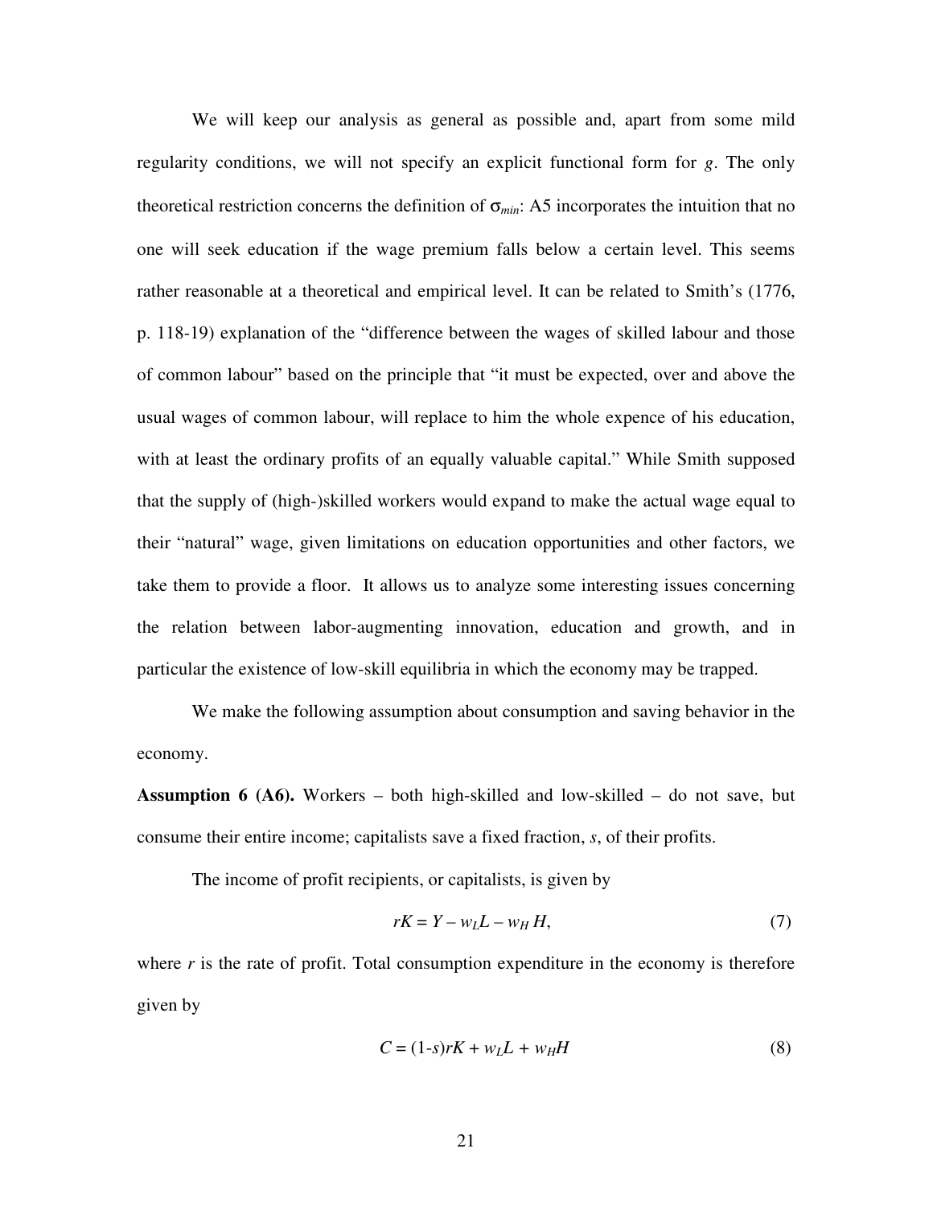We will keep our analysis as general as possible and, apart from some mild regularity conditions, we will not specify an explicit functional form for $g$. The only theoretical restriction concerns the definition of $\sigma_{min}$: A5 incorporates the intuition that no one will seek education if the wage premium falls below a certain level. This seems rather reasonable at a theoretical and empirical level. It can be related to Smith's (1776, p. 118-19) explanation of the "difference between the wages of skilled labour and those of common labour" based on the principle that "it must be expected, over and above the usual wages of common labour, will replace to him the whole expence of his education, with at least the ordinary profits of an equally valuable capital." While Smith supposed that the supply of (high-)skilled workers would expand to make the actual wage equal to their "natural" wage, given limitations on education opportunities and other factors, we take them to provide a floor. It allows us to analyze some interesting issues concerning the relation between labor-augmenting innovation, education and growth, and in particular the existence of low-skill equilibria in which the economy may be trapped.

We make the following assumption about consumption and saving behavior in the economy.

**Assumption 6 (A6).** Workers – both high-skilled and low-skilled – do not save, but consume their entire income; capitalists save a fixed fraction, $s$, of their profits.

The income of profit recipients, or capitalists, is given by

$$rK = Y - w_L L - w_H H, \tag{7}$$

where $r$ is the rate of profit. Total consumption expenditure in the economy is therefore given by

$$C = (1-s)rK + w_L L + w_H H \tag{8}$$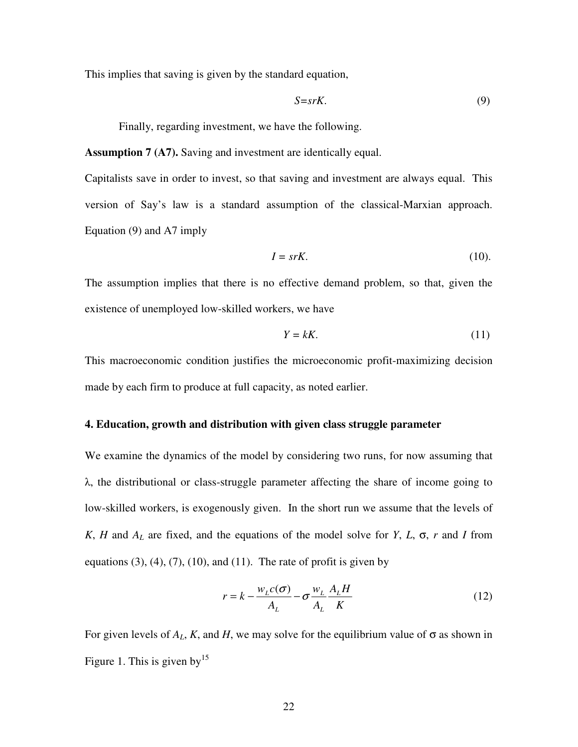This implies that saving is given by the standard equation,

$$S=srK. \tag{9}$$

Finally, regarding investment, we have the following.

**Assumption 7 (A7).** Saving and investment are identically equal.

Capitalists save in order to invest, so that saving and investment are always equal. This version of Say's law is a standard assumption of the classical-Marxian approach. Equation (9) and A7 imply

$$I = srK. \tag{10}$$

The assumption implies that there is no effective demand problem, so that, given the existence of unemployed low-skilled workers, we have

$$Y = kK. \tag{11}$$

This macroeconomic condition justifies the microeconomic profit-maximizing decision made by each firm to produce at full capacity, as noted earlier.

### 4. Education, growth and distribution with given class struggle parameter

We examine the dynamics of the model by considering two runs, for now assuming that $\lambda$, the distributional or class-struggle parameter affecting the share of income going to low-skilled workers, is exogenously given. In the short run we assume that the levels of $K$, $H$ and $A_L$ are fixed, and the equations of the model solve for $Y$, $L$, $\sigma$, $r$ and $I$ from equations (3), (4), (7), (10), and (11). The rate of profit is given by

$$r = k - \frac{w_L c(\sigma)}{A_L} - \sigma \frac{w_L}{A_L} \frac{A_L H}{K} \tag{12}$$

For given levels of $A_L$, $K$, and $H$, we may solve for the equilibrium value of $\sigma$ as shown in Figure 1. This is given by[15]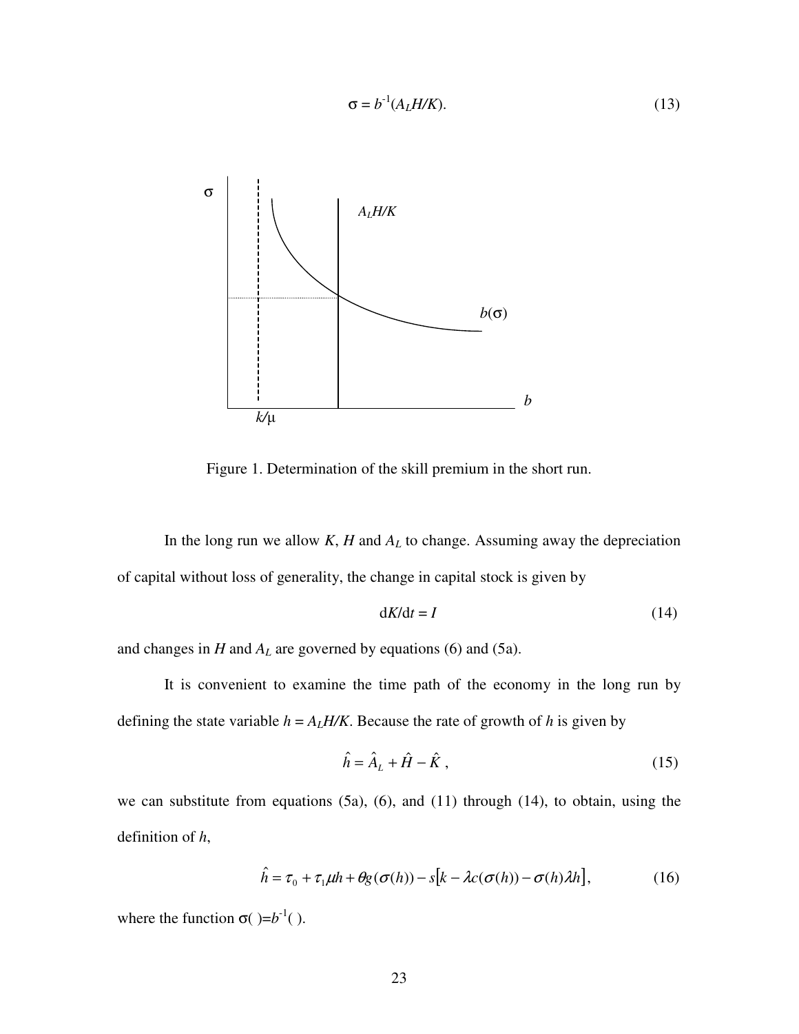$$\sigma = b^{-1}(A_L H/K). \tag{13}$$

Figure 1. Determination of the skill premium in the short run.

In the long run we allow $K$, $H$ and $A_L$ to change. Assuming away the depreciation of capital without loss of generality, the change in capital stock is given by

$$\mathrm{d}K/\mathrm{d}t = I \tag{14}$$

and changes in $H$ and $A_L$ are governed by equations (6) and (5a).

It is convenient to examine the time path of the economy in the long run by defining the state variable $h = A_L H/K$. Because the rate of growth of $h$ is given by

$$\hat{h} = \hat{A}_L + \hat{H} - \hat{K}\ , \tag{15}$$

we can substitute from equations (5a), (6), and (11) through (14), to obtain, using the definition of $h$,

$$\hat{h} = \tau_0 + \tau_1 \mu h + \theta g(\sigma(h)) - s\left[k - \lambda c(\sigma(h)) - \sigma(h)\lambda h\right], \tag{16}$$

where the function $\sigma(\ ) = b^{-1}(\ )$.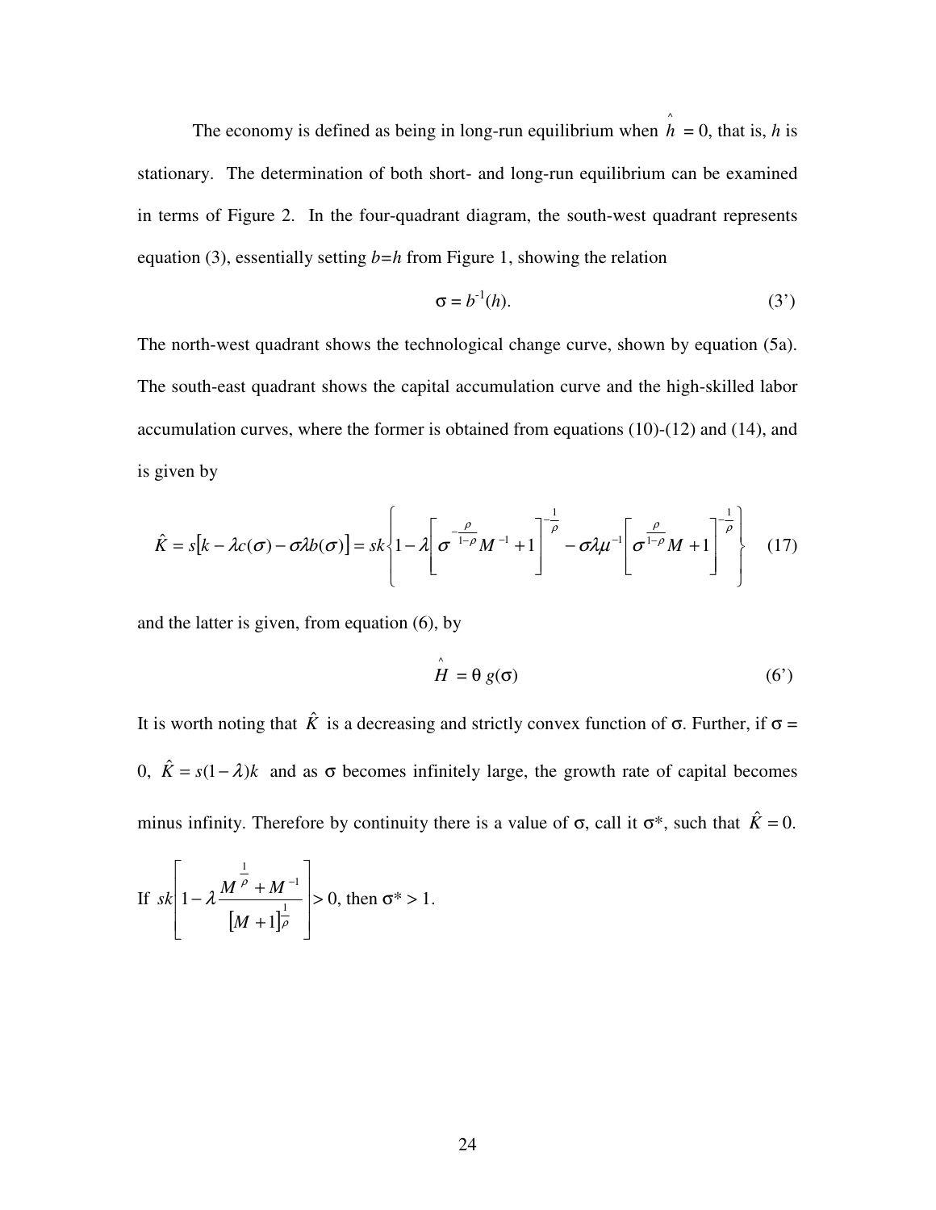The economy is defined as being in long-run equilibrium when $\hat{h} = 0$, that is, $h$ is stationary. The determination of both short- and long-run equilibrium can be examined in terms of Figure 2. In the four-quadrant diagram, the south-west quadrant represents equation (3), essentially setting $b=h$ from Figure 1, showing the relation

$$\sigma = b^{-1}(h). \tag{3'}$$

The north-west quadrant shows the technological change curve, shown by equation (5a). The south-east quadrant shows the capital accumulation curve and the high-skilled labor accumulation curves, where the former is obtained from equations (10)-(12) and (14), and is given by

$$\hat{K} = s\left[k - \lambda c(\sigma) - \sigma\lambda b(\sigma)\right] = sk\left\{1 - \lambda\left[\sigma^{-\frac{\rho}{1-\rho}}M^{-1} + 1\right]^{-\frac{1}{\rho}} - \sigma\lambda\mu^{-1}\left[\sigma^{\frac{\rho}{1-\rho}}M + 1\right]^{-\frac{1}{\rho}}\right\} \tag{17}$$

and the latter is given, from equation (6), by

$$\hat{H} = \theta\, g(\sigma) \tag{6'}$$

It is worth noting that $\hat{K}$ is a decreasing and strictly convex function of $\sigma$. Further, if $\sigma = 0$, $\hat{K} = s(1-\lambda)k$ and as $\sigma$ becomes infinitely large, the growth rate of capital becomes minus infinity. Therefore by continuity there is a value of $\sigma$, call it $\sigma^*$, such that $\hat{K} = 0$.

If $sk\left[1 - \lambda\dfrac{M^{\frac{1}{\rho}} + M^{-1}}{\left[M+1\right]^{\frac{1}{\rho}}}\right] > 0$, then $\sigma^* > 1$.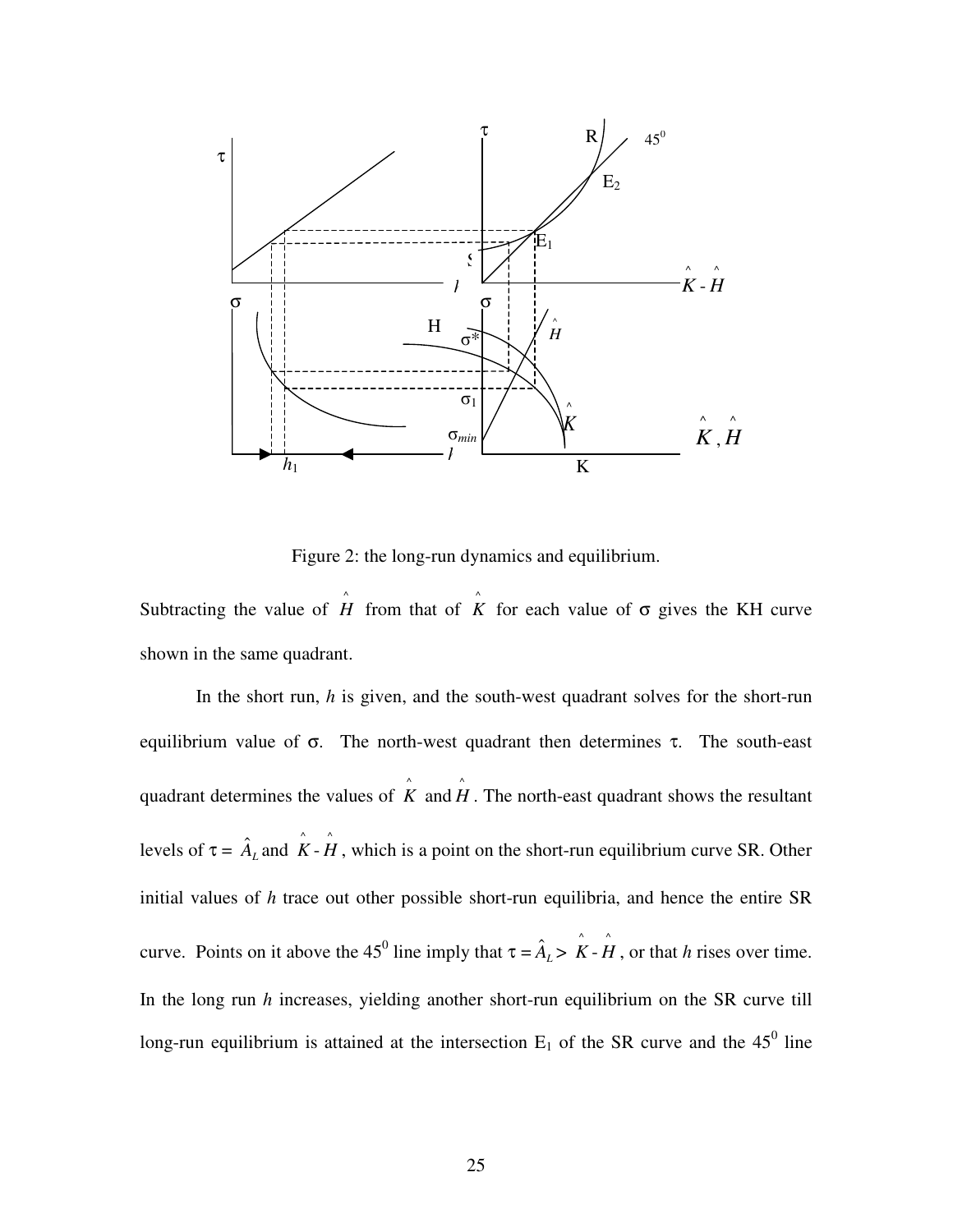Figure 2: the long-run dynamics and equilibrium.

Subtracting the value of $\hat{H}$ from that of $\hat{K}$ for each value of σ gives the KH curve shown in the same quadrant.

In the short run, $h$ is given, and the south-west quadrant solves for the short-run equilibrium value of σ. The north-west quadrant then determines τ. The south-east quadrant determines the values of $\hat{K}$ and $\hat{H}$. The north-east quadrant shows the resultant levels of $\tau = \hat{A}_L$ and $\hat{K} - \hat{H}$, which is a point on the short-run equilibrium curve SR. Other initial values of $h$ trace out other possible short-run equilibria, and hence the entire SR curve. Points on it above the $45^0$ line imply that $\tau = \hat{A}_L > \hat{K} - \hat{H}$, or that $h$ rises over time. In the long run $h$ increases, yielding another short-run equilibrium on the SR curve till long-run equilibrium is attained at the intersection $E_1$ of the SR curve and the $45^0$ line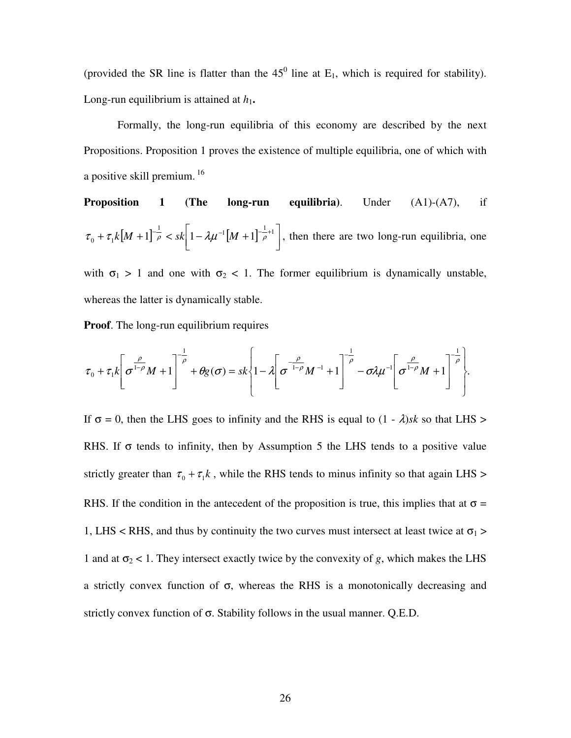(provided the SR line is flatter than the $45^0$ line at $E_1$, which is required for stability). Long-run equilibrium is attained at $h_1$**.**

Formally, the long-run equilibria of this economy are described by the next Propositions. Proposition 1 proves the existence of multiple equilibria, one of which with a positive skill premium. [16]

**Proposition 1 (The long-run equilibria)**. Under (A1)-(A7), if $\tau_0 + \tau_1 k[M+1]^{-\frac{1}{\rho}} < sk\left[1 - \lambda\mu^{-1}[M+1]^{-\frac{1}{\rho}+1}\right]$, then there are two long-run equilibria, one with $\sigma_1 > 1$ and one with $\sigma_2 < 1$. The former equilibrium is dynamically unstable, whereas the latter is dynamically stable.

**Proof**. The long-run equilibrium requires

$$\tau_0 + \tau_1 k\left[\sigma^{\frac{\rho}{1-\rho}} M + 1\right]^{-\frac{1}{\rho}} + \theta g(\sigma) = sk\left\{1 - \lambda\left[\sigma^{-\frac{\rho}{1-\rho}} M^{-1} + 1\right]^{-\frac{1}{\rho}} - \sigma\lambda\mu^{-1}\left[\sigma^{\frac{\rho}{1-\rho}} M + 1\right]^{-\frac{1}{\rho}}\right\}.$$

If $\sigma = 0$, then the LHS goes to infinity and the RHS is equal to $(1 - \lambda)sk$ so that LHS > RHS. If $\sigma$ tends to infinity, then by Assumption 5 the LHS tends to a positive value strictly greater than $\tau_0 + \tau_1 k$, while the RHS tends to minus infinity so that again LHS > RHS. If the condition in the antecedent of the proposition is true, this implies that at $\sigma = 1$, LHS < RHS, and thus by continuity the two curves must intersect at least twice at $\sigma_1 > 1$ and at $\sigma_2 < 1$. They intersect exactly twice by the convexity of $g$, which makes the LHS a strictly convex function of $\sigma$, whereas the RHS is a monotonically decreasing and strictly convex function of $\sigma$. Stability follows in the usual manner. Q.E.D.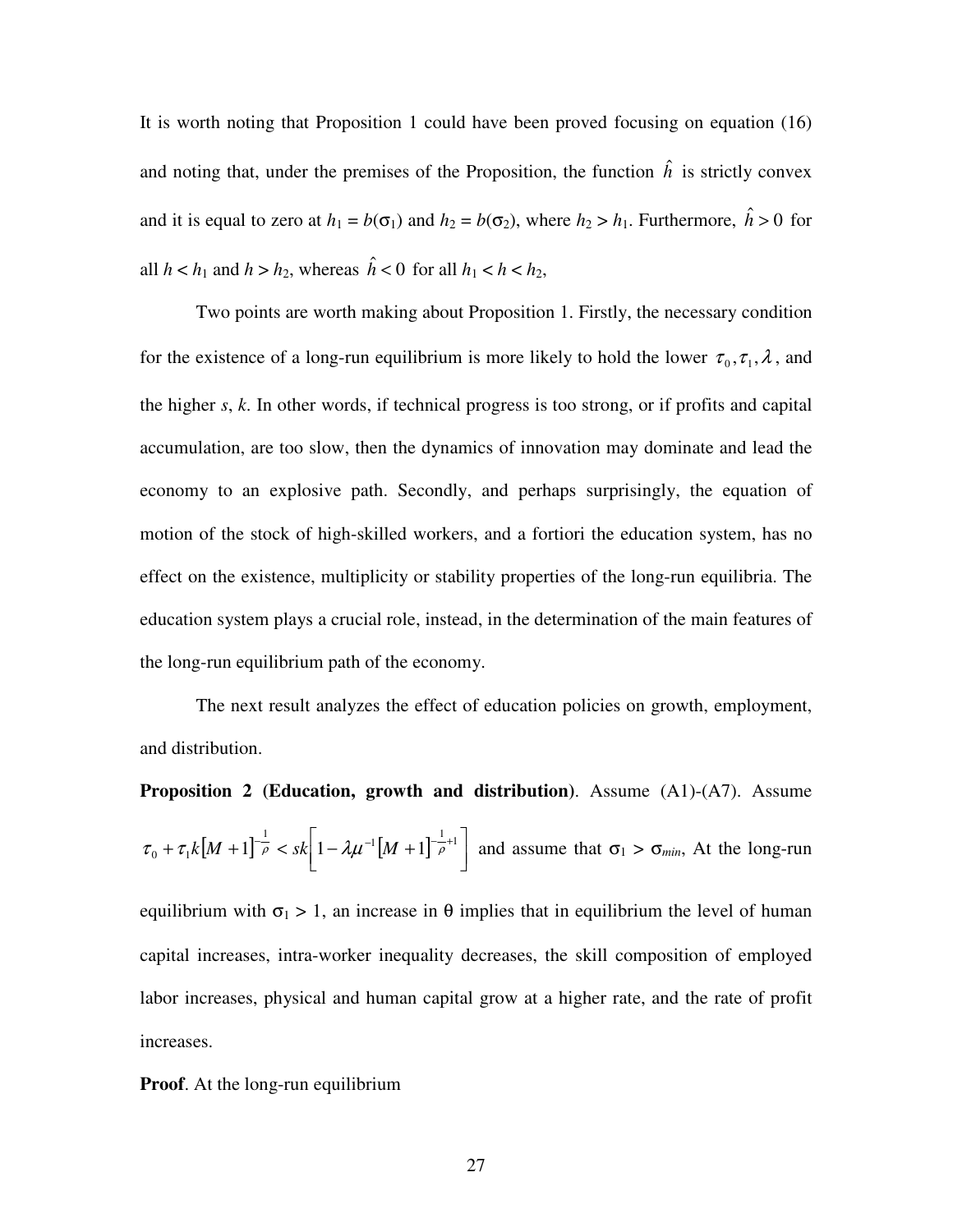It is worth noting that Proposition 1 could have been proved focusing on equation (16) and noting that, under the premises of the Proposition, the function $\hat{h}$ is strictly convex and it is equal to zero at $h_1 = b(\sigma_1)$ and $h_2 = b(\sigma_2)$, where $h_2 > h_1$. Furthermore, $\hat{h} > 0$ for all $h < h_1$ and $h > h_2$, whereas $\hat{h} < 0$ for all $h_1 < h < h_2$,

Two points are worth making about Proposition 1. Firstly, the necessary condition for the existence of a long-run equilibrium is more likely to hold the lower $\tau_0, \tau_1, \lambda$, and the higher *s*, *k*. In other words, if technical progress is too strong, or if profits and capital accumulation, are too slow, then the dynamics of innovation may dominate and lead the economy to an explosive path. Secondly, and perhaps surprisingly, the equation of motion of the stock of high-skilled workers, and a fortiori the education system, has no effect on the existence, multiplicity or stability properties of the long-run equilibria. The education system plays a crucial role, instead, in the determination of the main features of the long-run equilibrium path of the economy.

The next result analyzes the effect of education policies on growth, employment, and distribution.

**Proposition 2 (Education, growth and distribution)**. Assume (A1)-(A7). Assume $\tau_0 + \tau_1 k[M+1]^{-\frac{1}{\rho}} < sk\left[1 - \lambda\mu^{-1}[M+1]^{-\frac{1}{\rho}+1}\right]$ and assume that $\sigma_1 > \sigma_{min}$, At the long-run equilibrium with $\sigma_1 > 1$, an increase in $\theta$ implies that in equilibrium the level of human capital increases, intra-worker inequality decreases, the skill composition of employed labor increases, physical and human capital grow at a higher rate, and the rate of profit increases.

**Proof**. At the long-run equilibrium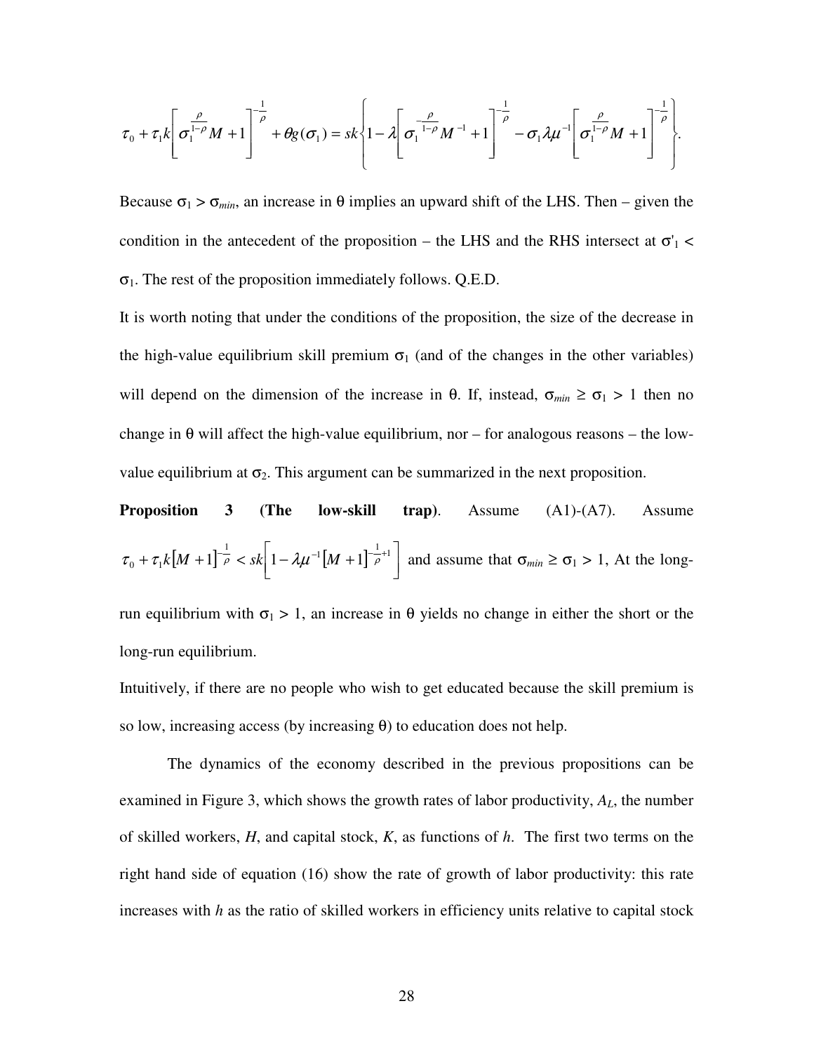$$\tau_0 + \tau_1 k\left[\sigma_1^{\frac{\rho}{1-\rho}} M + 1\right]^{-\frac{1}{\rho}} + \theta g(\sigma_1) = sk\left\{1 - \lambda\left[\sigma_1^{-\frac{\rho}{1-\rho}} M^{-1} + 1\right]^{-\frac{1}{\rho}} - \sigma_1 \lambda \mu^{-1}\left[\sigma_1^{\frac{\rho}{1-\rho}} M + 1\right]^{-\frac{1}{\rho}}\right\}.$$

Because $\sigma_1 > \sigma_{min}$, an increase in $\theta$ implies an upward shift of the LHS. Then – given the condition in the antecedent of the proposition – the LHS and the RHS intersect at $\sigma'_1 < \sigma_1$. The rest of the proposition immediately follows. Q.E.D.

It is worth noting that under the conditions of the proposition, the size of the decrease in the high-value equilibrium skill premium $\sigma_1$ (and of the changes in the other variables) will depend on the dimension of the increase in $\theta$. If, instead, $\sigma_{min} \geq \sigma_1 > 1$ then no change in $\theta$ will affect the high-value equilibrium, nor – for analogous reasons – the low-value equilibrium at $\sigma_2$. This argument can be summarized in the next proposition.

**Proposition 3 (The low-skill trap)**. Assume (A1)-(A7). Assume $\tau_0 + \tau_1 k[M+1]^{-\frac{1}{\rho}} < sk\left[1 - \lambda\mu^{-1}[M+1]^{-\frac{1}{\rho}+1}\right]$ and assume that $\sigma_{min} \geq \sigma_1 > 1$, At the long-run equilibrium with $\sigma_1 > 1$, an increase in $\theta$ yields no change in either the short or the long-run equilibrium.

Intuitively, if there are no people who wish to get educated because the skill premium is so low, increasing access (by increasing $\theta$) to education does not help.

The dynamics of the economy described in the previous propositions can be examined in Figure 3, which shows the growth rates of labor productivity, $A_L$, the number of skilled workers, $H$, and capital stock, $K$, as functions of $h$. The first two terms on the right hand side of equation (16) show the rate of growth of labor productivity: this rate increases with $h$ as the ratio of skilled workers in efficiency units relative to capital stock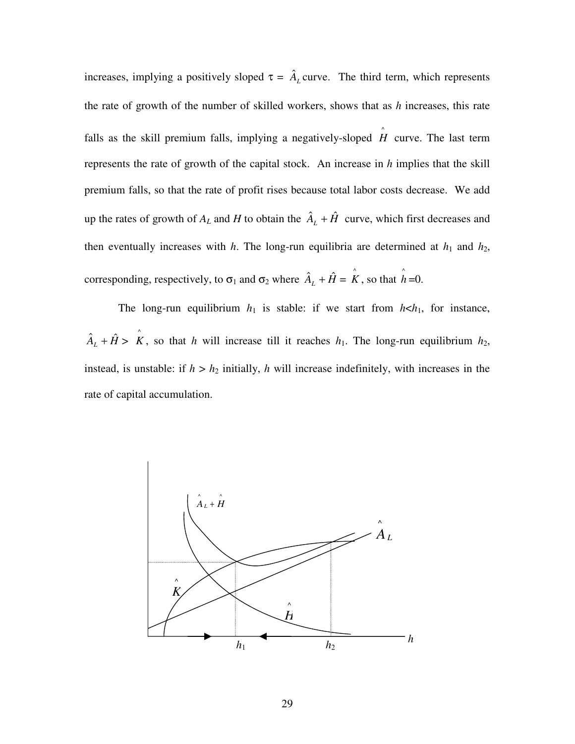increases, implying a positively sloped $\tau = \hat{A}_L$ curve. The third term, which represents the rate of growth of the number of skilled workers, shows that as $h$ increases, this rate falls as the skill premium falls, implying a negatively-sloped $\hat{H}$ curve. The last term represents the rate of growth of the capital stock. An increase in $h$ implies that the skill premium falls, so that the rate of profit rises because total labor costs decrease. We add up the rates of growth of $A_L$ and $H$ to obtain the $\hat{A}_L + \hat{H}$ curve, which first decreases and then eventually increases with $h$. The long-run equilibria are determined at $h_1$ and $h_2$, corresponding, respectively, to $\sigma_1$ and $\sigma_2$ where $\hat{A}_L + \hat{H} = \hat{K}$, so that $\hat{h}=0$.

The long-run equilibrium $h_1$ is stable: if we start from $h<h_1$, for instance, $\hat{A}_L + \hat{H} > \hat{K}$, so that $h$ will increase till it reaches $h_1$. The long-run equilibrium $h_2$, instead, is unstable: if $h > h_2$ initially, $h$ will increase indefinitely, with increases in the rate of capital accumulation.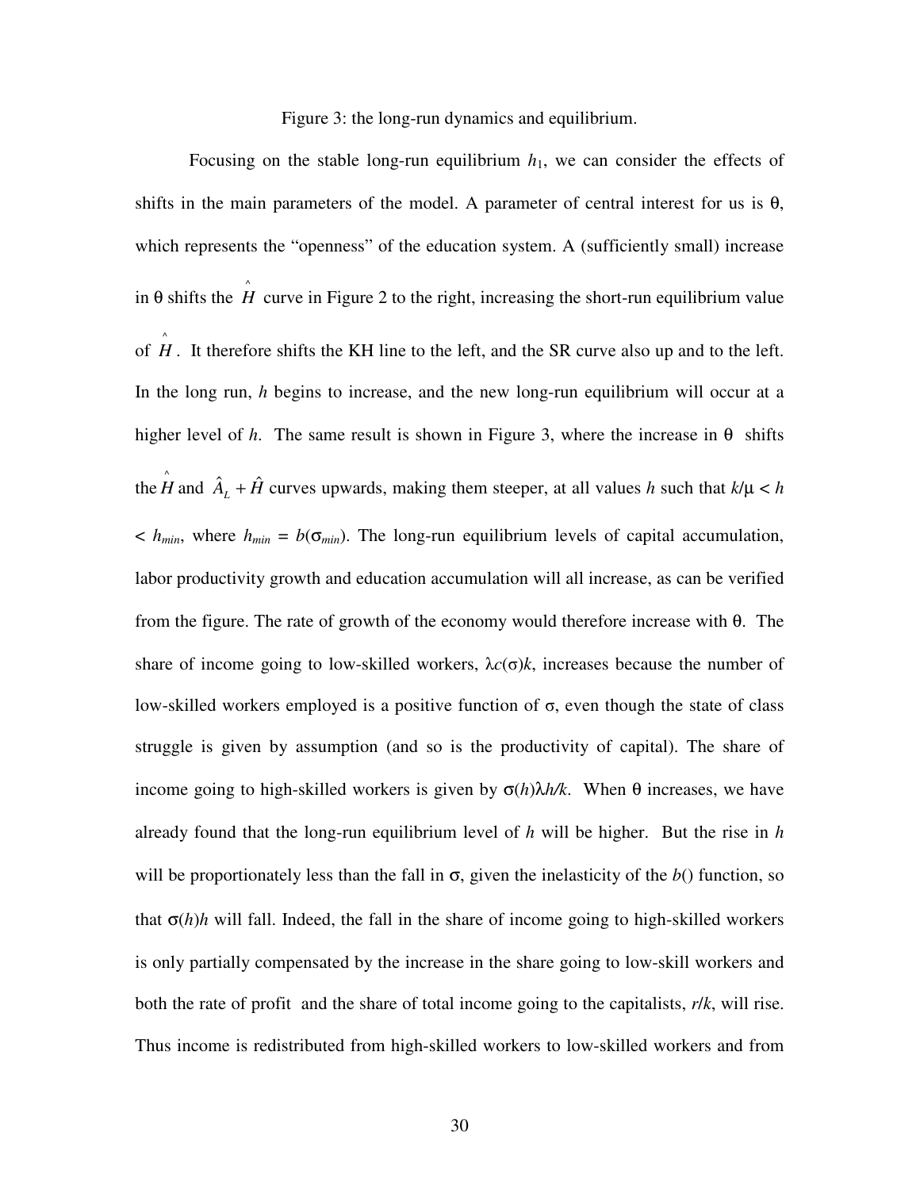Figure 3: the long-run dynamics and equilibrium.

Focusing on the stable long-run equilibrium $h_1$, we can consider the effects of shifts in the main parameters of the model. A parameter of central interest for us is $\theta$, which represents the "openness" of the education system. A (sufficiently small) increase in $\theta$ shifts the $\hat{H}$ curve in Figure 2 to the right, increasing the short-run equilibrium value of $\hat{H}$. It therefore shifts the KH line to the left, and the SR curve also up and to the left. In the long run, $h$ begins to increase, and the new long-run equilibrium will occur at a higher level of $h$. The same result is shown in Figure 3, where the increase in $\theta$ shifts the $\hat{H}$ and $\hat{A}_L + \hat{H}$ curves upwards, making them steeper, at all values $h$ such that $k/\mu < h < h_{min}$, where $h_{min} = b(\sigma_{min})$. The long-run equilibrium levels of capital accumulation, labor productivity growth and education accumulation will all increase, as can be verified from the figure. The rate of growth of the economy would therefore increase with $\theta$. The share of income going to low-skilled workers, $\lambda c(\sigma)k$, increases because the number of low-skilled workers employed is a positive function of $\sigma$, even though the state of class struggle is given by assumption (and so is the productivity of capital). The share of income going to high-skilled workers is given by $\sigma(h)\lambda h/k$. When $\theta$ increases, we have already found that the long-run equilibrium level of $h$ will be higher. But the rise in $h$ will be proportionately less than the fall in $\sigma$, given the inelasticity of the $b()$ function, so that $\sigma(h)h$ will fall. Indeed, the fall in the share of income going to high-skilled workers is only partially compensated by the increase in the share going to low-skill workers and both the rate of profit and the share of total income going to the capitalists, $r/k$, will rise. Thus income is redistributed from high-skilled workers to low-skilled workers and from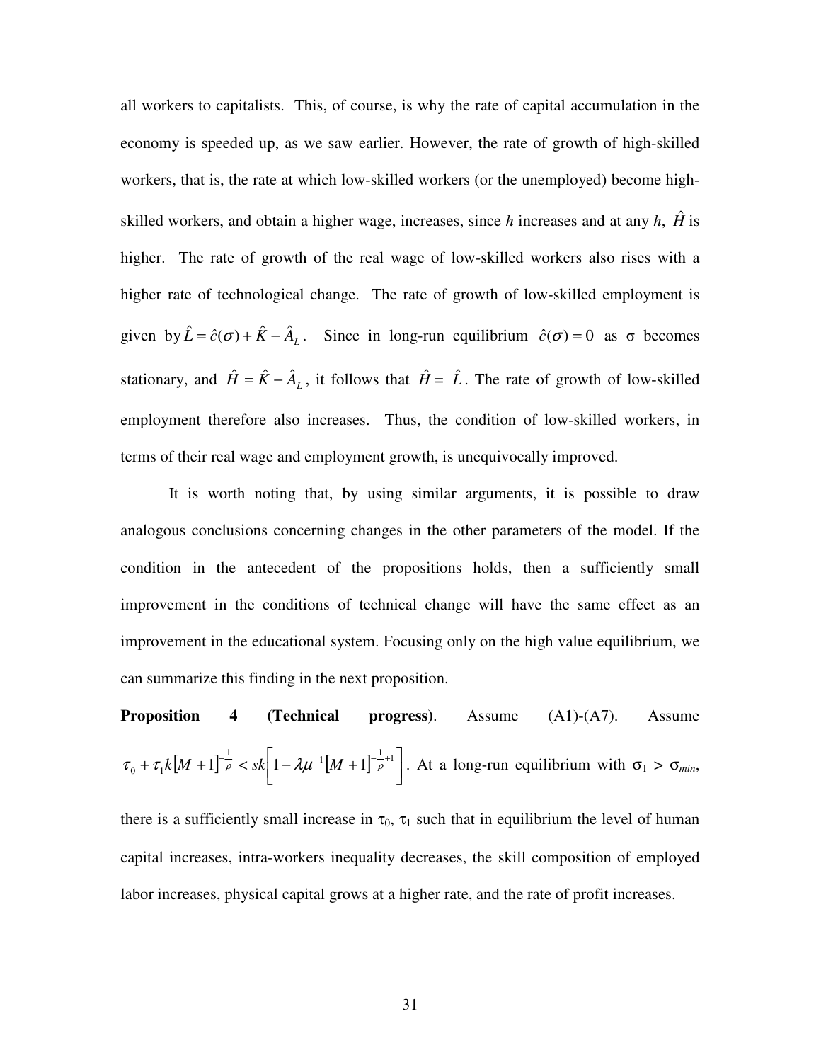all workers to capitalists. This, of course, is why the rate of capital accumulation in the economy is speeded up, as we saw earlier. However, the rate of growth of high-skilled workers, that is, the rate at which low-skilled workers (or the unemployed) become high-skilled workers, and obtain a higher wage, increases, since $h$ increases and at any $h$, $\hat{H}$ is higher. The rate of growth of the real wage of low-skilled workers also rises with a higher rate of technological change. The rate of growth of low-skilled employment is given by $\hat{L} = \hat{c}(\sigma) + \hat{K} - \hat{A}_L$. Since in long-run equilibrium $\hat{c}(\sigma) = 0$ as σ becomes stationary, and $\hat{H} = \hat{K} - \hat{A}_L$, it follows that $\hat{H} = \hat{L}$. The rate of growth of low-skilled employment therefore also increases. Thus, the condition of low-skilled workers, in terms of their real wage and employment growth, is unequivocally improved.

It is worth noting that, by using similar arguments, it is possible to draw analogous conclusions concerning changes in the other parameters of the model. If the condition in the antecedent of the propositions holds, then a sufficiently small improvement in the conditions of technical change will have the same effect as an improvement in the educational system. Focusing only on the high value equilibrium, we can summarize this finding in the next proposition.

**Proposition 4** (**Technical progress**). Assume (A1)-(A7). Assume $\tau_0 + \tau_1 k[M+1]^{-\frac{1}{\rho}} < sk\left[1 - \lambda\mu^{-1}[M+1]^{-\frac{1}{\rho}+1}\right]$. At a long-run equilibrium with $\sigma_1 > \sigma_{min}$, there is a sufficiently small increase in $\tau_0$, $\tau_1$ such that in equilibrium the level of human capital increases, intra-workers inequality decreases, the skill composition of employed labor increases, physical capital grows at a higher rate, and the rate of profit increases.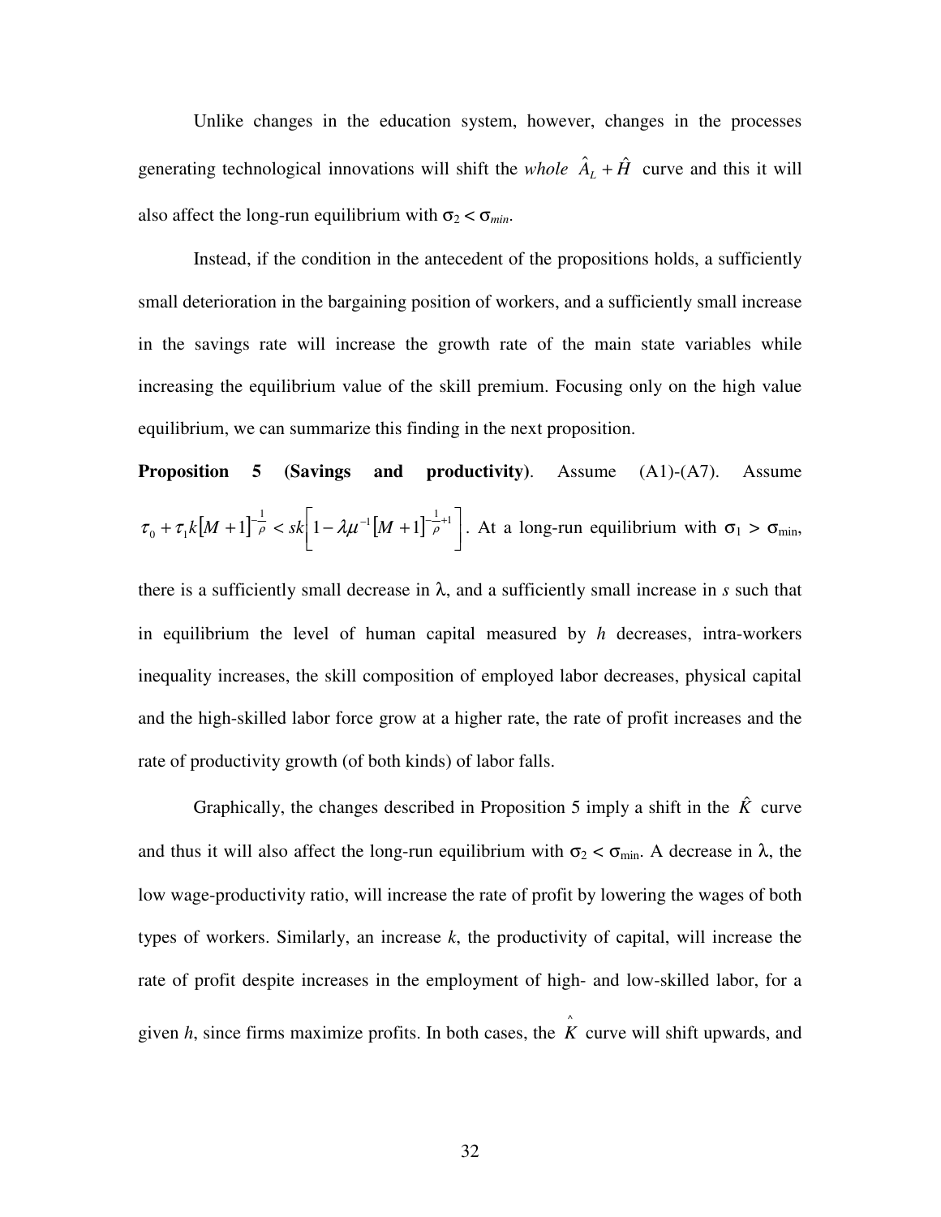Unlike changes in the education system, however, changes in the processes generating technological innovations will shift the *whole* $\hat{A}_L + \hat{H}$ curve and this it will also affect the long-run equilibrium with $\sigma_2 < \sigma_{min}$.

Instead, if the condition in the antecedent of the propositions holds, a sufficiently small deterioration in the bargaining position of workers, and a sufficiently small increase in the savings rate will increase the growth rate of the main state variables while increasing the equilibrium value of the skill premium. Focusing only on the high value equilibrium, we can summarize this finding in the next proposition.

**Proposition 5 (Savings and productivity)**. Assume (A1)-(A7). Assume $\tau_0 + \tau_1 k[M+1]^{-\frac{1}{\rho}} < sk\left[1 - \lambda\mu^{-1}[M+1]^{-\frac{1}{\rho}+1}\right]$. At a long-run equilibrium with $\sigma_1 > \sigma_{\min}$, there is a sufficiently small decrease in $\lambda$, and a sufficiently small increase in $s$ such that in equilibrium the level of human capital measured by $h$ decreases, intra-workers inequality increases, the skill composition of employed labor decreases, physical capital and the high-skilled labor force grow at a higher rate, the rate of profit increases and the rate of productivity growth (of both kinds) of labor falls.

Graphically, the changes described in Proposition 5 imply a shift in the $\hat{K}$ curve and thus it will also affect the long-run equilibrium with $\sigma_2 < \sigma_{\min}$. A decrease in $\lambda$, the low wage-productivity ratio, will increase the rate of profit by lowering the wages of both types of workers. Similarly, an increase $k$, the productivity of capital, will increase the rate of profit despite increases in the employment of high- and low-skilled labor, for a given $h$, since firms maximize profits. In both cases, the $\hat{K}$ curve will shift upwards, and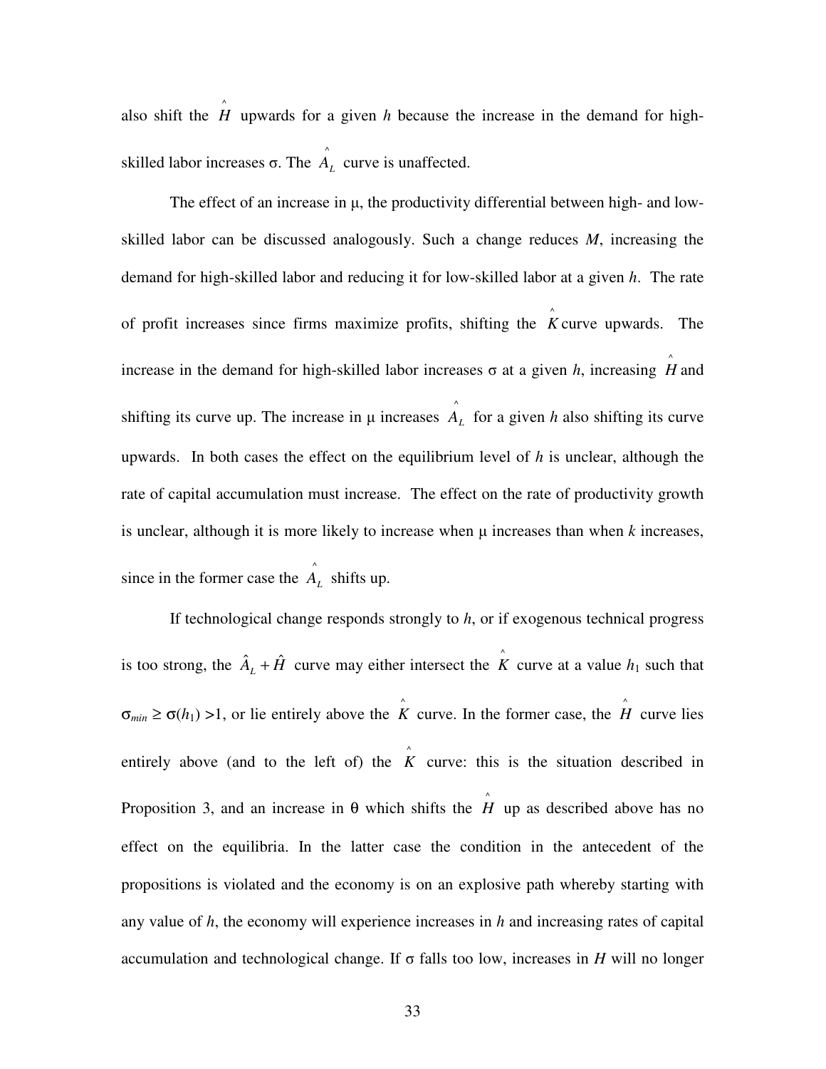also shift the $\hat{H}$ upwards for a given $h$ because the increase in the demand for high-skilled labor increases σ. The $\hat{A}_L$ curve is unaffected.

The effect of an increase in μ, the productivity differential between high- and low-skilled labor can be discussed analogously. Such a change reduces $M$, increasing the demand for high-skilled labor and reducing it for low-skilled labor at a given $h$. The rate of profit increases since firms maximize profits, shifting the $\hat{K}$ curve upwards. The increase in the demand for high-skilled labor increases σ at a given $h$, increasing $\hat{H}$ and shifting its curve up. The increase in μ increases $\hat{A}_L$ for a given $h$ also shifting its curve upwards. In both cases the effect on the equilibrium level of $h$ is unclear, although the rate of capital accumulation must increase. The effect on the rate of productivity growth is unclear, although it is more likely to increase when μ increases than when $k$ increases, since in the former case the $\hat{A}_L$ shifts up.

If technological change responds strongly to $h$, or if exogenous technical progress is too strong, the $\hat{A}_L + \hat{H}$ curve may either intersect the $\hat{K}$ curve at a value $h_1$ such that $\sigma_{min} \geq \sigma(h_1) > 1$, or lie entirely above the $\hat{K}$ curve. In the former case, the $\hat{H}$ curve lies entirely above (and to the left of) the $\hat{K}$ curve: this is the situation described in Proposition 3, and an increase in θ which shifts the $\hat{H}$ up as described above has no effect on the equilibria. In the latter case the condition in the antecedent of the propositions is violated and the economy is on an explosive path whereby starting with any value of $h$, the economy will experience increases in $h$ and increasing rates of capital accumulation and technological change. If σ falls too low, increases in $H$ will no longer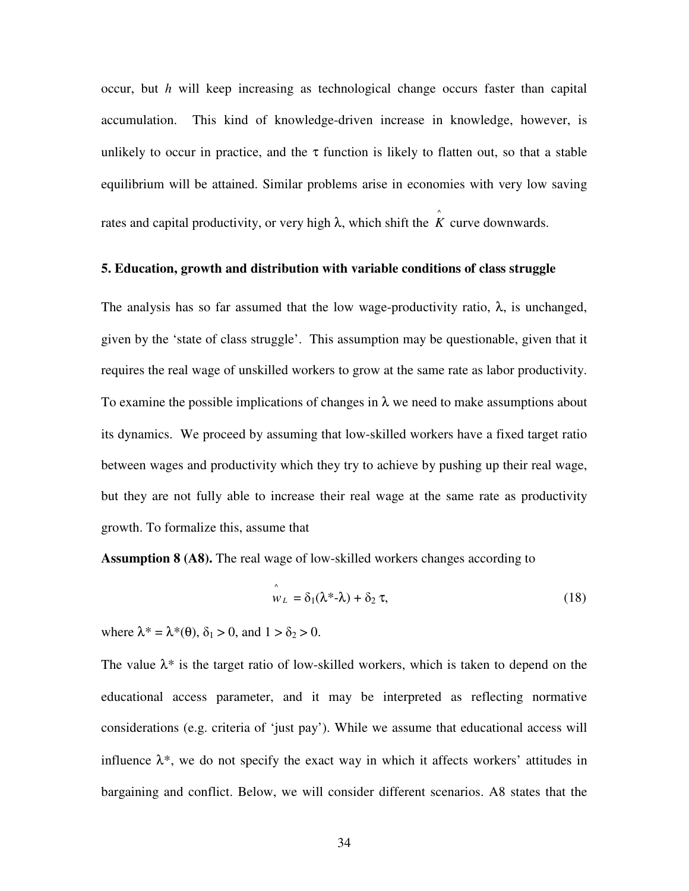occur, but $h$ will keep increasing as technological change occurs faster than capital accumulation. This kind of knowledge-driven increase in knowledge, however, is unlikely to occur in practice, and the $\tau$ function is likely to flatten out, so that a stable equilibrium will be attained. Similar problems arise in economies with very low saving rates and capital productivity, or very high $\lambda$, which shift the $\hat{K}$ curve downwards.

**5. Education, growth and distribution with variable conditions of class struggle**

The analysis has so far assumed that the low wage-productivity ratio, $\lambda$, is unchanged, given by the 'state of class struggle'. This assumption may be questionable, given that it requires the real wage of unskilled workers to grow at the same rate as labor productivity. To examine the possible implications of changes in $\lambda$ we need to make assumptions about its dynamics. We proceed by assuming that low-skilled workers have a fixed target ratio between wages and productivity which they try to achieve by pushing up their real wage, but they are not fully able to increase their real wage at the same rate as productivity growth. To formalize this, assume that

**Assumption 8 (A8).** The real wage of low-skilled workers changes according to

$$\hat{w}_L = \delta_1(\lambda^* - \lambda) + \delta_2 \tau, \tag{18}$$

where $\lambda^* = \lambda^*(\theta)$, $\delta_1 > 0$, and $1 > \delta_2 > 0$.

The value $\lambda^*$ is the target ratio of low-skilled workers, which is taken to depend on the educational access parameter, and it may be interpreted as reflecting normative considerations (e.g. criteria of 'just pay'). While we assume that educational access will influence $\lambda^*$, we do not specify the exact way in which it affects workers' attitudes in bargaining and conflict. Below, we will consider different scenarios. A8 states that the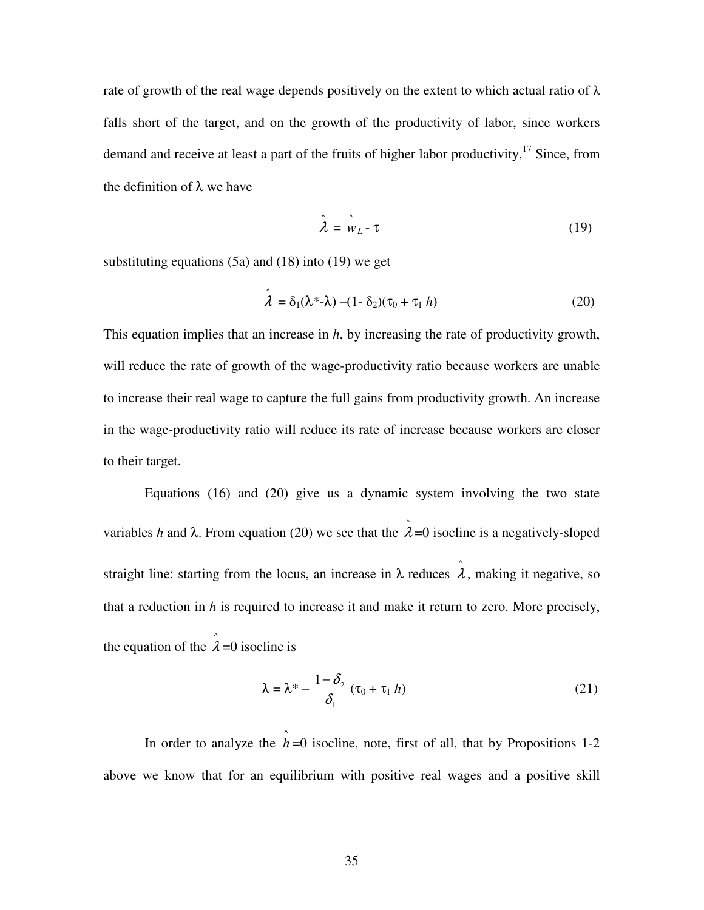rate of growth of the real wage depends positively on the extent to which actual ratio of $\lambda$ falls short of the target, and on the growth of the productivity of labor, since workers demand and receive at least a part of the fruits of higher labor productivity,[17] Since, from the definition of $\lambda$ we have

$$\hat{\lambda} = \hat{w}_L - \tau \tag{19}$$

substituting equations (5a) and (18) into (19) we get

$$\hat{\lambda} = \delta_1(\lambda^* - \lambda) - (1 - \delta_2)(\tau_0 + \tau_1 h) \tag{20}$$

This equation implies that an increase in $h$, by increasing the rate of productivity growth, will reduce the rate of growth of the wage-productivity ratio because workers are unable to increase their real wage to capture the full gains from productivity growth. An increase in the wage-productivity ratio will reduce its rate of increase because workers are closer to their target.

Equations (16) and (20) give us a dynamic system involving the two state variables $h$ and $\lambda$. From equation (20) we see that the $\hat{\lambda}=0$ isocline is a negatively-sloped straight line: starting from the locus, an increase in $\lambda$ reduces $\hat{\lambda}$, making it negative, so that a reduction in $h$ is required to increase it and make it return to zero. More precisely, the equation of the $\hat{\lambda}=0$ isocline is

$$\lambda = \lambda^* - \frac{1-\delta_2}{\delta_1}(\tau_0 + \tau_1 h) \tag{21}$$

In order to analyze the $\hat{h}=0$ isocline, note, first of all, that by Propositions 1-2 above we know that for an equilibrium with positive real wages and a positive skill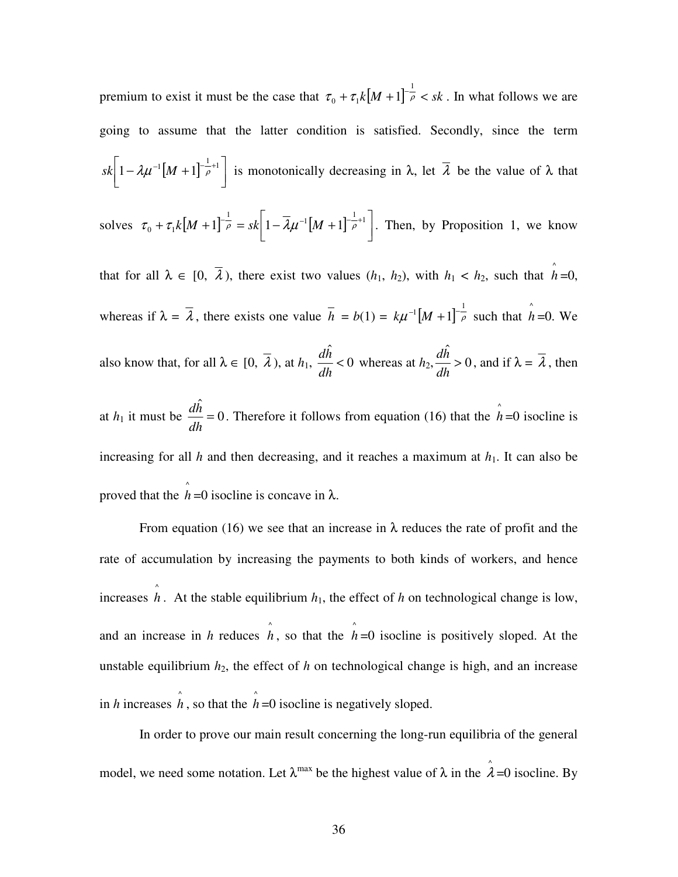premium to exist it must be the case that $\tau_0 + \tau_1 k[M+1]^{-\frac{1}{\rho}} < sk$. In what follows we are going to assume that the latter condition is satisfied. Secondly, since the term $sk\left[1 - \lambda\mu^{-1}[M+1]^{-\frac{1}{\rho}+1}\right]$ is monotonically decreasing in λ, let $\overline{\lambda}$ be the value of λ that solves $\tau_0 + \tau_1 k[M+1]^{-\frac{1}{\rho}} = sk\left[1 - \overline{\lambda}\mu^{-1}[M+1]^{-\frac{1}{\rho}+1}\right]$. Then, by Proposition 1, we know that for all $\lambda \in [0, \overline{\lambda})$, there exist two values ($h_1$, $h_2$), with $h_1 < h_2$, such that $\hat{h}=0$, whereas if $\lambda = \overline{\lambda}$, there exists one value $\overline{h} = b(1) = k\mu^{-1}[M+1]^{-\frac{1}{\rho}}$ such that $\hat{h}=0$. We also know that, for all $\lambda \in [0, \overline{\lambda})$, at $h_1$, $\frac{d\hat{h}}{dh} < 0$ whereas at $h_2$, $\frac{d\hat{h}}{dh} > 0$, and if $\lambda = \overline{\lambda}$, then at $h_1$ it must be $\frac{d\hat{h}}{dh} = 0$. Therefore it follows from equation (16) that the $\hat{h}=0$ isocline is increasing for all $h$ and then decreasing, and it reaches a maximum at $h_1$. It can also be proved that the $\hat{h}=0$ isocline is concave in λ.

From equation (16) we see that an increase in λ reduces the rate of profit and the rate of accumulation by increasing the payments to both kinds of workers, and hence increases $\hat{h}$. At the stable equilibrium $h_1$, the effect of $h$ on technological change is low, and an increase in $h$ reduces $\hat{h}$, so that the $\hat{h}=0$ isocline is positively sloped. At the unstable equilibrium $h_2$, the effect of $h$ on technological change is high, and an increase in $h$ increases $\hat{h}$, so that the $\hat{h}=0$ isocline is negatively sloped.

In order to prove our main result concerning the long-run equilibria of the general model, we need some notation. Let $\lambda^{\max}$ be the highest value of λ in the $\hat{\lambda}=0$ isocline. By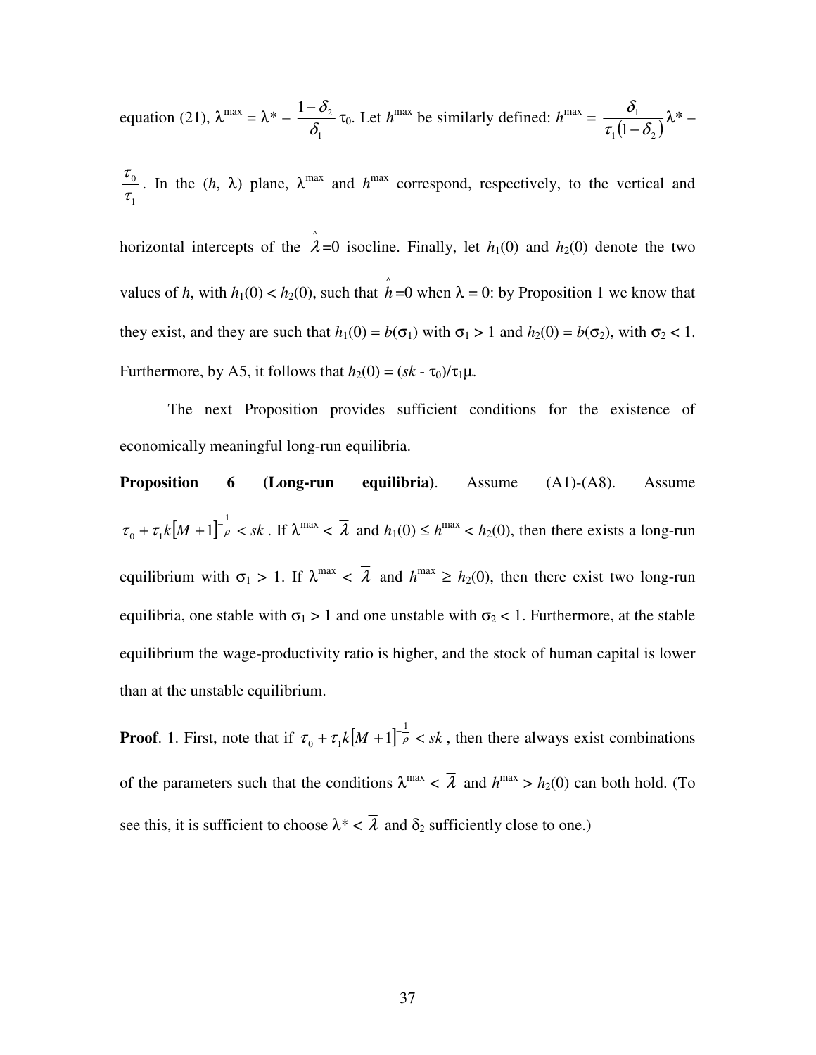equation (21), $\lambda^{\max} = \lambda^* - \frac{1-\delta_2}{\delta_1}\tau_0$. Let $h^{\max}$ be similarly defined: $h^{\max} = \frac{\delta_1}{\tau_1(1-\delta_2)}\lambda^* - \frac{\tau_0}{\tau_1}$. In the $(h, \lambda)$ plane, $\lambda^{\max}$ and $h^{\max}$ correspond, respectively, to the vertical and horizontal intercepts of the $\hat{\lambda}=0$ isocline. Finally, let $h_1(0)$ and $h_2(0)$ denote the two values of $h$, with $h_1(0) < h_2(0)$, such that $\hat{h}=0$ when $\lambda = 0$: by Proposition 1 we know that they exist, and they are such that $h_1(0) = b(\sigma_1)$ with $\sigma_1 > 1$ and $h_2(0) = b(\sigma_2)$, with $\sigma_2 < 1$. Furthermore, by A5, it follows that $h_2(0) = (sk - \tau_0)/\tau_1\mu$.

The next Proposition provides sufficient conditions for the existence of economically meaningful long-run equilibria.

**Proposition 6 (Long-run equilibria)**. Assume (A1)-(A8). Assume $\tau_0 + \tau_1 k[M+1]^{-\frac{1}{\rho}} < sk$. If $\lambda^{\max} < \overline{\lambda}$ and $h_1(0) \leq h^{\max} < h_2(0)$, then there exists a long-run equilibrium with $\sigma_1 > 1$. If $\lambda^{\max} < \overline{\lambda}$ and $h^{\max} \geq h_2(0)$, then there exist two long-run equilibria, one stable with $\sigma_1 > 1$ and one unstable with $\sigma_2 < 1$. Furthermore, at the stable equilibrium the wage-productivity ratio is higher, and the stock of human capital is lower than at the unstable equilibrium.

**Proof**. 1. First, note that if $\tau_0 + \tau_1 k[M+1]^{-\frac{1}{\rho}} < sk$, then there always exist combinations of the parameters such that the conditions $\lambda^{\max} < \overline{\lambda}$ and $h^{\max} > h_2(0)$ can both hold. (To see this, it is sufficient to choose $\lambda^* < \overline{\lambda}$ and $\delta_2$ sufficiently close to one.)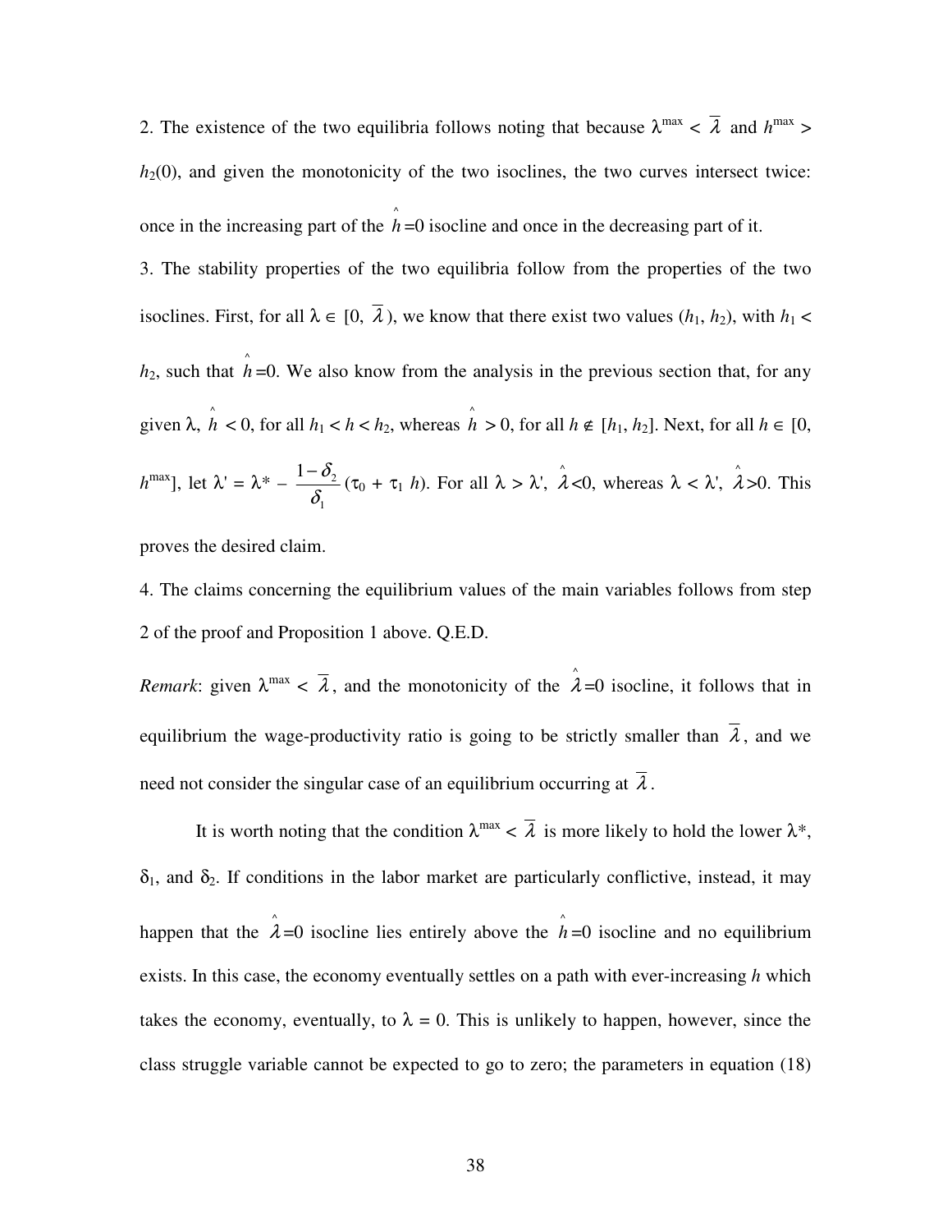2. The existence of the two equilibria follows noting that because $\lambda^{\max} < \overline{\lambda}$ and $h^{\max} > h_2(0)$, and given the monotonicity of the two isoclines, the two curves intersect twice: once in the increasing part of the $\hat{h}=0$ isocline and once in the decreasing part of it.

3. The stability properties of the two equilibria follow from the properties of the two isoclines. First, for all $\lambda \in [0, \overline{\lambda})$, we know that there exist two values $(h_1, h_2)$, with $h_1 < h_2$, such that $\hat{h}=0$. We also know from the analysis in the previous section that, for any given $\lambda$, $\hat{h} < 0$, for all $h_1 < h < h_2$, whereas $\hat{h} > 0$, for all $h \notin [h_1, h_2]$. Next, for all $h \in [0, h^{\max}]$, let $\lambda' = \lambda^* - \frac{1-\delta_2}{\delta_1}(\tau_0 + \tau_1 h)$. For all $\lambda > \lambda'$, $\hat{\lambda}<0$, whereas $\lambda < \lambda'$, $\hat{\lambda}>0$. This proves the desired claim.

4. The claims concerning the equilibrium values of the main variables follows from step 2 of the proof and Proposition 1 above. Q.E.D.

*Remark*: given $\lambda^{\max} < \overline{\lambda}$, and the monotonicity of the $\hat{\lambda}=0$ isocline, it follows that in equilibrium the wage-productivity ratio is going to be strictly smaller than $\overline{\lambda}$, and we need not consider the singular case of an equilibrium occurring at $\overline{\lambda}$.

It is worth noting that the condition $\lambda^{\max} < \overline{\lambda}$ is more likely to hold the lower $\lambda^*$, $\delta_1$, and $\delta_2$. If conditions in the labor market are particularly conflictive, instead, it may happen that the $\hat{\lambda}=0$ isocline lies entirely above the $\hat{h}=0$ isocline and no equilibrium exists. In this case, the economy eventually settles on a path with ever-increasing $h$ which takes the economy, eventually, to $\lambda = 0$. This is unlikely to happen, however, since the class struggle variable cannot be expected to go to zero; the parameters in equation (18)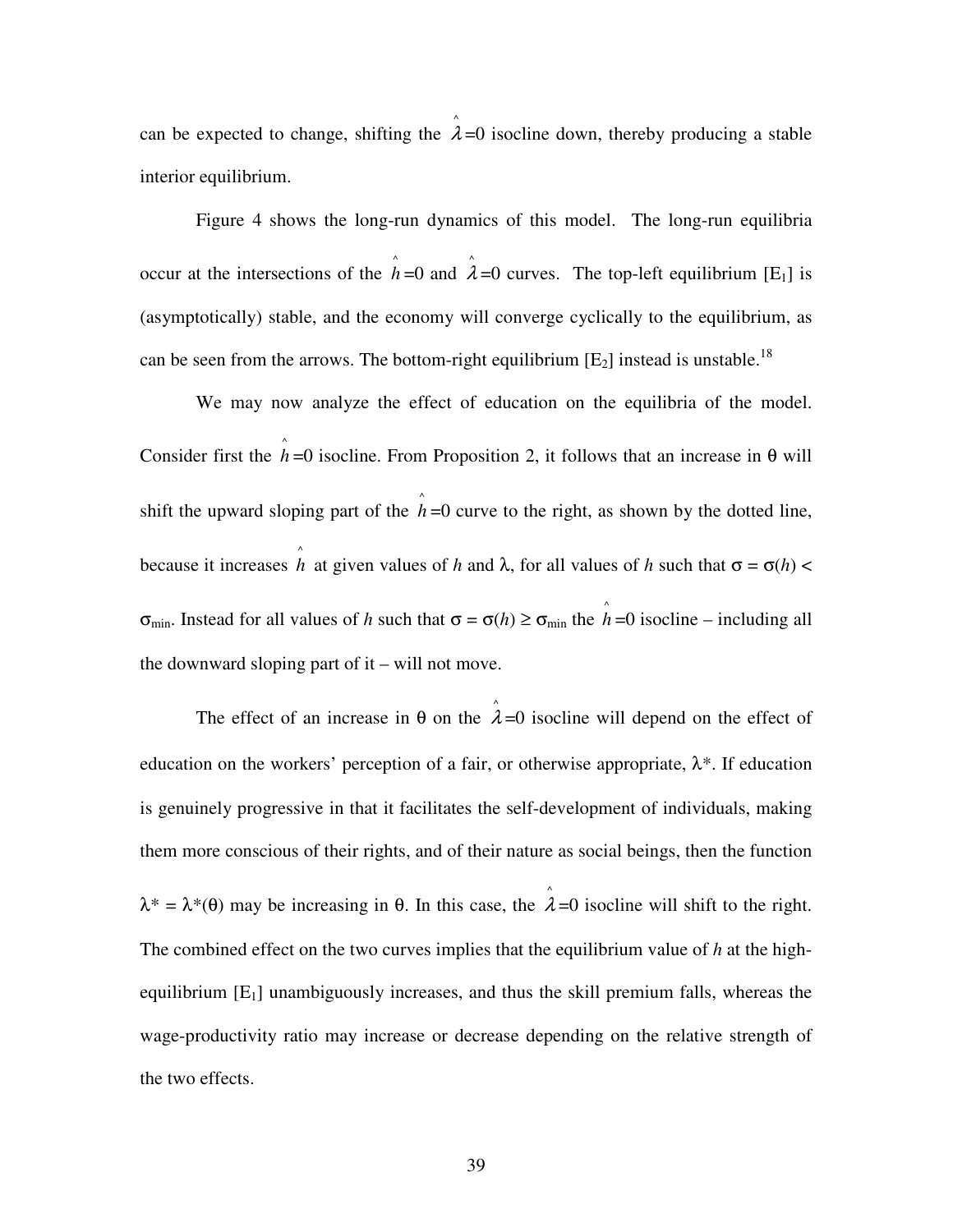can be expected to change, shifting the $\hat{\lambda}=0$ isocline down, thereby producing a stable interior equilibrium.

Figure 4 shows the long-run dynamics of this model. The long-run equilibria occur at the intersections of the $\hat{h}=0$ and $\hat{\lambda}=0$ curves. The top-left equilibrium [$E_1$] is (asymptotically) stable, and the economy will converge cyclically to the equilibrium, as can be seen from the arrows. The bottom-right equilibrium [$E_2$] instead is unstable.[18]

We may now analyze the effect of education on the equilibria of the model. Consider first the $\hat{h}=0$ isocline. From Proposition 2, it follows that an increase in $\theta$ will shift the upward sloping part of the $\hat{h}=0$ curve to the right, as shown by the dotted line, because it increases $\hat{h}$ at given values of $h$ and $\lambda$, for all values of $h$ such that $\sigma = \sigma(h) < \sigma_{min}$. Instead for all values of $h$ such that $\sigma = \sigma(h) \geq \sigma_{min}$ the $\hat{h}=0$ isocline – including all the downward sloping part of it – will not move.

The effect of an increase in $\theta$ on the $\hat{\lambda}=0$ isocline will depend on the effect of education on the workers' perception of a fair, or otherwise appropriate, $\lambda^*$. If education is genuinely progressive in that it facilitates the self-development of individuals, making them more conscious of their rights, and of their nature as social beings, then the function $\lambda^* = \lambda^*(\theta)$ may be increasing in $\theta$. In this case, the $\hat{\lambda}=0$ isocline will shift to the right. The combined effect on the two curves implies that the equilibrium value of $h$ at the high-equilibrium [$E_1$] unambiguously increases, and thus the skill premium falls, whereas the wage-productivity ratio may increase or decrease depending on the relative strength of the two effects.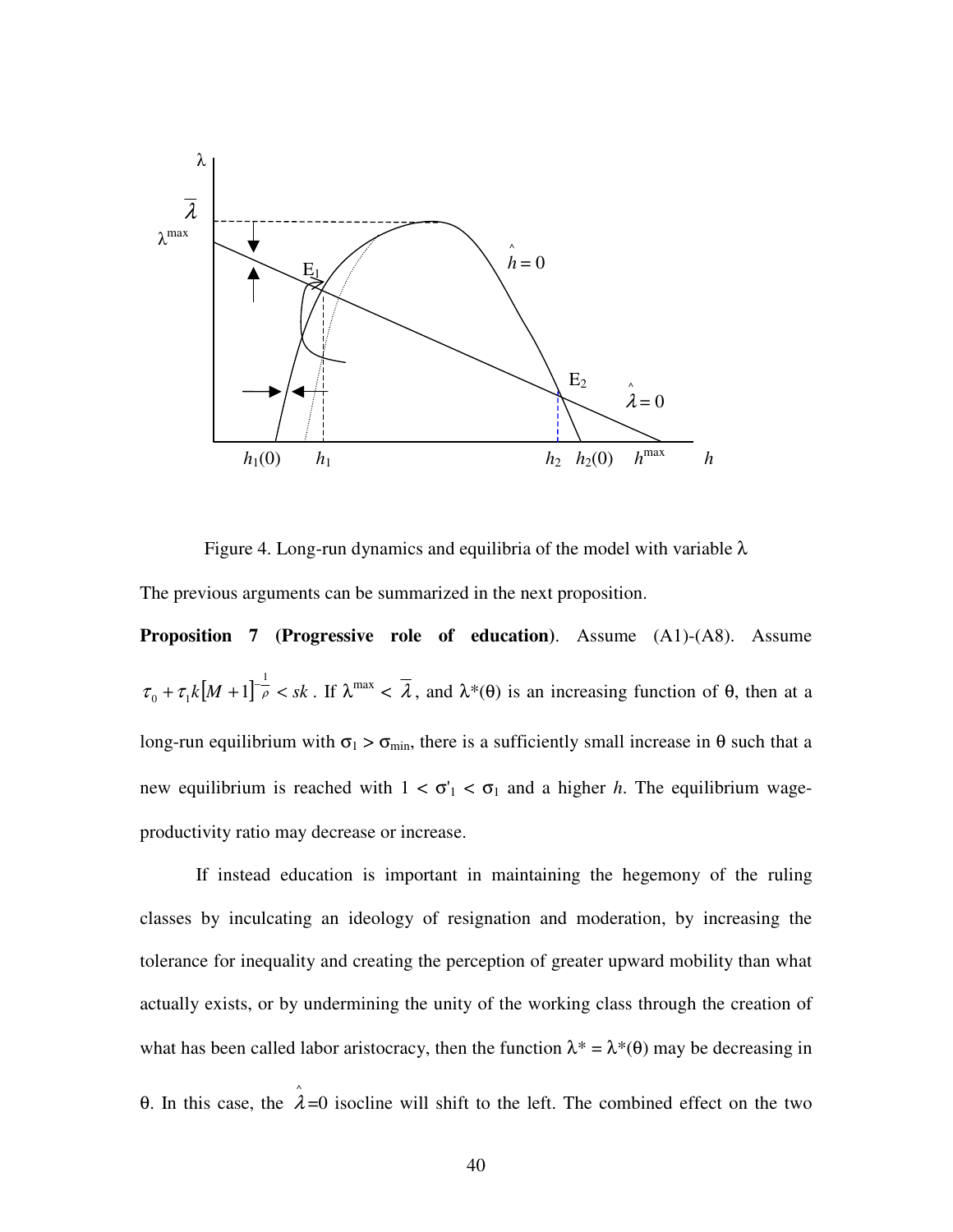Figure 4. Long-run dynamics and equilibria of the model with variable $\lambda$

The previous arguments can be summarized in the next proposition.

**Proposition 7 (Progressive role of education)**. Assume (A1)-(A8). Assume $\tau_0 + \tau_1 k\left[M+1\right]^{-\frac{1}{\rho}} < sk$. If $\lambda^{\max} < \overline{\lambda}$, and $\lambda^*(\theta)$ is an increasing function of $\theta$, then at a long-run equilibrium with $\sigma_1 > \sigma_{\min}$, there is a sufficiently small increase in $\theta$ such that a new equilibrium is reached with $1 < \sigma'_1 < \sigma_1$ and a higher $h$. The equilibrium wage-productivity ratio may decrease or increase.

If instead education is important in maintaining the hegemony of the ruling classes by inculcating an ideology of resignation and moderation, by increasing the tolerance for inequality and creating the perception of greater upward mobility than what actually exists, or by undermining the unity of the working class through the creation of what has been called labor aristocracy, then the function $\lambda^* = \lambda^*(\theta)$ may be decreasing in $\theta$. In this case, the $\hat{\lambda}=0$ isocline will shift to the left. The combined effect on the two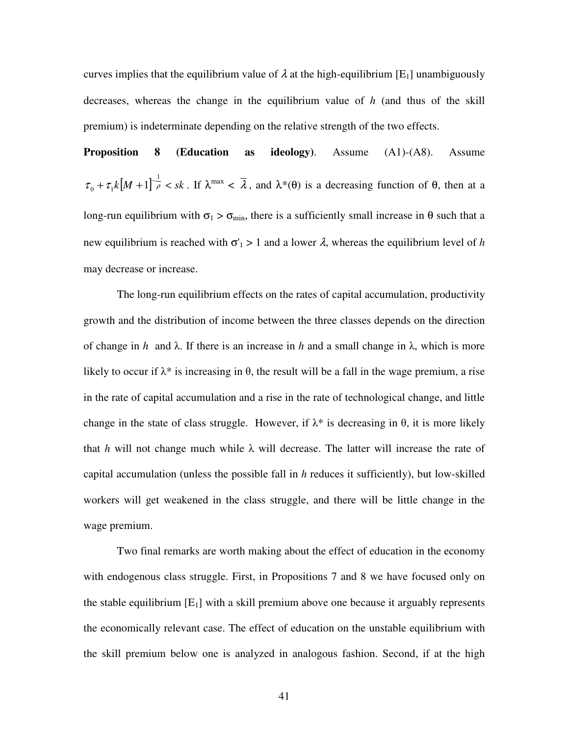curves implies that the equilibrium value of $\lambda$ at the high-equilibrium [E$_1$] unambiguously decreases, whereas the change in the equilibrium value of $h$ (and thus of the skill premium) is indeterminate depending on the relative strength of the two effects.

**Proposition 8 (Education as ideology)**. Assume (A1)-(A8). Assume $\tau_0 + \tau_1 k[M+1]^{-\frac{1}{\rho}} < sk$. If $\lambda^{\max} < \overline{\lambda}$, and $\lambda^*(\theta)$ is a decreasing function of $\theta$, then at a long-run equilibrium with $\sigma_1 > \sigma_{\min}$, there is a sufficiently small increase in $\theta$ such that a new equilibrium is reached with $\sigma'_1 > 1$ and a lower $\lambda$, whereas the equilibrium level of $h$ may decrease or increase.

The long-run equilibrium effects on the rates of capital accumulation, productivity growth and the distribution of income between the three classes depends on the direction of change in $h$ and $\lambda$. If there is an increase in $h$ and a small change in $\lambda$, which is more likely to occur if $\lambda^*$ is increasing in $\theta$, the result will be a fall in the wage premium, a rise in the rate of capital accumulation and a rise in the rate of technological change, and little change in the state of class struggle. However, if $\lambda^*$ is decreasing in $\theta$, it is more likely that $h$ will not change much while $\lambda$ will decrease. The latter will increase the rate of capital accumulation (unless the possible fall in $h$ reduces it sufficiently), but low-skilled workers will get weakened in the class struggle, and there will be little change in the wage premium.

Two final remarks are worth making about the effect of education in the economy with endogenous class struggle. First, in Propositions 7 and 8 we have focused only on the stable equilibrium [E$_1$] with a skill premium above one because it arguably represents the economically relevant case. The effect of education on the unstable equilibrium with the skill premium below one is analyzed in analogous fashion. Second, if at the high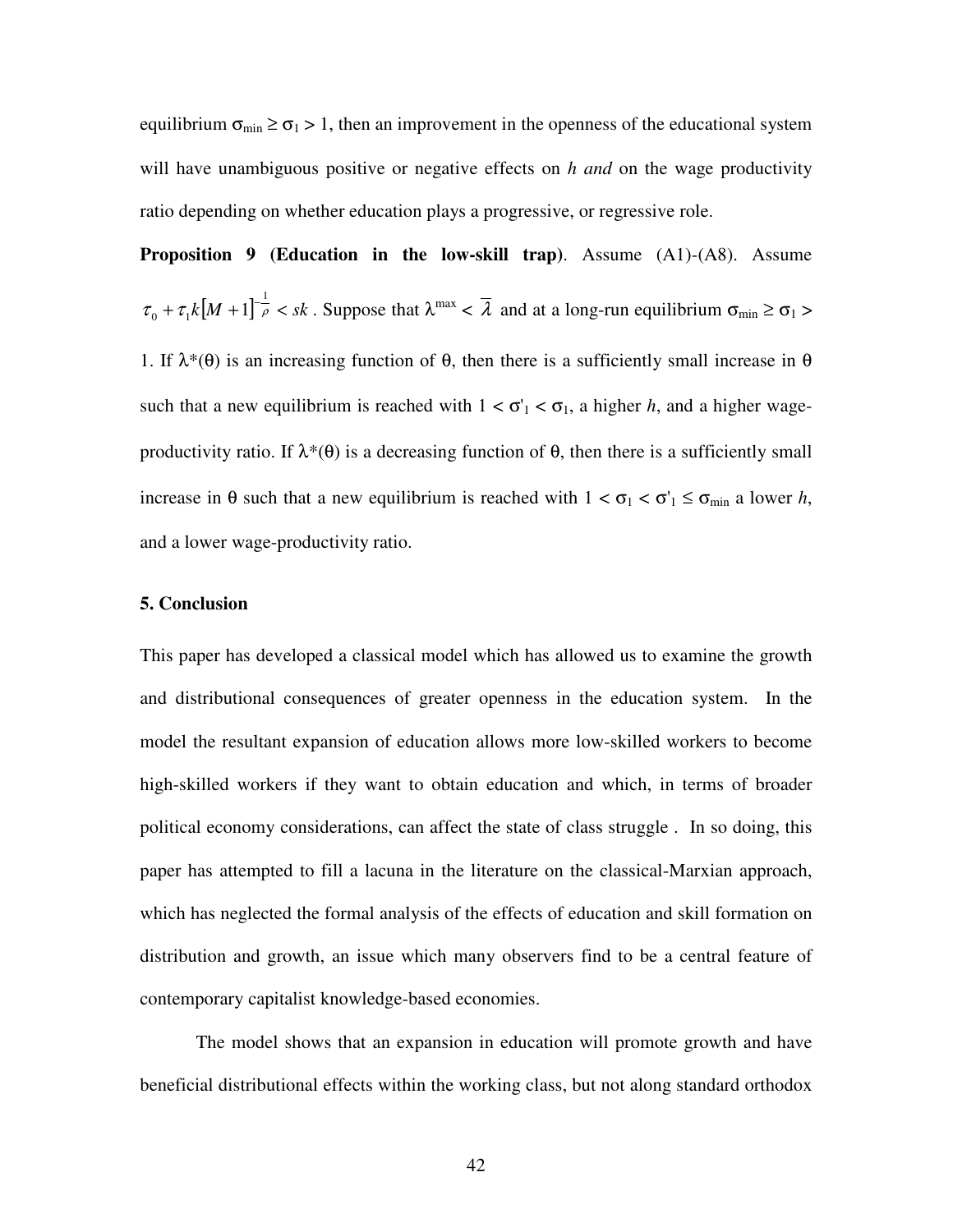equilibrium $\sigma_{\min} \geq \sigma_1 > 1$, then an improvement in the openness of the educational system will have unambiguous positive or negative effects on *h and* on the wage productivity ratio depending on whether education plays a progressive, or regressive role.

**Proposition 9 (Education in the low-skill trap)**. Assume (A1)-(A8). Assume $\tau_0 + \tau_1 k[M+1]^{-\frac{1}{\rho}} < sk$. Suppose that $\lambda^{\max} < \overline{\lambda}$ and at a long-run equilibrium $\sigma_{\min} \geq \sigma_1 > 1$. If $\lambda^*(\theta)$ is an increasing function of $\theta$, then there is a sufficiently small increase in $\theta$ such that a new equilibrium is reached with $1 < \sigma'_1 < \sigma_1$, a higher $h$, and a higher wage-productivity ratio. If $\lambda^*(\theta)$ is a decreasing function of $\theta$, then there is a sufficiently small increase in $\theta$ such that a new equilibrium is reached with $1 < \sigma_1 < \sigma'_1 \leq \sigma_{\min}$ a lower $h$, and a lower wage-productivity ratio.

## 5. Conclusion

This paper has developed a classical model which has allowed us to examine the growth and distributional consequences of greater openness in the education system. In the model the resultant expansion of education allows more low-skilled workers to become high-skilled workers if they want to obtain education and which, in terms of broader political economy considerations, can affect the state of class struggle . In so doing, this paper has attempted to fill a lacuna in the literature on the classical-Marxian approach, which has neglected the formal analysis of the effects of education and skill formation on distribution and growth, an issue which many observers find to be a central feature of contemporary capitalist knowledge-based economies.

The model shows that an expansion in education will promote growth and have beneficial distributional effects within the working class, but not along standard orthodox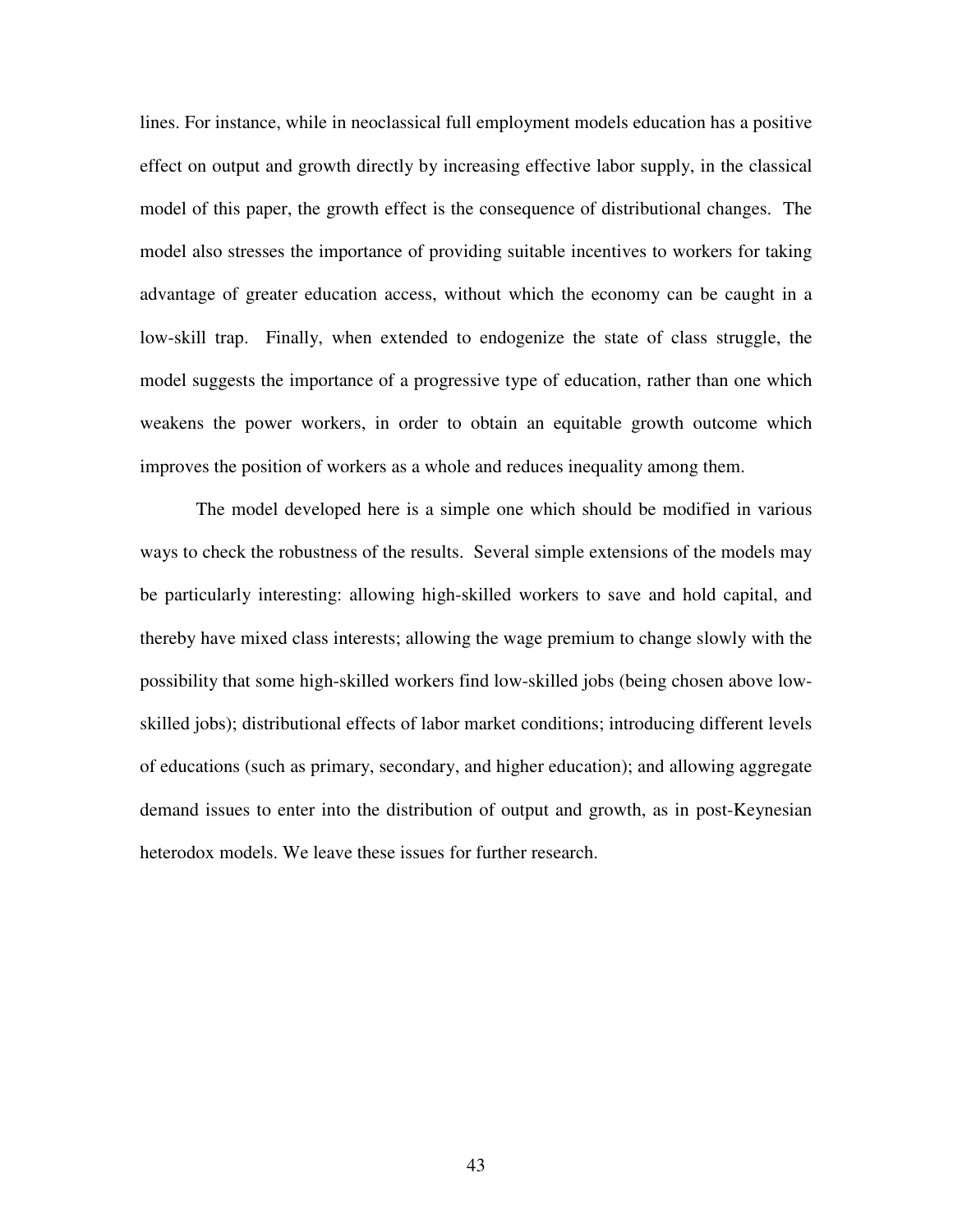lines. For instance, while in neoclassical full employment models education has a positive effect on output and growth directly by increasing effective labor supply, in the classical model of this paper, the growth effect is the consequence of distributional changes. The model also stresses the importance of providing suitable incentives to workers for taking advantage of greater education access, without which the economy can be caught in a low-skill trap. Finally, when extended to endogenize the state of class struggle, the model suggests the importance of a progressive type of education, rather than one which weakens the power workers, in order to obtain an equitable growth outcome which improves the position of workers as a whole and reduces inequality among them.

The model developed here is a simple one which should be modified in various ways to check the robustness of the results. Several simple extensions of the models may be particularly interesting: allowing high-skilled workers to save and hold capital, and thereby have mixed class interests; allowing the wage premium to change slowly with the possibility that some high-skilled workers find low-skilled jobs (being chosen above low-skilled jobs); distributional effects of labor market conditions; introducing different levels of educations (such as primary, secondary, and higher education); and allowing aggregate demand issues to enter into the distribution of output and growth, as in post-Keynesian heterodox models. We leave these issues for further research.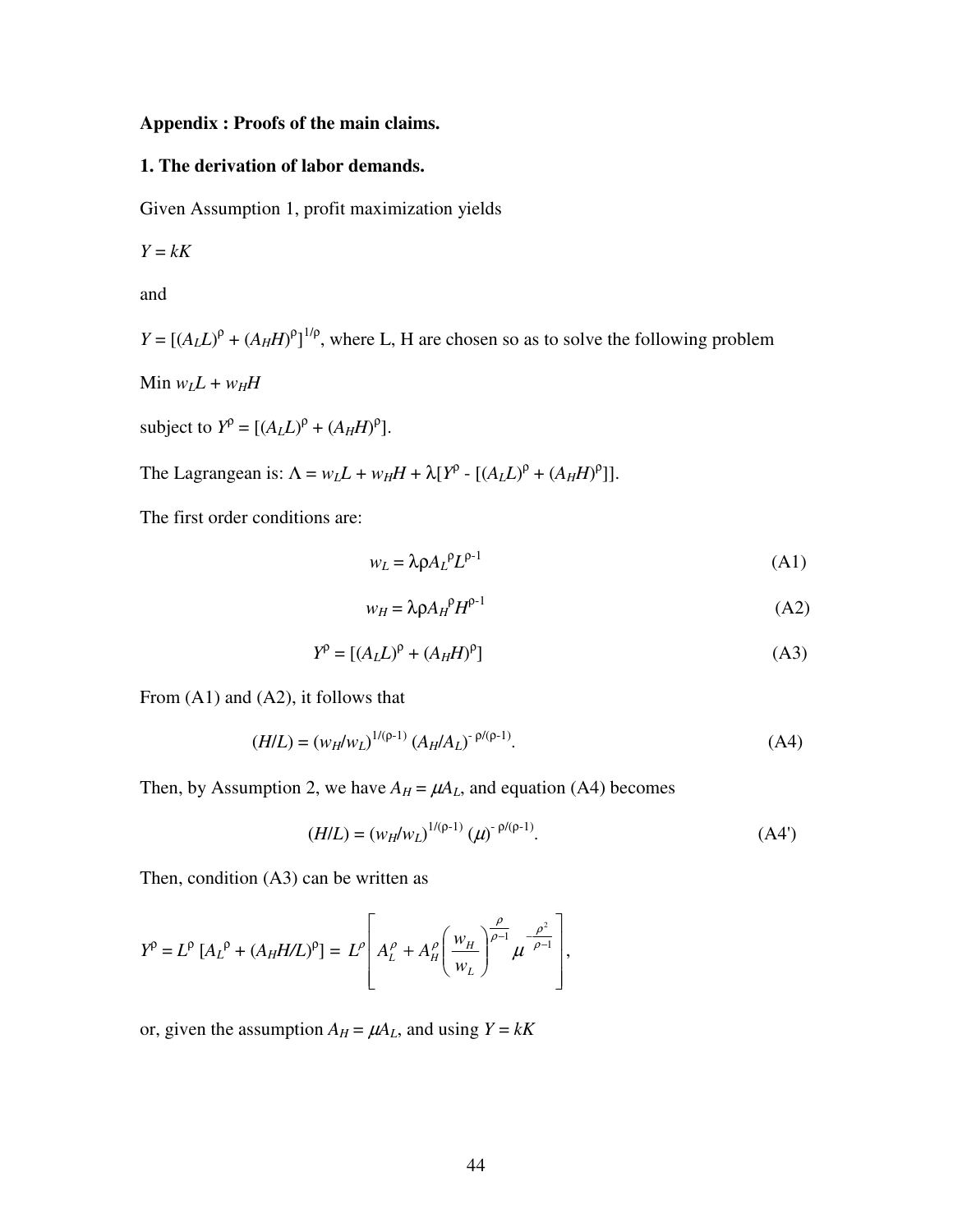**Appendix : Proofs of the main claims.**

**1. The derivation of labor demands.**

Given Assumption 1, profit maximization yields

$Y = kK$

and

$Y = [(A_L L)^\rho + (A_H H)^\rho]^{1/\rho}$, where L, H are chosen so as to solve the following problem

Min $w_L L + w_H H$

subject to $Y^\rho = [(A_L L)^\rho + (A_H H)^\rho]$.

The Lagrangean is: $\Lambda = w_L L + w_H H + \lambda[Y^\rho - [(A_L L)^\rho + (A_H H)^\rho]]$.

The first order conditions are:

$$w_L = \lambda\rho A_L^\rho L^{\rho-1} \tag{A1}$$

$$w_H = \lambda\rho A_H^\rho H^{\rho-1} \tag{A2}$$

$$Y^\rho = [(A_L L)^\rho + (A_H H)^\rho] \tag{A3}$$

From (A1) and (A2), it follows that

$$(H/L) = (w_H/w_L)^{1/(\rho-1)} (A_H/A_L)^{-\rho/(\rho-1)}. \tag{A4}$$

Then, by Assumption 2, we have $A_H = \mu A_L$, and equation (A4) becomes

$$(H/L) = (w_H/w_L)^{1/(\rho-1)} (\mu)^{-\rho/(\rho-1)}. \tag{A4'}$$

Then, condition (A3) can be written as

$$Y^\rho = L^\rho [A_L^\rho + (A_H H/L)^\rho] = L^\rho \left[ A_L^\rho + A_H^\rho \left( \frac{w_H}{w_L} \right)^{\frac{\rho}{\rho-1}} \mu^{-\frac{\rho^2}{\rho-1}} \right],$$

or, given the assumption $A_H = \mu A_L$, and using $Y = kK$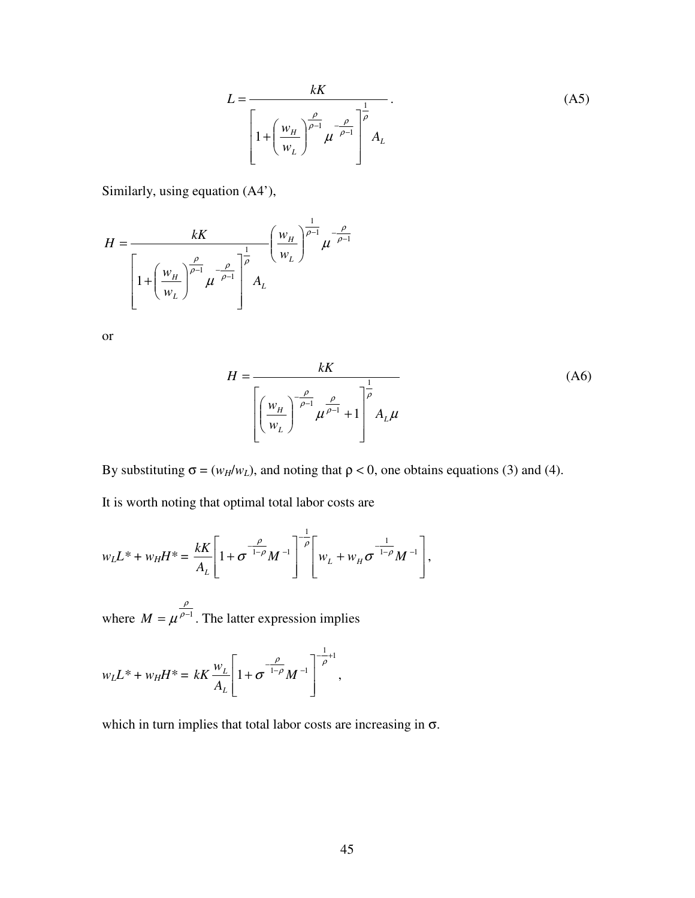$$L = \frac{kK}{\left[1 + \left(\frac{w_H}{w_L}\right)^{\frac{\rho}{\rho-1}} \mu^{-\frac{\rho}{\rho-1}}\right]^{\frac{1}{\rho}} A_L}. \tag{A5}$$

Similarly, using equation (A4'),

$$H = \frac{kK}{\left[1 + \left(\frac{w_H}{w_L}\right)^{\frac{\rho}{\rho-1}} \mu^{-\frac{\rho}{\rho-1}}\right]^{\frac{1}{\rho}} A_L} \left(\frac{w_H}{w_L}\right)^{\frac{1}{\rho-1}} \mu^{-\frac{\rho}{\rho-1}}$$

or

$$H = \frac{kK}{\left[\left(\frac{w_H}{w_L}\right)^{-\frac{\rho}{\rho-1}} \mu^{\frac{\rho}{\rho-1}} + 1\right]^{\frac{1}{\rho}} A_L \mu} \tag{A6}$$

By substituting $\sigma = (w_H/w_L)$, and noting that $\rho < 0$, one obtains equations (3) and (4).

It is worth noting that optimal total labor costs are

$$w_L L^* + w_H H^* = \frac{kK}{A_L}\left[1 + \sigma^{-\frac{\rho}{1-\rho}} M^{-1}\right]^{-\frac{1}{\rho}} \left[w_L + w_H \sigma^{-\frac{1}{1-\rho}} M^{-1}\right],$$

where $M = \mu^{\frac{\rho}{\rho-1}}$. The latter expression implies

$$w_L L^* + w_H H^* = kK \frac{w_L}{A_L}\left[1 + \sigma^{-\frac{\rho}{1-\rho}} M^{-1}\right]^{-\frac{1}{\rho}+1},$$

which in turn implies that total labor costs are increasing in $\sigma$.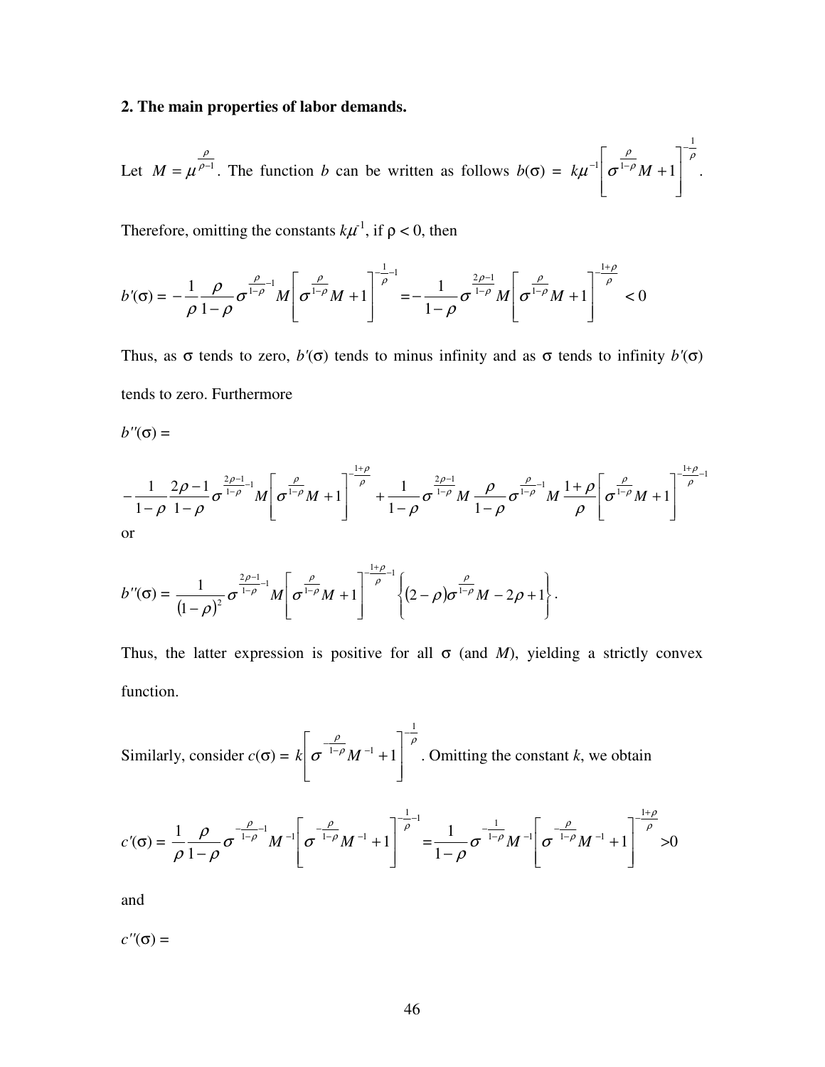**2. The main properties of labor demands.**

Let $M = \mu^{\frac{\rho}{\rho-1}}$. The function $b$ can be written as follows $b(\sigma) = k\mu^{-1}\left[\sigma^{\frac{\rho}{1-\rho}}M + 1\right]^{-\frac{1}{\rho}}$.

Therefore, omitting the constants $k\mu^{-1}$, if $\rho < 0$, then

$$b'(\sigma) = -\frac{1}{\rho}\frac{\rho}{1-\rho}\sigma^{\frac{\rho}{1-\rho}-1}M\left[\sigma^{\frac{\rho}{1-\rho}}M + 1\right]^{-\frac{1}{\rho}-1} = -\frac{1}{1-\rho}\sigma^{\frac{2\rho-1}{1-\rho}}M\left[\sigma^{\frac{\rho}{1-\rho}}M + 1\right]^{-\frac{1+\rho}{\rho}} < 0$$

Thus, as $\sigma$ tends to zero, $b'(\sigma)$ tends to minus infinity and as $\sigma$ tends to infinity $b'(\sigma)$ tends to zero. Furthermore

$b''(\sigma) =$

$$-\frac{1}{1-\rho}\frac{2\rho-1}{1-\rho}\sigma^{\frac{2\rho-1}{1-\rho}-1}M\left[\sigma^{\frac{\rho}{1-\rho}}M + 1\right]^{-\frac{1+\rho}{\rho}} + \frac{1}{1-\rho}\sigma^{\frac{2\rho-1}{1-\rho}}M\frac{\rho}{1-\rho}\sigma^{\frac{\rho}{1-\rho}-1}M\frac{1+\rho}{\rho}\left[\sigma^{\frac{\rho}{1-\rho}}M + 1\right]^{-\frac{1+\rho}{\rho}-1}$$

or

$$b''(\sigma) = \frac{1}{(1-\rho)^2}\sigma^{\frac{2\rho-1}{1-\rho}-1}M\left[\sigma^{\frac{\rho}{1-\rho}}M + 1\right]^{-\frac{1+\rho}{\rho}-1}\left\{(2-\rho)\sigma^{\frac{\rho}{1-\rho}}M - 2\rho + 1\right\}.$$

Thus, the latter expression is positive for all $\sigma$ (and $M$), yielding a strictly convex function.

Similarly, consider $c(\sigma) = k\left[\sigma^{-\frac{\rho}{1-\rho}}M^{-1} + 1\right]^{-\frac{1}{\rho}}$. Omitting the constant $k$, we obtain

$$c'(\sigma) = \frac{1}{\rho}\frac{\rho}{1-\rho}\sigma^{-\frac{\rho}{1-\rho}-1}M^{-1}\left[\sigma^{-\frac{\rho}{1-\rho}}M^{-1} + 1\right]^{-\frac{1}{\rho}-1} = \frac{1}{1-\rho}\sigma^{-\frac{1}{1-\rho}}M^{-1}\left[\sigma^{-\frac{\rho}{1-\rho}}M^{-1} + 1\right]^{-\frac{1+\rho}{\rho}} > 0$$

and

$c''(\sigma) =$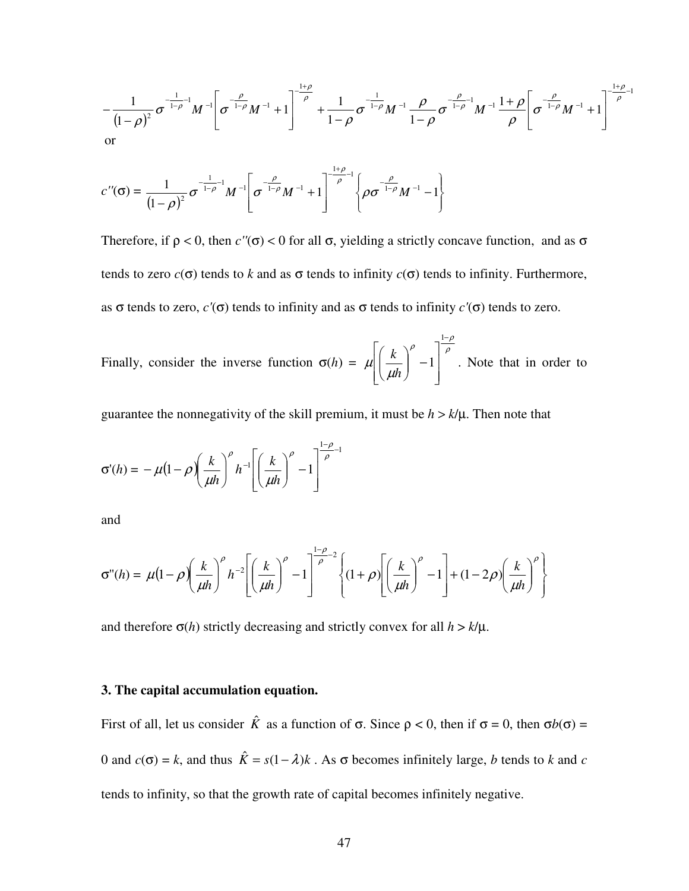$$-\frac{1}{(1-\rho)^2}\sigma^{-\frac{1}{1-\rho}-1}M^{-1}\left[\sigma^{-\frac{\rho}{1-\rho}}M^{-1}+1\right]^{-\frac{1+\rho}{\rho}}+\frac{1}{1-\rho}\sigma^{-\frac{1}{1-\rho}}M^{-1}\frac{\rho}{1-\rho}\sigma^{-\frac{\rho}{1-\rho}-1}M^{-1}\frac{1+\rho}{\rho}\left[\sigma^{-\frac{\rho}{1-\rho}}M^{-1}+1\right]^{-\frac{1+\rho}{\rho}-1}$$

or

$$c''(\sigma)=\frac{1}{(1-\rho)^2}\sigma^{-\frac{1}{1-\rho}-1}M^{-1}\left[\sigma^{-\frac{\rho}{1-\rho}}M^{-1}+1\right]^{-\frac{1+\rho}{\rho}-1}\left\{\rho\sigma^{-\frac{\rho}{1-\rho}}M^{-1}-1\right\}$$

Therefore, if $\rho < 0$, then $c''(\sigma) < 0$ for all $\sigma$, yielding a strictly concave function, and as $\sigma$ tends to zero $c(\sigma)$ tends to $k$ and as $\sigma$ tends to infinity $c(\sigma)$ tends to infinity. Furthermore, as $\sigma$ tends to zero, $c'(\sigma)$ tends to infinity and as $\sigma$ tends to infinity $c'(\sigma)$ tends to zero.

Finally, consider the inverse function $\sigma(h) = \mu\left[\left(\frac{k}{\mu h}\right)^{\rho}-1\right]^{\frac{1-\rho}{\rho}}$. Note that in order to guarantee the nonnegativity of the skill premium, it must be $h > k/\mu$. Then note that

$$\sigma'(h) = -\mu(1-\rho)\left(\frac{k}{\mu h}\right)^{\rho}h^{-1}\left[\left(\frac{k}{\mu h}\right)^{\rho}-1\right]^{\frac{1-\rho}{\rho}-1}$$

and

$$\sigma''(h) = \mu(1-\rho)\left(\frac{k}{\mu h}\right)^{\rho}h^{-2}\left[\left(\frac{k}{\mu h}\right)^{\rho}-1\right]^{\frac{1-\rho}{\rho}-2}\left\{(1+\rho)\left[\left(\frac{k}{\mu h}\right)^{\rho}-1\right]+(1-2\rho)\left(\frac{k}{\mu h}\right)^{\rho}\right\}$$

and therefore $\sigma(h)$ strictly decreasing and strictly convex for all $h > k/\mu$.

**3. The capital accumulation equation.**

First of all, let us consider $\hat{K}$ as a function of $\sigma$. Since $\rho < 0$, then if $\sigma = 0$, then $\sigma b(\sigma) = 0$ and $c(\sigma) = k$, and thus $\hat{K} = s(1-\lambda)k$. As $\sigma$ becomes infinitely large, $b$ tends to $k$ and $c$ tends to infinity, so that the growth rate of capital becomes infinitely negative.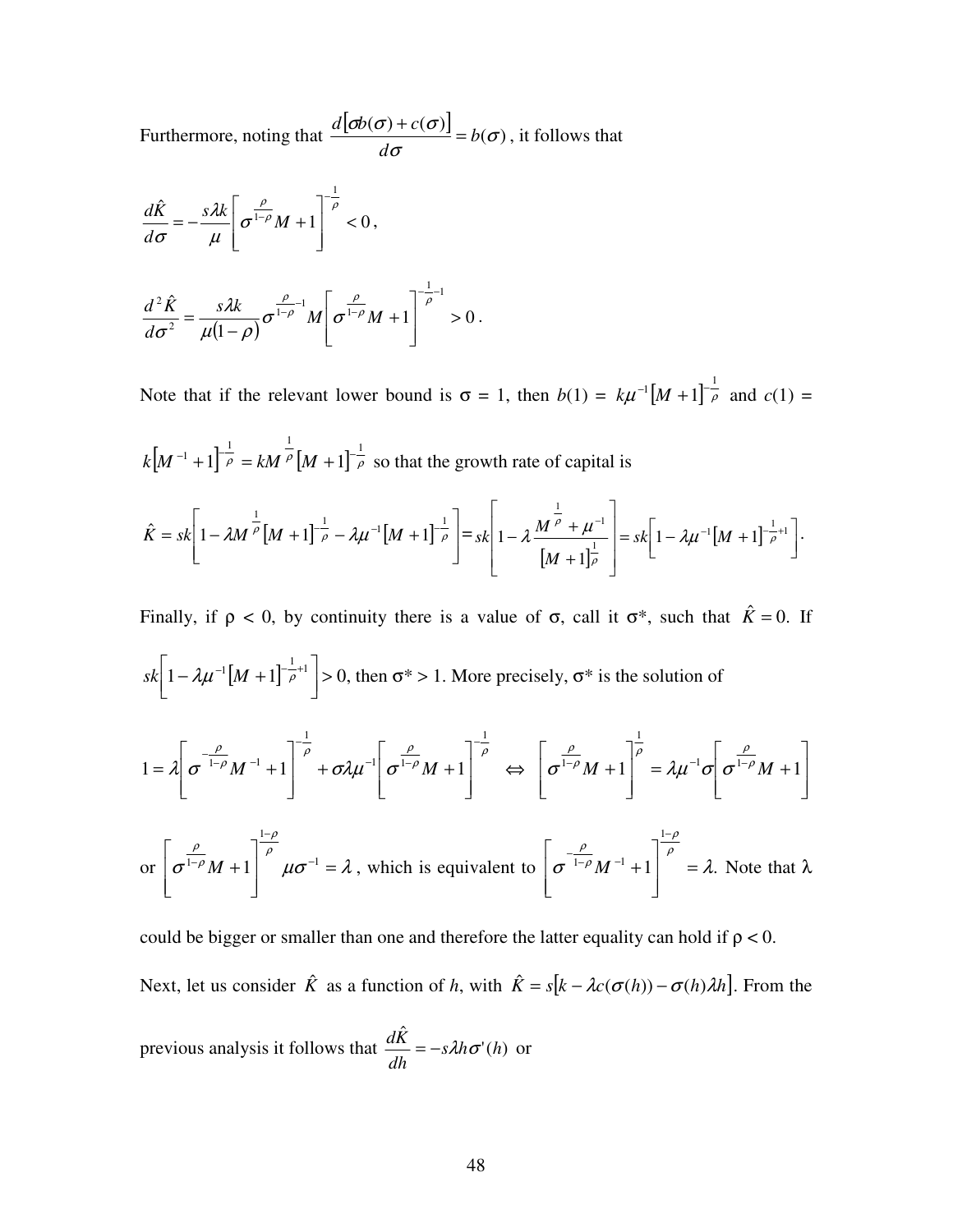Furthermore, noting that $\frac{d[\sigma b(\sigma) + c(\sigma)]}{d\sigma} = b(\sigma)$, it follows that

$$\frac{d\hat{K}}{d\sigma} = -\frac{s\lambda k}{\mu}\left[\sigma^{\frac{\rho}{1-\rho}}M + 1\right]^{-\frac{1}{\rho}} < 0,$$

$$\frac{d^2\hat{K}}{d\sigma^2} = \frac{s\lambda k}{\mu(1-\rho)}\sigma^{\frac{\rho}{1-\rho}-1}M\left[\sigma^{\frac{\rho}{1-\rho}}M + 1\right]^{-\frac{1}{\rho}-1} > 0.$$

Note that if the relevant lower bound is σ = 1, then $b(1) = k\mu^{-1}[M+1]^{-\frac{1}{\rho}}$ and $c(1) = k[M^{-1}+1]^{-\frac{1}{\rho}} = kM^{\frac{1}{\rho}}[M+1]^{-\frac{1}{\rho}}$ so that the growth rate of capital is

$$\hat{K} = sk\left[1 - \lambda M^{\frac{1}{\rho}}[M+1]^{-\frac{1}{\rho}} - \lambda\mu^{-1}[M+1]^{-\frac{1}{\rho}}\right] = sk\left[1 - \lambda\frac{M^{\frac{1}{\rho}} + \mu^{-1}}{[M+1]^{\frac{1}{\rho}}}\right] = sk\left[1 - \lambda\mu^{-1}[M+1]^{-\frac{1}{\rho}+1}\right].$$

Finally, if ρ < 0, by continuity there is a value of σ, call it σ*, such that $\hat{K} = 0$. If $sk\left[1 - \lambda\mu^{-1}[M+1]^{-\frac{1}{\rho}+1}\right] > 0$, then σ* > 1. More precisely, σ* is the solution of

$$1 = \lambda\left[\sigma^{-\frac{\rho}{1-\rho}}M^{-1} + 1\right]^{-\frac{1}{\rho}} + \sigma\lambda\mu^{-1}\left[\sigma^{\frac{\rho}{1-\rho}}M + 1\right]^{-\frac{1}{\rho}} \quad \Leftrightarrow \quad \left[\sigma^{\frac{\rho}{1-\rho}}M + 1\right]^{\frac{1}{\rho}} = \lambda\mu^{-1}\sigma\left[\sigma^{\frac{\rho}{1-\rho}}M + 1\right]$$

or $\left[\sigma^{\frac{\rho}{1-\rho}}M + 1\right]^{\frac{1-\rho}{\rho}}\mu\sigma^{-1} = \lambda$, which is equivalent to $\left[\sigma^{-\frac{\rho}{1-\rho}}M^{-1} + 1\right]^{\frac{1-\rho}{\rho}} = \lambda$. Note that λ could be bigger or smaller than one and therefore the latter equality can hold if ρ < 0.

Next, let us consider $\hat{K}$ as a function of *h*, with $\hat{K} = s[k - \lambda c(\sigma(h)) - \sigma(h)\lambda h]$. From the previous analysis it follows that $\frac{d\hat{K}}{dh} = -s\lambda h\sigma'(h)$ or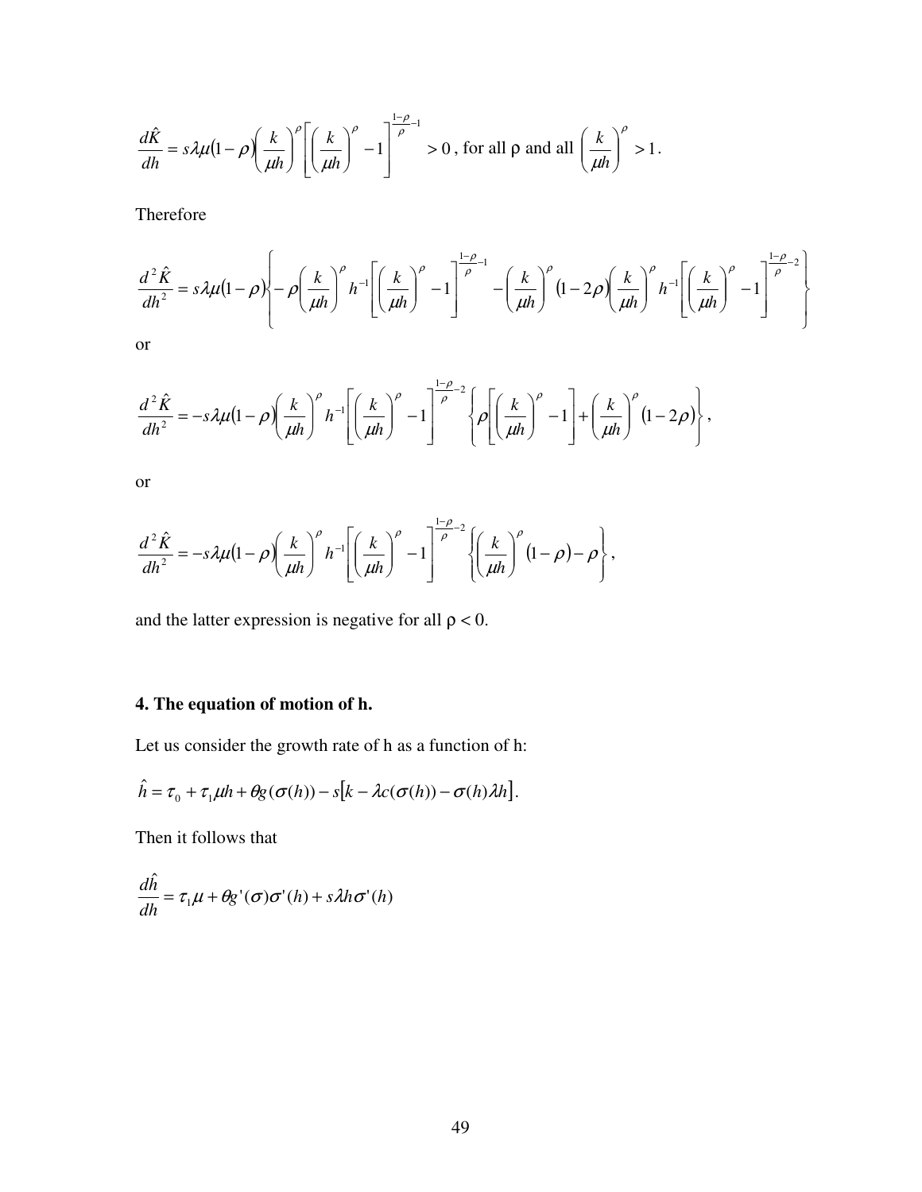$$\frac{d\hat{K}}{dh} = s\lambda\mu(1-\rho)\left(\frac{k}{\mu h}\right)^{\rho}\left[\left(\frac{k}{\mu h}\right)^{\rho} - 1\right]^{\frac{1-\rho}{\rho}-1} > 0 \text{, for all } \rho \text{ and all } \left(\frac{k}{\mu h}\right)^{\rho} > 1.$$

Therefore

$$\frac{d^2\hat{K}}{dh^2} = s\lambda\mu(1-\rho)\left\{-\rho\left(\frac{k}{\mu h}\right)^{\rho} h^{-1}\left[\left(\frac{k}{\mu h}\right)^{\rho} - 1\right]^{\frac{1-\rho}{\rho}-1} - \left(\frac{k}{\mu h}\right)^{\rho}(1-2\rho)\left(\frac{k}{\mu h}\right)^{\rho} h^{-1}\left[\left(\frac{k}{\mu h}\right)^{\rho} - 1\right]^{\frac{1-\rho}{\rho}-2}\right\}$$

or

$$\frac{d^2\hat{K}}{dh^2} = -s\lambda\mu(1-\rho)\left(\frac{k}{\mu h}\right)^{\rho} h^{-1}\left[\left(\frac{k}{\mu h}\right)^{\rho} - 1\right]^{\frac{1-\rho}{\rho}-2}\left\{\rho\left[\left(\frac{k}{\mu h}\right)^{\rho} - 1\right] + \left(\frac{k}{\mu h}\right)^{\rho}(1-2\rho)\right\},$$

or

$$\frac{d^2\hat{K}}{dh^2} = -s\lambda\mu(1-\rho)\left(\frac{k}{\mu h}\right)^{\rho} h^{-1}\left[\left(\frac{k}{\mu h}\right)^{\rho} - 1\right]^{\frac{1-\rho}{\rho}-2}\left\{\left(\frac{k}{\mu h}\right)^{\rho}(1-\rho) - \rho\right\},$$

and the latter expression is negative for all $\rho < 0$.

## 4. The equation of motion of h.

Let us consider the growth rate of h as a function of h:

$$\hat{h} = \tau_0 + \tau_1\mu h + \theta g(\sigma(h)) - s\left[k - \lambda c(\sigma(h)) - \sigma(h)\lambda h\right].$$

Then it follows that

$$\frac{d\hat{h}}{dh} = \tau_1\mu + \theta g'(\sigma)\sigma'(h) + s\lambda h\sigma'(h)$$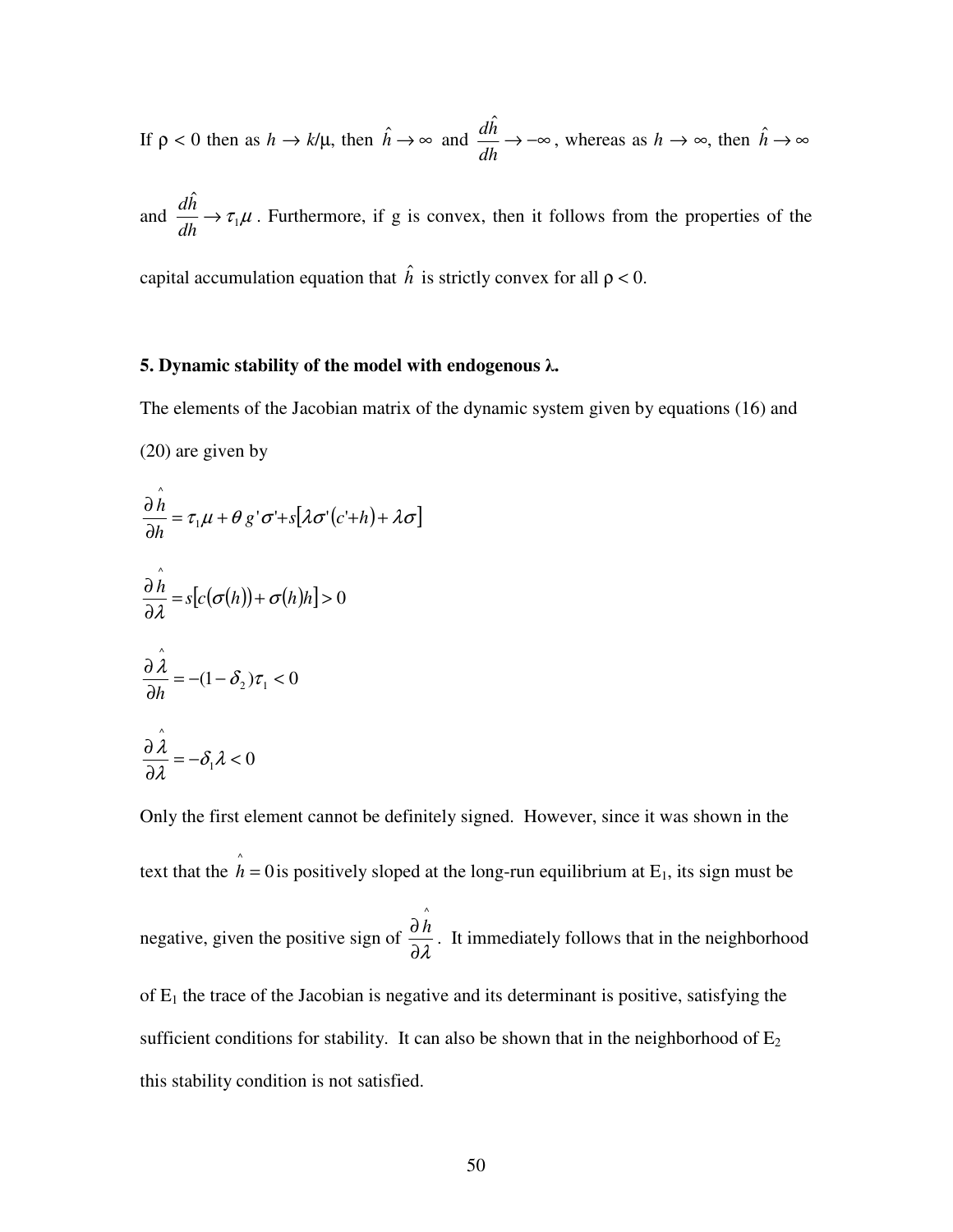If $\rho < 0$ then as $h \to k/\mu$, then $\hat{h} \to \infty$ and $\frac{d\hat{h}}{dh} \to -\infty$, whereas as $h \to \infty$, then $\hat{h} \to \infty$ and $\frac{d\hat{h}}{dh} \to \tau_1 \mu$. Furthermore, if g is convex, then it follows from the properties of the capital accumulation equation that $\hat{h}$ is strictly convex for all $\rho < 0$.

### 5. Dynamic stability of the model with endogenous λ.

The elements of the Jacobian matrix of the dynamic system given by equations (16) and (20) are given by

$$\frac{\partial \hat{h}}{\partial h} = \tau_1 \mu + \theta g' \sigma' + s[\lambda \sigma' (c' + h) + \lambda \sigma]$$

$$\frac{\partial \hat{h}}{\partial \lambda} = s[c(\sigma(h)) + \sigma(h)h] > 0$$

$$\frac{\partial \hat{\lambda}}{\partial h} = -(1 - \delta_2)\tau_1 < 0$$

$$\frac{\partial \hat{\lambda}}{\partial \lambda} = -\delta_1 \lambda < 0$$

Only the first element cannot be definitely signed. However, since it was shown in the text that the $\hat{h} = 0$ is positively sloped at the long-run equilibrium at $E_1$, its sign must be negative, given the positive sign of $\frac{\partial \hat{h}}{\partial \lambda}$. It immediately follows that in the neighborhood of $E_1$ the trace of the Jacobian is negative and its determinant is positive, satisfying the sufficient conditions for stability. It can also be shown that in the neighborhood of $E_2$ this stability condition is not satisfied.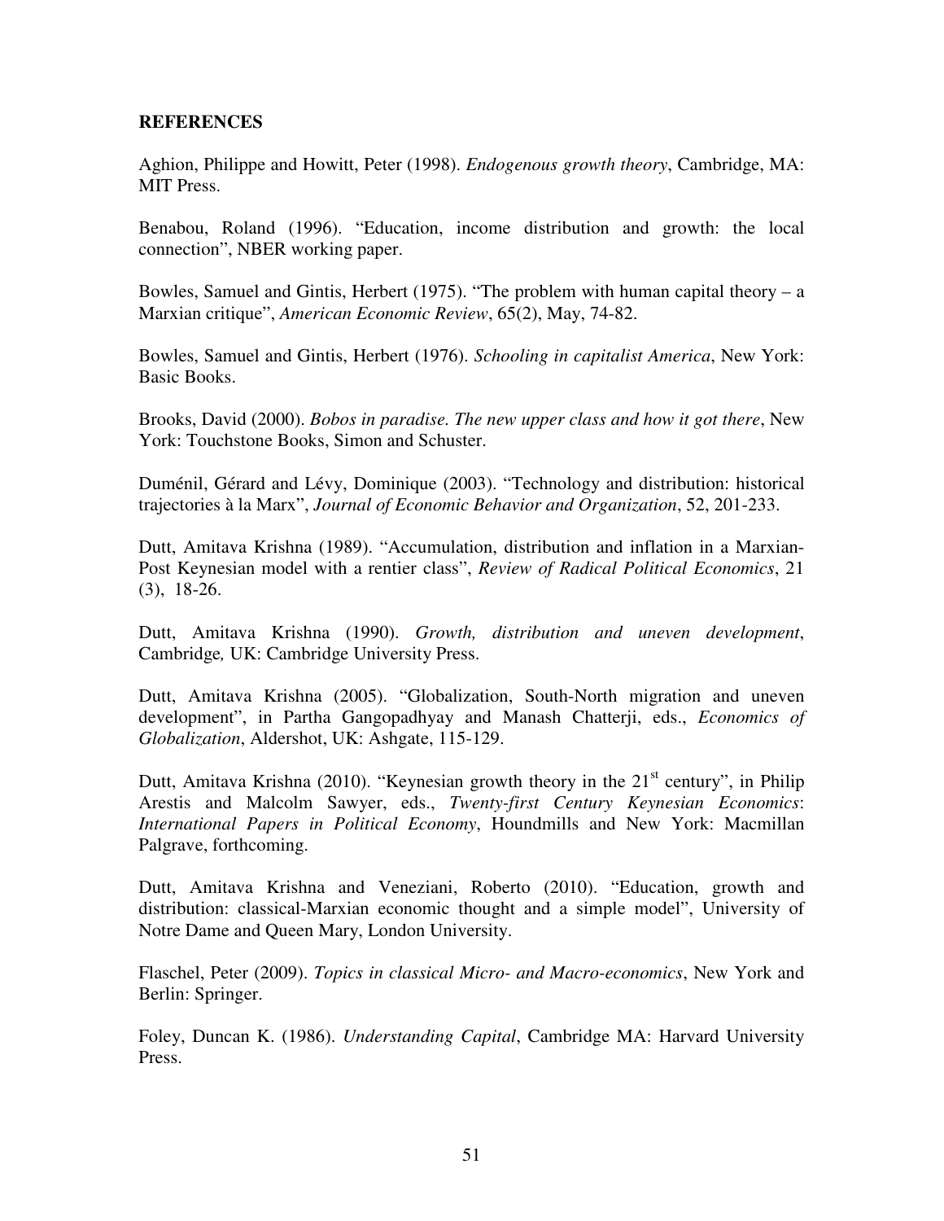**REFERENCES**

Aghion, Philippe and Howitt, Peter (1998). *Endogenous growth theory*, Cambridge, MA: MIT Press.

Benabou, Roland (1996). "Education, income distribution and growth: the local connection", NBER working paper.

Bowles, Samuel and Gintis, Herbert (1975). "The problem with human capital theory – a Marxian critique", *American Economic Review*, 65(2), May, 74-82.

Bowles, Samuel and Gintis, Herbert (1976). *Schooling in capitalist America*, New York: Basic Books.

Brooks, David (2000). *Bobos in paradise. The new upper class and how it got there*, New York: Touchstone Books, Simon and Schuster.

Duménil, Gérard and Lévy, Dominique (2003). "Technology and distribution: historical trajectories à la Marx", *Journal of Economic Behavior and Organization*, 52, 201-233.

Dutt, Amitava Krishna (1989). "Accumulation, distribution and inflation in a Marxian-Post Keynesian model with a rentier class", *Review of Radical Political Economics*, 21 (3), 18-26.

Dutt, Amitava Krishna (1990). *Growth, distribution and uneven development*, Cambridge*,* UK: Cambridge University Press.

Dutt, Amitava Krishna (2005). "Globalization, South-North migration and uneven development", in Partha Gangopadhyay and Manash Chatterji, eds., *Economics of Globalization*, Aldershot, UK: Ashgate, 115-129.

Dutt, Amitava Krishna (2010). "Keynesian growth theory in the 21st century", in Philip Arestis and Malcolm Sawyer, eds., *Twenty-first Century Keynesian Economics*: *International Papers in Political Economy*, Houndmills and New York: Macmillan Palgrave, forthcoming.

Dutt, Amitava Krishna and Veneziani, Roberto (2010). "Education, growth and distribution: classical-Marxian economic thought and a simple model", University of Notre Dame and Queen Mary, London University.

Flaschel, Peter (2009). *Topics in classical Micro- and Macro-economics*, New York and Berlin: Springer.

Foley, Duncan K. (1986). *Understanding Capital*, Cambridge MA: Harvard University Press.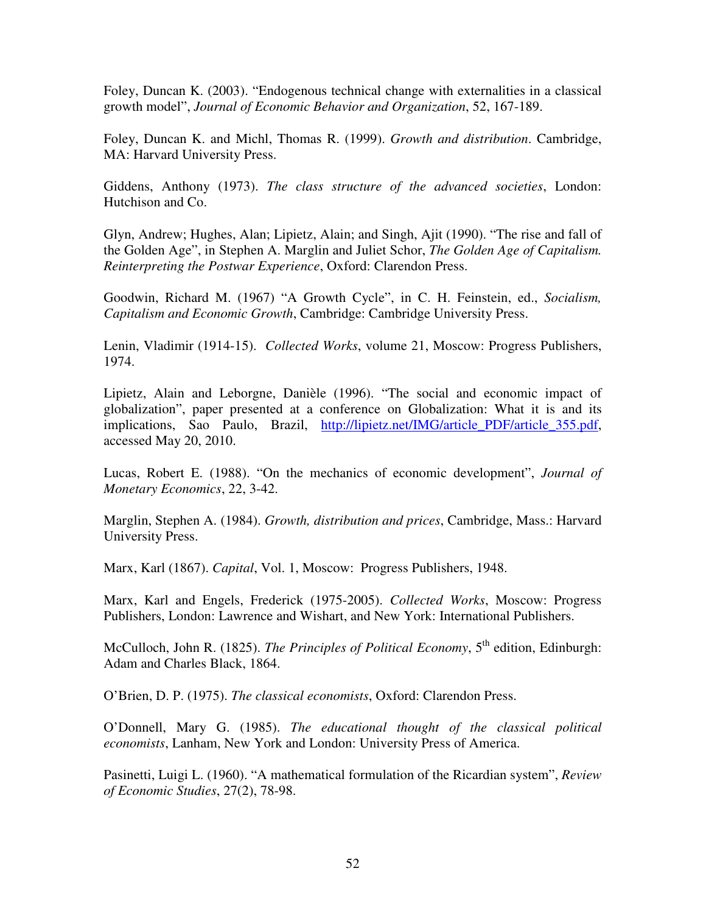Foley, Duncan K. (2003). "Endogenous technical change with externalities in a classical growth model", *Journal of Economic Behavior and Organization*, 52, 167-189.

Foley, Duncan K. and Michl, Thomas R. (1999). *Growth and distribution*. Cambridge, MA: Harvard University Press.

Giddens, Anthony (1973). *The class structure of the advanced societies*, London: Hutchison and Co.

Glyn, Andrew; Hughes, Alan; Lipietz, Alain; and Singh, Ajit (1990). "The rise and fall of the Golden Age", in Stephen A. Marglin and Juliet Schor, *The Golden Age of Capitalism. Reinterpreting the Postwar Experience*, Oxford: Clarendon Press.

Goodwin, Richard M. (1967) "A Growth Cycle", in C. H. Feinstein, ed., *Socialism, Capitalism and Economic Growth*, Cambridge: Cambridge University Press.

Lenin, Vladimir (1914-15). *Collected Works*, volume 21, Moscow: Progress Publishers, 1974.

Lipietz, Alain and Leborgne, Danièle (1996). "The social and economic impact of globalization", paper presented at a conference on Globalization: What it is and its implications, Sao Paulo, Brazil, http://lipietz.net/IMG/article_PDF/article_355.pdf, accessed May 20, 2010.

Lucas, Robert E. (1988). "On the mechanics of economic development", *Journal of Monetary Economics*, 22, 3-42.

Marglin, Stephen A. (1984). *Growth, distribution and prices*, Cambridge, Mass.: Harvard University Press.

Marx, Karl (1867). *Capital*, Vol. 1, Moscow: Progress Publishers, 1948.

Marx, Karl and Engels, Frederick (1975-2005). *Collected Works*, Moscow: Progress Publishers, London: Lawrence and Wishart, and New York: International Publishers.

McCulloch, John R. (1825). *The Principles of Political Economy*, 5th edition, Edinburgh: Adam and Charles Black, 1864.

O'Brien, D. P. (1975). *The classical economists*, Oxford: Clarendon Press.

O'Donnell, Mary G. (1985). *The educational thought of the classical political economists*, Lanham, New York and London: University Press of America.

Pasinetti, Luigi L. (1960). "A mathematical formulation of the Ricardian system", *Review of Economic Studies*, 27(2), 78-98.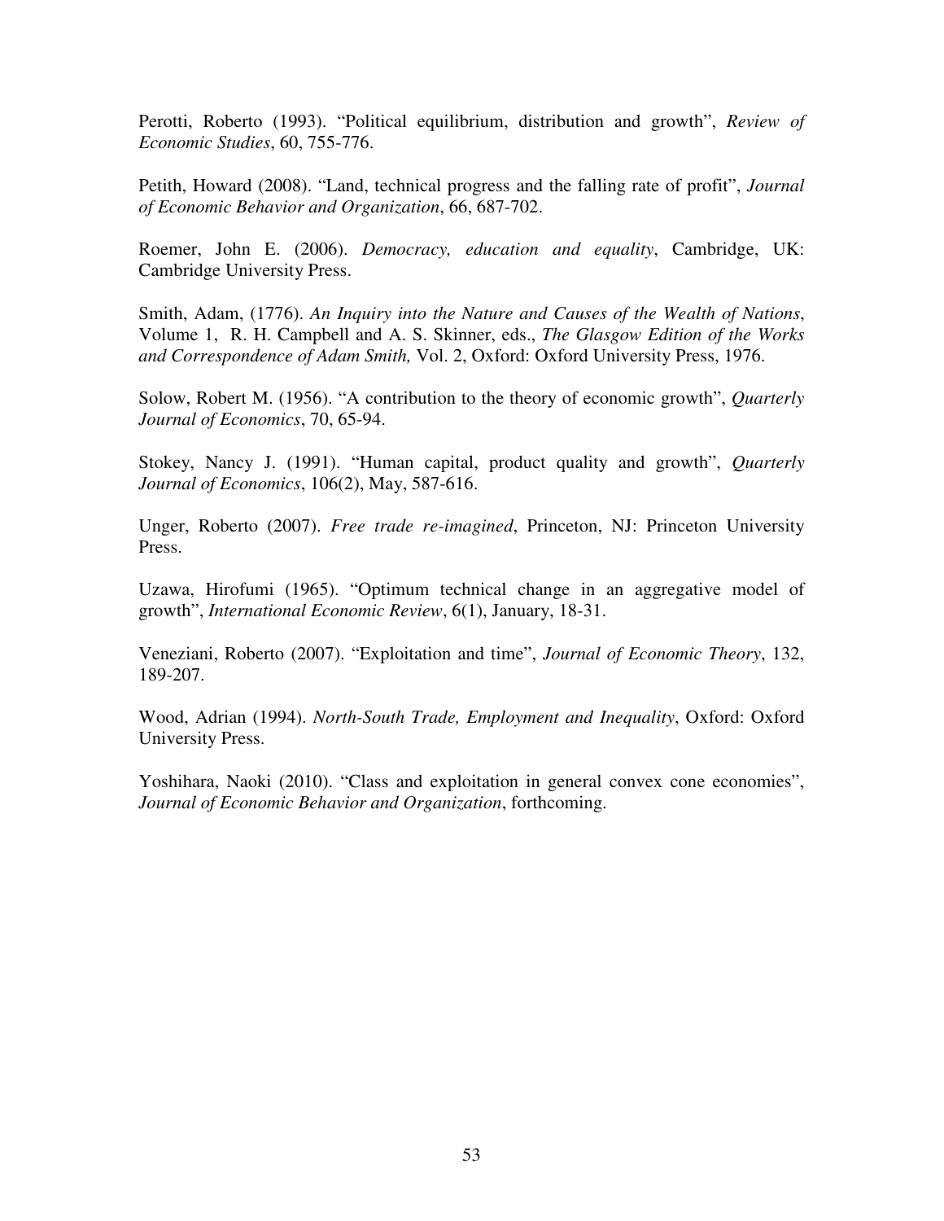Perotti, Roberto (1993). "Political equilibrium, distribution and growth", *Review of Economic Studies*, 60, 755-776.

Petith, Howard (2008). "Land, technical progress and the falling rate of profit", *Journal of Economic Behavior and Organization*, 66, 687-702.

Roemer, John E. (2006). *Democracy, education and equality*, Cambridge, UK: Cambridge University Press.

Smith, Adam, (1776). *An Inquiry into the Nature and Causes of the Wealth of Nations*, Volume 1, R. H. Campbell and A. S. Skinner, eds., *The Glasgow Edition of the Works and Correspondence of Adam Smith,* Vol. 2, Oxford: Oxford University Press, 1976.

Solow, Robert M. (1956). "A contribution to the theory of economic growth", *Quarterly Journal of Economics*, 70, 65-94.

Stokey, Nancy J. (1991). "Human capital, product quality and growth", *Quarterly Journal of Economics*, 106(2), May, 587-616.

Unger, Roberto (2007). *Free trade re-imagined*, Princeton, NJ: Princeton University Press.

Uzawa, Hirofumi (1965). "Optimum technical change in an aggregative model of growth", *International Economic Review*, 6(1), January, 18-31.

Veneziani, Roberto (2007). "Exploitation and time", *Journal of Economic Theory*, 132, 189-207.

Wood, Adrian (1994). *North-South Trade, Employment and Inequality*, Oxford: Oxford University Press.

Yoshihara, Naoki (2010). "Class and exploitation in general convex cone economies", *Journal of Economic Behavior and Organization*, forthcoming.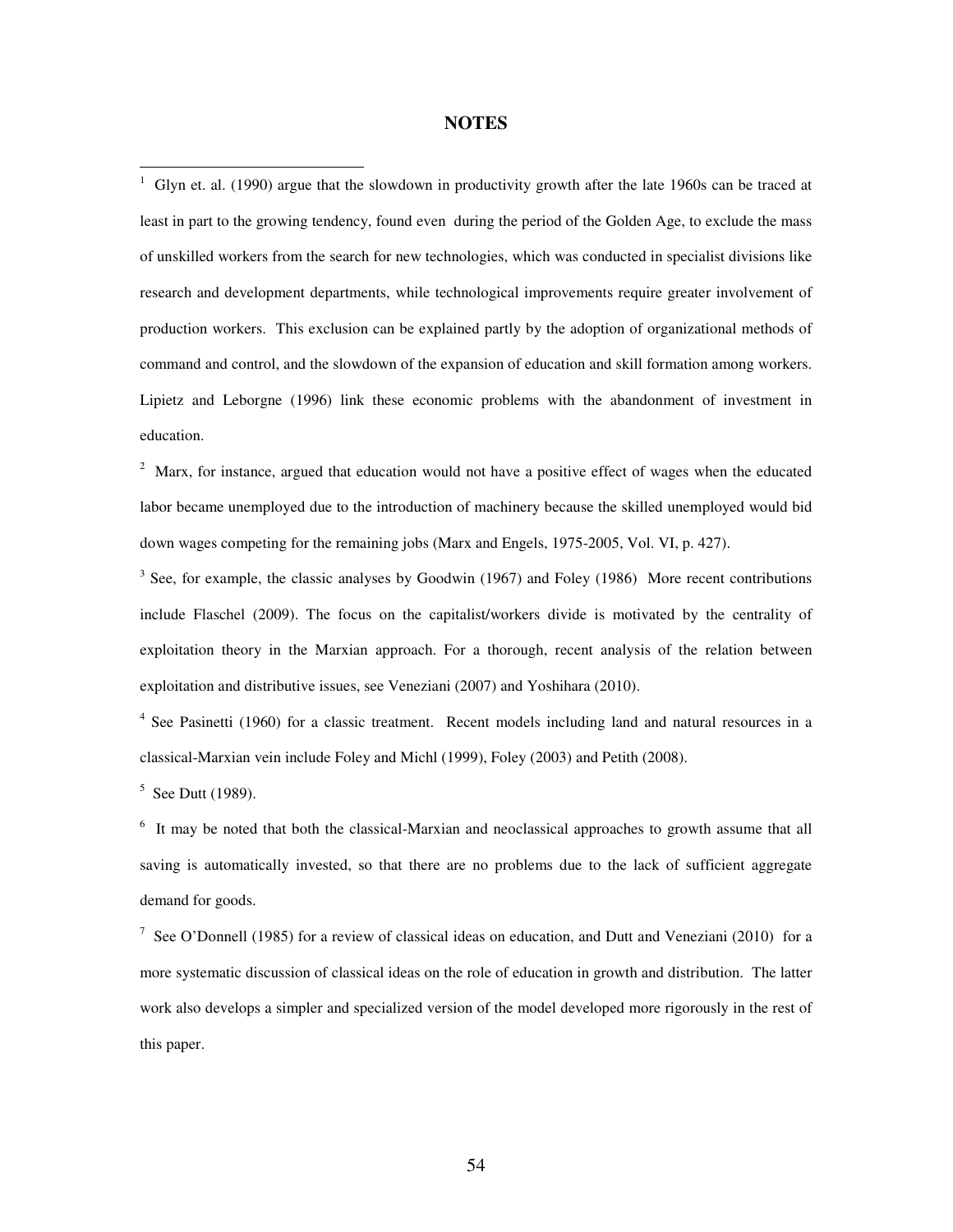# NOTES

[1] Glyn et. al. (1990) argue that the slowdown in productivity growth after the late 1960s can be traced at least in part to the growing tendency, found even during the period of the Golden Age, to exclude the mass of unskilled workers from the search for new technologies, which was conducted in specialist divisions like research and development departments, while technological improvements require greater involvement of production workers. This exclusion can be explained partly by the adoption of organizational methods of command and control, and the slowdown of the expansion of education and skill formation among workers. Lipietz and Leborgne (1996) link these economic problems with the abandonment of investment in education.

[2] Marx, for instance, argued that education would not have a positive effect of wages when the educated labor became unemployed due to the introduction of machinery because the skilled unemployed would bid down wages competing for the remaining jobs (Marx and Engels, 1975-2005, Vol. VI, p. 427).

[3] See, for example, the classic analyses by Goodwin (1967) and Foley (1986) More recent contributions include Flaschel (2009). The focus on the capitalist/workers divide is motivated by the centrality of exploitation theory in the Marxian approach. For a thorough, recent analysis of the relation between exploitation and distributive issues, see Veneziani (2007) and Yoshihara (2010).

[4] See Pasinetti (1960) for a classic treatment. Recent models including land and natural resources in a classical-Marxian vein include Foley and Michl (1999), Foley (2003) and Petith (2008).

[5] See Dutt (1989).

[6] It may be noted that both the classical-Marxian and neoclassical approaches to growth assume that all saving is automatically invested, so that there are no problems due to the lack of sufficient aggregate demand for goods.

[7] See O'Donnell (1985) for a review of classical ideas on education, and Dutt and Veneziani (2010) for a more systematic discussion of classical ideas on the role of education in growth and distribution. The latter work also develops a simpler and specialized version of the model developed more rigorously in the rest of this paper.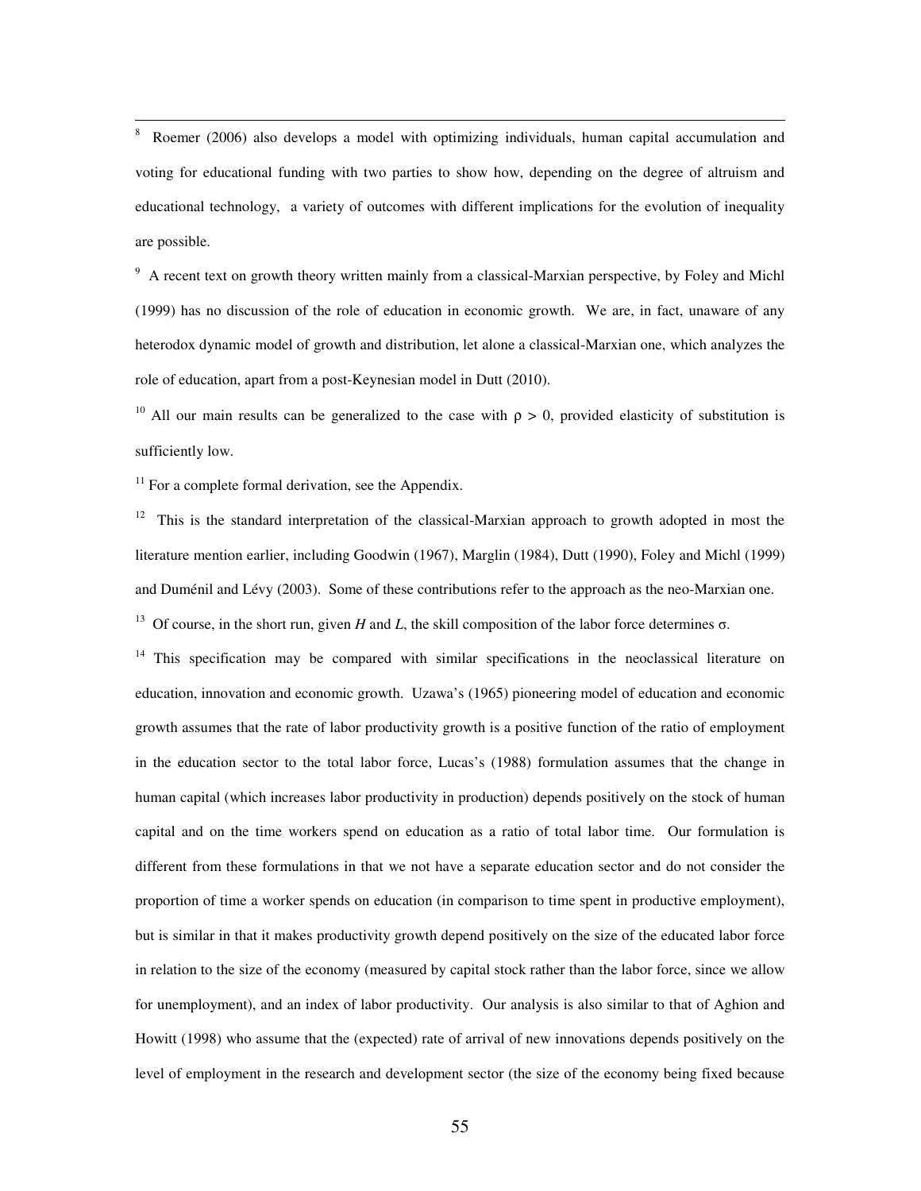[8] Roemer (2006) also develops a model with optimizing individuals, human capital accumulation and voting for educational funding with two parties to show how, depending on the degree of altruism and educational technology, a variety of outcomes with different implications for the evolution of inequality are possible.

[9] A recent text on growth theory written mainly from a classical-Marxian perspective, by Foley and Michl (1999) has no discussion of the role of education in economic growth. We are, in fact, unaware of any heterodox dynamic model of growth and distribution, let alone a classical-Marxian one, which analyzes the role of education, apart from a post-Keynesian model in Dutt (2010).

[10] All our main results can be generalized to the case with $\rho > 0$, provided elasticity of substitution is sufficiently low.

[11] For a complete formal derivation, see the Appendix.

[12] This is the standard interpretation of the classical-Marxian approach to growth adopted in most the literature mention earlier, including Goodwin (1967), Marglin (1984), Dutt (1990), Foley and Michl (1999) and Duménil and Lévy (2003). Some of these contributions refer to the approach as the neo-Marxian one.

[13] Of course, in the short run, given $H$ and $L$, the skill composition of the labor force determines $\sigma$.

[14] This specification may be compared with similar specifications in the neoclassical literature on education, innovation and economic growth. Uzawa's (1965) pioneering model of education and economic growth assumes that the rate of labor productivity growth is a positive function of the ratio of employment in the education sector to the total labor force, Lucas's (1988) formulation assumes that the change in human capital (which increases labor productivity in production) depends positively on the stock of human capital and on the time workers spend on education as a ratio of total labor time. Our formulation is different from these formulations in that we not have a separate education sector and do not consider the proportion of time a worker spends on education (in comparison to time spent in productive employment), but is similar in that it makes productivity growth depend positively on the size of the educated labor force in relation to the size of the economy (measured by capital stock rather than the labor force, since we allow for unemployment), and an index of labor productivity. Our analysis is also similar to that of Aghion and Howitt (1998) who assume that the (expected) rate of arrival of new innovations depends positively on the level of employment in the research and development sector (the size of the economy being fixed because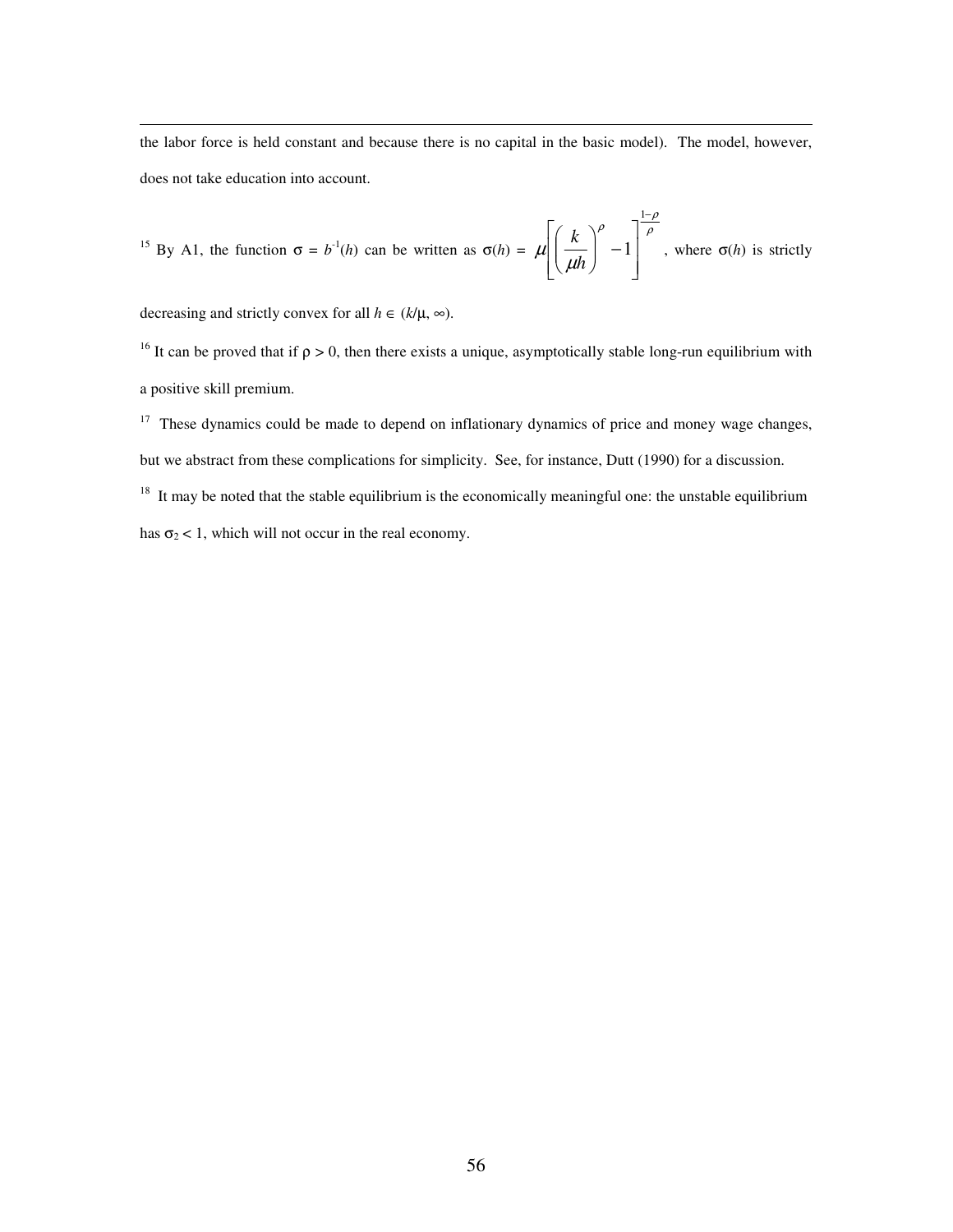the labor force is held constant and because there is no capital in the basic model). The model, however, does not take education into account.

[15] By A1, the function $\sigma = b^{-1}(h)$ can be written as $\sigma(h) = \mu\left[\left(\frac{k}{\mu h}\right)^{\rho} - 1\right]^{\frac{1-\rho}{\rho}}$, where $\sigma(h)$ is strictly decreasing and strictly convex for all $h \in (k/\mu, \infty)$.

[16] It can be proved that if $\rho > 0$, then there exists a unique, asymptotically stable long-run equilibrium with a positive skill premium.

[17] These dynamics could be made to depend on inflationary dynamics of price and money wage changes, but we abstract from these complications for simplicity. See, for instance, Dutt (1990) for a discussion.

[18] It may be noted that the stable equilibrium is the economically meaningful one: the unstable equilibrium has $\sigma_2 < 1$, which will not occur in the real economy.